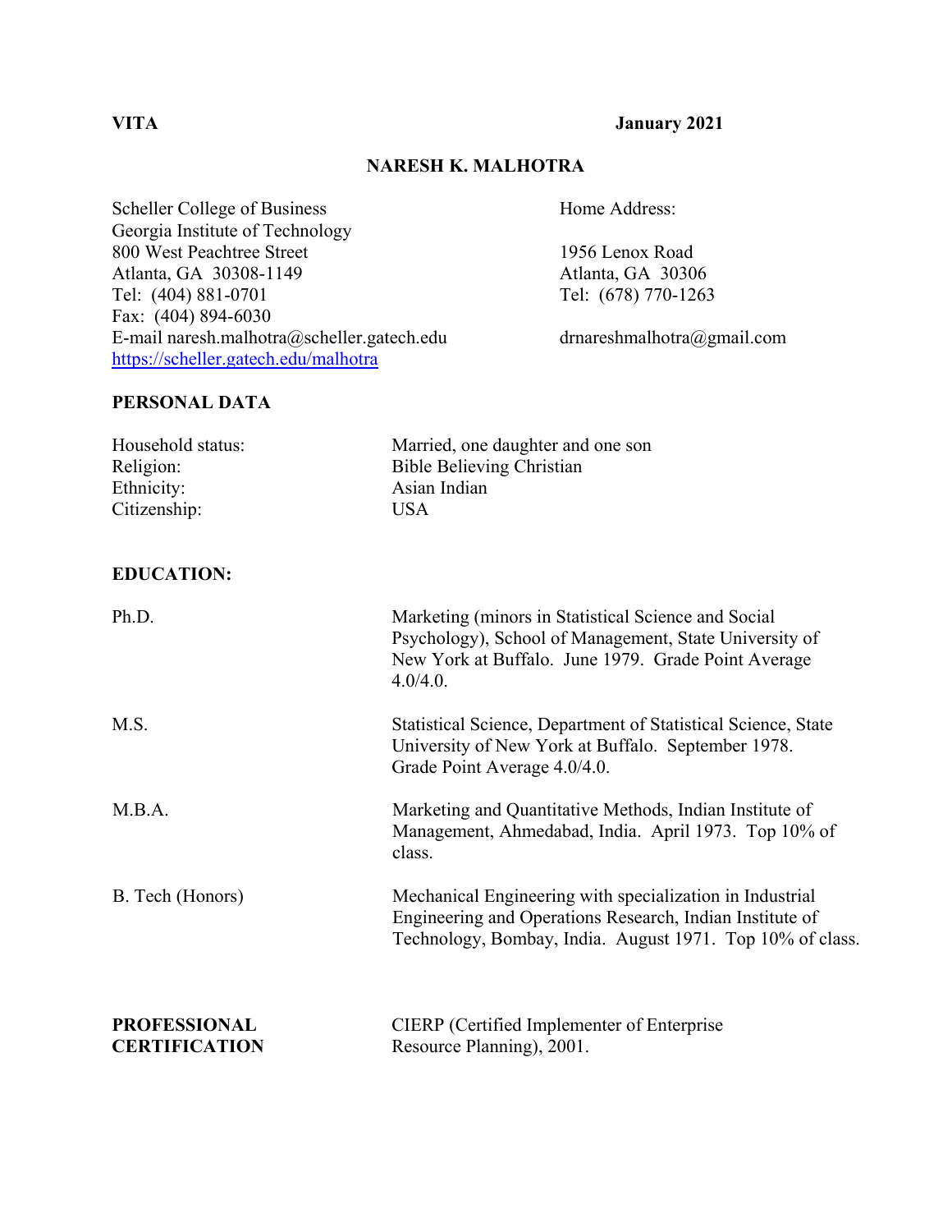**VITA** **January 2021**

# NARESH K. MALHOTRA

Scheller College of Business
Georgia Institute of Technology
800 West Peachtree Street
Atlanta, GA 30308-1149
Tel: (404) 881-0701
Fax: (404) 894-6030
E-mail naresh.malhotra@scheller.gatech.edu
https://scheller.gatech.edu/malhotra

Home Address:

1956 Lenox Road
Atlanta, GA 30306
Tel: (678) 770-1263

drnareshmalhotra@gmail.com

## PERSONAL DATA

| | |
|---|---|
| Household status: | Married, one daughter and one son |
| Religion: | Bible Believing Christian |
| Ethnicity: | Asian Indian |
| Citizenship: | USA |

## EDUCATION:

| | |
|---|---|
| Ph.D. | Marketing (minors in Statistical Science and Social Psychology), School of Management, State University of New York at Buffalo. June 1979. Grade Point Average 4.0/4.0. |
| M.S. | Statistical Science, Department of Statistical Science, State University of New York at Buffalo. September 1978. Grade Point Average 4.0/4.0. |
| M.B.A. | Marketing and Quantitative Methods, Indian Institute of Management, Ahmedabad, India. April 1973. Top 10% of class. |
| B. Tech (Honors) | Mechanical Engineering with specialization in Industrial Engineering and Operations Research, Indian Institute of Technology, Bombay, India. August 1971. Top 10% of class. |

**PROFESSIONAL CERTIFICATION** CIERP (Certified Implementer of Enterprise Resource Planning), 2001.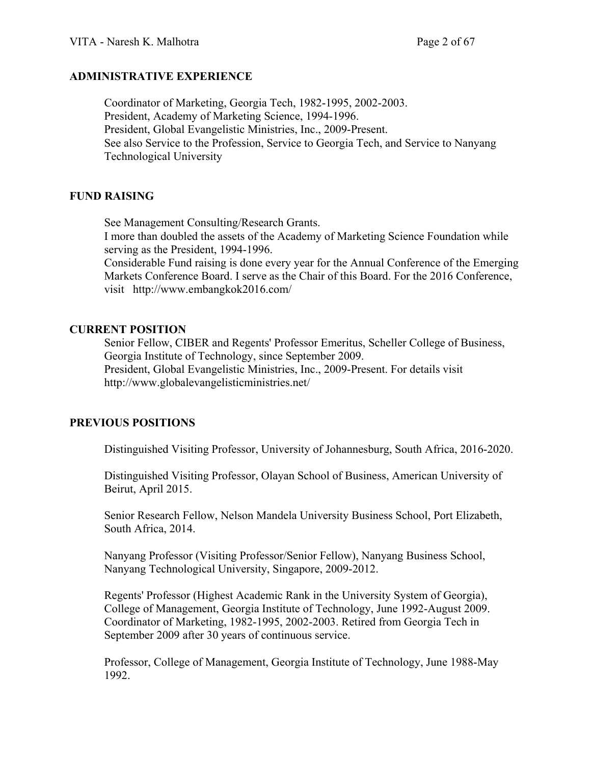## ADMINISTRATIVE EXPERIENCE

Coordinator of Marketing, Georgia Tech, 1982-1995, 2002-2003.
President, Academy of Marketing Science, 1994-1996.
President, Global Evangelistic Ministries, Inc., 2009-Present.
See also Service to the Profession, Service to Georgia Tech, and Service to Nanyang Technological University

## FUND RAISING

See Management Consulting/Research Grants.
I more than doubled the assets of the Academy of Marketing Science Foundation while serving as the President, 1994-1996.
Considerable Fund raising is done every year for the Annual Conference of the Emerging Markets Conference Board. I serve as the Chair of this Board. For the 2016 Conference, visit http://www.embangkok2016.com/

## CURRENT POSITION

Senior Fellow, CIBER and Regents' Professor Emeritus, Scheller College of Business, Georgia Institute of Technology, since September 2009.
President, Global Evangelistic Ministries, Inc., 2009-Present. For details visit http://www.globalevangelisticministries.net/

## PREVIOUS POSITIONS

Distinguished Visiting Professor, University of Johannesburg, South Africa, 2016-2020.

Distinguished Visiting Professor, Olayan School of Business, American University of Beirut, April 2015.

Senior Research Fellow, Nelson Mandela University Business School, Port Elizabeth, South Africa, 2014.

Nanyang Professor (Visiting Professor/Senior Fellow), Nanyang Business School, Nanyang Technological University, Singapore, 2009-2012.

Regents' Professor (Highest Academic Rank in the University System of Georgia), College of Management, Georgia Institute of Technology, June 1992-August 2009. Coordinator of Marketing, 1982-1995, 2002-2003. Retired from Georgia Tech in September 2009 after 30 years of continuous service.

Professor, College of Management, Georgia Institute of Technology, June 1988-May 1992.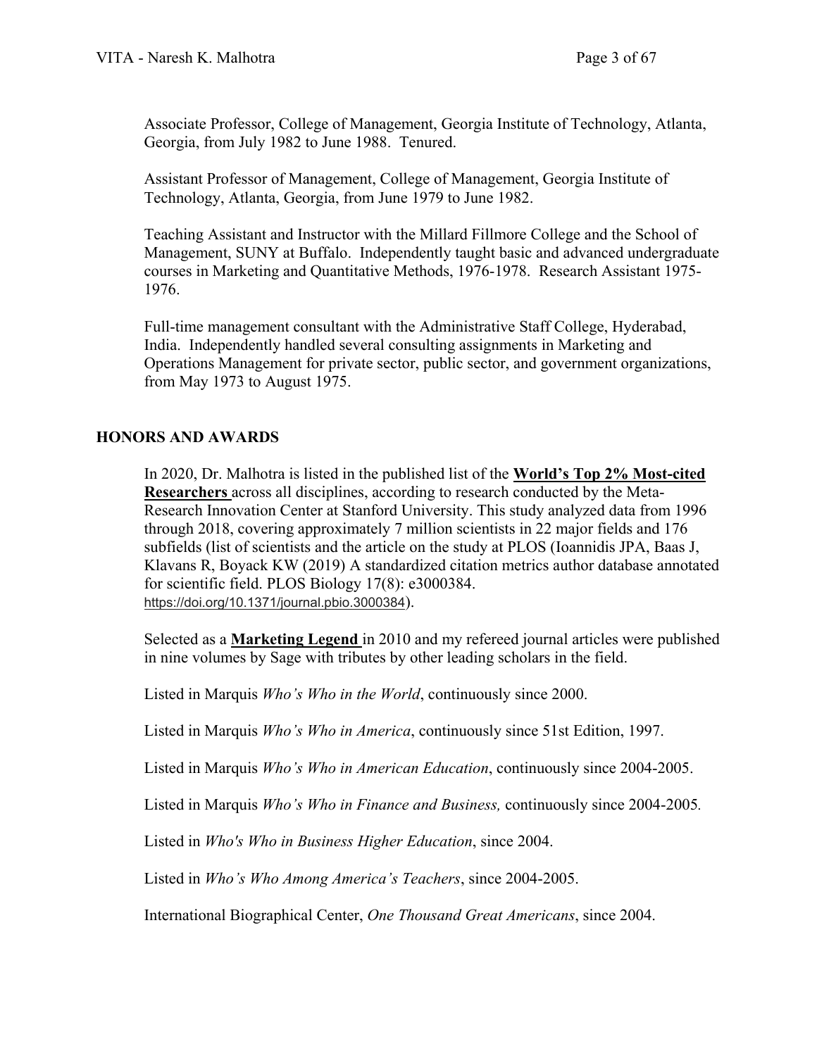Associate Professor, College of Management, Georgia Institute of Technology, Atlanta, Georgia, from July 1982 to June 1988. Tenured.

Assistant Professor of Management, College of Management, Georgia Institute of Technology, Atlanta, Georgia, from June 1979 to June 1982.

Teaching Assistant and Instructor with the Millard Fillmore College and the School of Management, SUNY at Buffalo. Independently taught basic and advanced undergraduate courses in Marketing and Quantitative Methods, 1976-1978. Research Assistant 1975-1976.

Full-time management consultant with the Administrative Staff College, Hyderabad, India. Independently handled several consulting assignments in Marketing and Operations Management for private sector, public sector, and government organizations, from May 1973 to August 1975.

## HONORS AND AWARDS

In 2020, Dr. Malhotra is listed in the published list of the **World's Top 2% Most-cited Researchers** across all disciplines, according to research conducted by the Meta-Research Innovation Center at Stanford University. This study analyzed data from 1996 through 2018, covering approximately 7 million scientists in 22 major fields and 176 subfields (list of scientists and the article on the study at PLOS (Ioannidis JPA, Baas J, Klavans R, Boyack KW (2019) A standardized citation metrics author database annotated for scientific field. PLOS Biology 17(8): e3000384. https://doi.org/10.1371/journal.pbio.3000384).

Selected as a **Marketing Legend** in 2010 and my refereed journal articles were published in nine volumes by Sage with tributes by other leading scholars in the field.

Listed in Marquis *Who's Who in the World*, continuously since 2000.

Listed in Marquis *Who's Who in America*, continuously since 51st Edition, 1997.

Listed in Marquis *Who's Who in American Education*, continuously since 2004-2005.

Listed in Marquis *Who's Who in Finance and Business,* continuously since 2004-2005.

Listed in *Who's Who in Business Higher Education*, since 2004.

Listed in *Who's Who Among America's Teachers*, since 2004-2005.

International Biographical Center, *One Thousand Great Americans*, since 2004.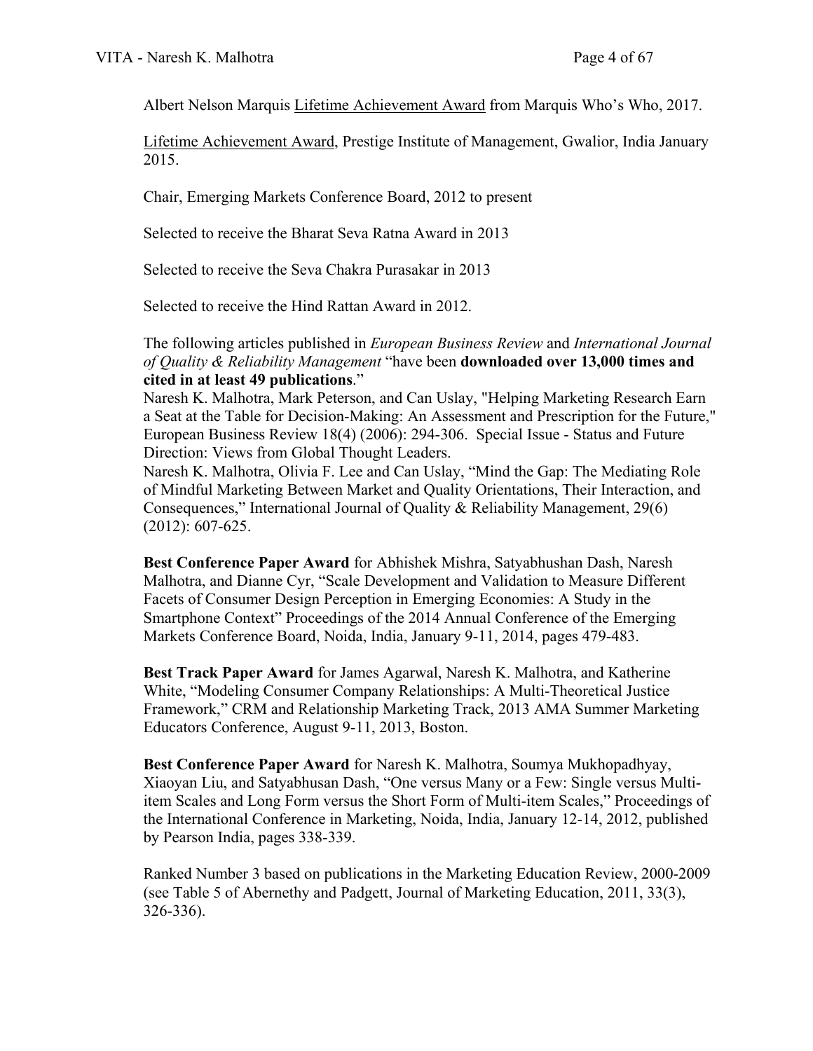Albert Nelson Marquis Lifetime Achievement Award from Marquis Who's Who, 2017.

Lifetime Achievement Award, Prestige Institute of Management, Gwalior, India January 2015.

Chair, Emerging Markets Conference Board, 2012 to present

Selected to receive the Bharat Seva Ratna Award in 2013

Selected to receive the Seva Chakra Purasakar in 2013

Selected to receive the Hind Rattan Award in 2012.

The following articles published in *European Business Review* and *International Journal of Quality & Reliability Management* "have been **downloaded over 13,000 times and cited in at least 49 publications**."
Naresh K. Malhotra, Mark Peterson, and Can Uslay, "Helping Marketing Research Earn a Seat at the Table for Decision-Making: An Assessment and Prescription for the Future," European Business Review 18(4) (2006): 294-306. Special Issue - Status and Future Direction: Views from Global Thought Leaders.
Naresh K. Malhotra, Olivia F. Lee and Can Uslay, "Mind the Gap: The Mediating Role of Mindful Marketing Between Market and Quality Orientations, Their Interaction, and Consequences," International Journal of Quality & Reliability Management, 29(6) (2012): 607-625.

**Best Conference Paper Award** for Abhishek Mishra, Satyabhushan Dash, Naresh Malhotra, and Dianne Cyr, "Scale Development and Validation to Measure Different Facets of Consumer Design Perception in Emerging Economies: A Study in the Smartphone Context" Proceedings of the 2014 Annual Conference of the Emerging Markets Conference Board, Noida, India, January 9-11, 2014, pages 479-483.

**Best Track Paper Award** for James Agarwal, Naresh K. Malhotra, and Katherine White, "Modeling Consumer Company Relationships: A Multi-Theoretical Justice Framework," CRM and Relationship Marketing Track, 2013 AMA Summer Marketing Educators Conference, August 9-11, 2013, Boston.

**Best Conference Paper Award** for Naresh K. Malhotra, Soumya Mukhopadhyay, Xiaoyan Liu, and Satyabhusan Dash, "One versus Many or a Few: Single versus Multi-item Scales and Long Form versus the Short Form of Multi-item Scales," Proceedings of the International Conference in Marketing, Noida, India, January 12-14, 2012, published by Pearson India, pages 338-339.

Ranked Number 3 based on publications in the Marketing Education Review, 2000-2009 (see Table 5 of Abernethy and Padgett, Journal of Marketing Education, 2011, 33(3), 326-336).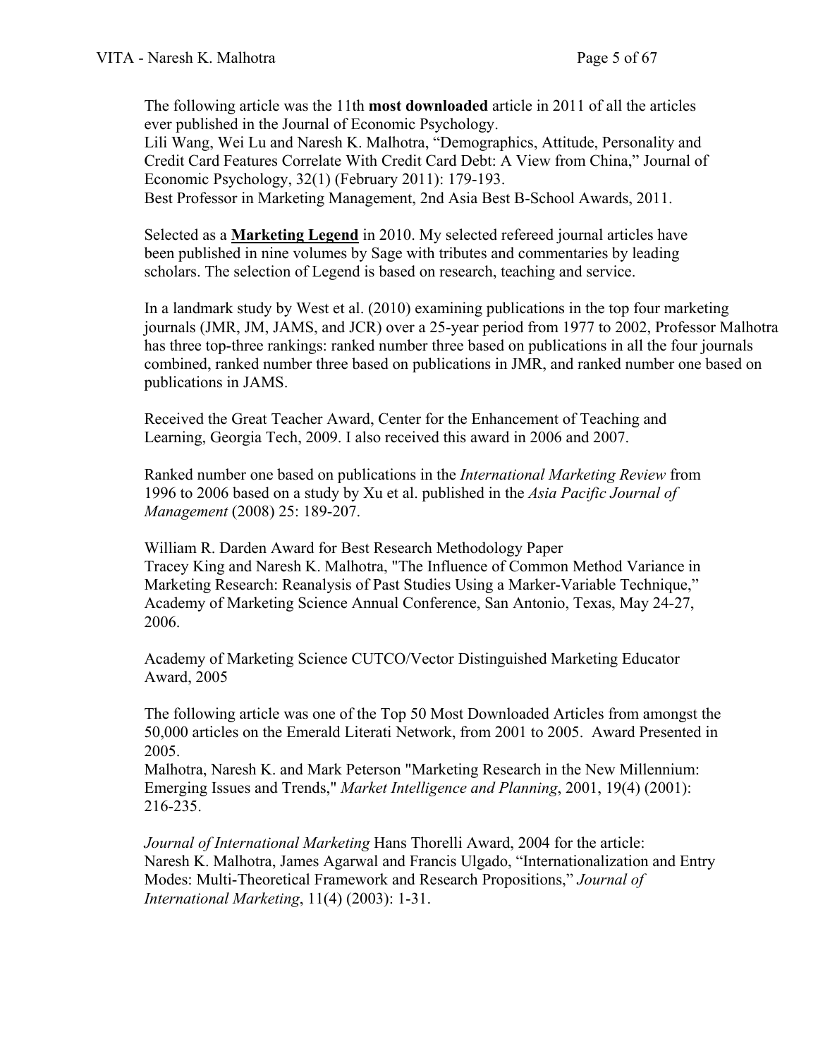The following article was the 11th **most downloaded** article in 2011 of all the articles ever published in the Journal of Economic Psychology.
Lili Wang, Wei Lu and Naresh K. Malhotra, “Demographics, Attitude, Personality and Credit Card Features Correlate With Credit Card Debt: A View from China,” Journal of Economic Psychology, 32(1) (February 2011): 179-193.
Best Professor in Marketing Management, 2nd Asia Best B-School Awards, 2011.

Selected as a **Marketing Legend** in 2010. My selected refereed journal articles have been published in nine volumes by Sage with tributes and commentaries by leading scholars. The selection of Legend is based on research, teaching and service.

In a landmark study by West et al. (2010) examining publications in the top four marketing journals (JMR, JM, JAMS, and JCR) over a 25-year period from 1977 to 2002, Professor Malhotra has three top-three rankings: ranked number three based on publications in all the four journals combined, ranked number three based on publications in JMR, and ranked number one based on publications in JAMS.

Received the Great Teacher Award, Center for the Enhancement of Teaching and Learning, Georgia Tech, 2009. I also received this award in 2006 and 2007.

Ranked number one based on publications in the *International Marketing Review* from 1996 to 2006 based on a study by Xu et al. published in the *Asia Pacific Journal of Management* (2008) 25: 189-207.

William R. Darden Award for Best Research Methodology Paper
Tracey King and Naresh K. Malhotra, "The Influence of Common Method Variance in Marketing Research: Reanalysis of Past Studies Using a Marker-Variable Technique," Academy of Marketing Science Annual Conference, San Antonio, Texas, May 24-27, 2006.

Academy of Marketing Science CUTCO/Vector Distinguished Marketing Educator Award, 2005

The following article was one of the Top 50 Most Downloaded Articles from amongst the 50,000 articles on the Emerald Literati Network, from 2001 to 2005. Award Presented in 2005.
Malhotra, Naresh K. and Mark Peterson "Marketing Research in the New Millennium: Emerging Issues and Trends," *Market Intelligence and Planning*, 2001, 19(4) (2001): 216-235.

*Journal of International Marketing* Hans Thorelli Award, 2004 for the article:
Naresh K. Malhotra, James Agarwal and Francis Ulgado, “Internationalization and Entry Modes: Multi-Theoretical Framework and Research Propositions,” *Journal of International Marketing*, 11(4) (2003): 1-31.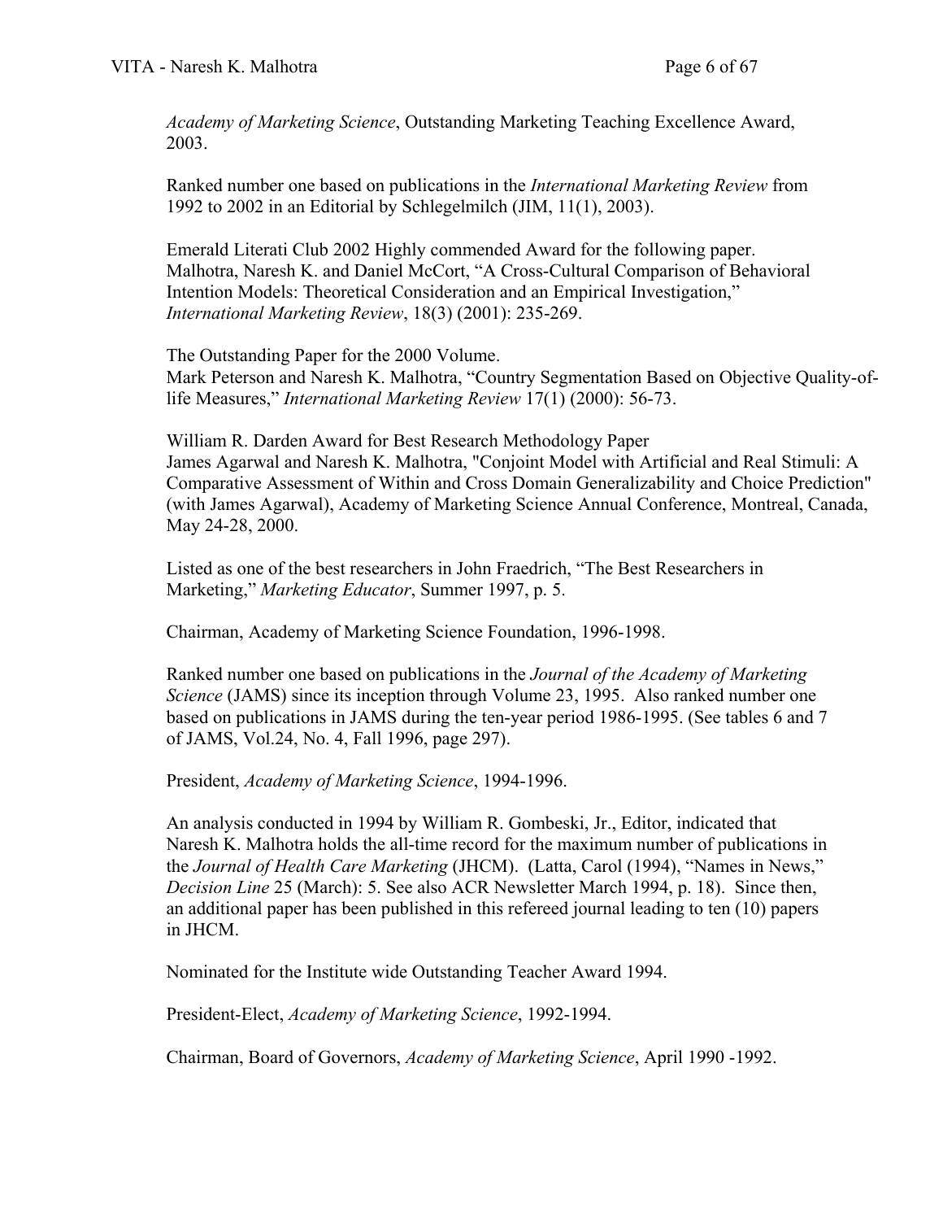*Academy of Marketing Science*, Outstanding Marketing Teaching Excellence Award, 2003.

Ranked number one based on publications in the *International Marketing Review* from 1992 to 2002 in an Editorial by Schlegelmilch (JIM, 11(1), 2003).

Emerald Literati Club 2002 Highly commended Award for the following paper.
Malhotra, Naresh K. and Daniel McCort, "A Cross-Cultural Comparison of Behavioral Intention Models: Theoretical Consideration and an Empirical Investigation," *International Marketing Review*, 18(3) (2001): 235-269.

The Outstanding Paper for the 2000 Volume.
Mark Peterson and Naresh K. Malhotra, "Country Segmentation Based on Objective Quality-of-life Measures," *International Marketing Review* 17(1) (2000): 56-73.

William R. Darden Award for Best Research Methodology Paper
James Agarwal and Naresh K. Malhotra, "Conjoint Model with Artificial and Real Stimuli: A Comparative Assessment of Within and Cross Domain Generalizability and Choice Prediction" (with James Agarwal), Academy of Marketing Science Annual Conference, Montreal, Canada, May 24-28, 2000.

Listed as one of the best researchers in John Fraedrich, "The Best Researchers in Marketing," *Marketing Educator*, Summer 1997, p. 5.

Chairman, Academy of Marketing Science Foundation, 1996-1998.

Ranked number one based on publications in the *Journal of the Academy of Marketing Science* (JAMS) since its inception through Volume 23, 1995. Also ranked number one based on publications in JAMS during the ten-year period 1986-1995. (See tables 6 and 7 of JAMS, Vol.24, No. 4, Fall 1996, page 297).

President, *Academy of Marketing Science*, 1994-1996.

An analysis conducted in 1994 by William R. Gombeski, Jr., Editor, indicated that Naresh K. Malhotra holds the all-time record for the maximum number of publications in the *Journal of Health Care Marketing* (JHCM). (Latta, Carol (1994), "Names in News," *Decision Line* 25 (March): 5. See also ACR Newsletter March 1994, p. 18). Since then, an additional paper has been published in this refereed journal leading to ten (10) papers in JHCM.

Nominated for the Institute wide Outstanding Teacher Award 1994.

President-Elect, *Academy of Marketing Science*, 1992-1994.

Chairman, Board of Governors, *Academy of Marketing Science*, April 1990 -1992.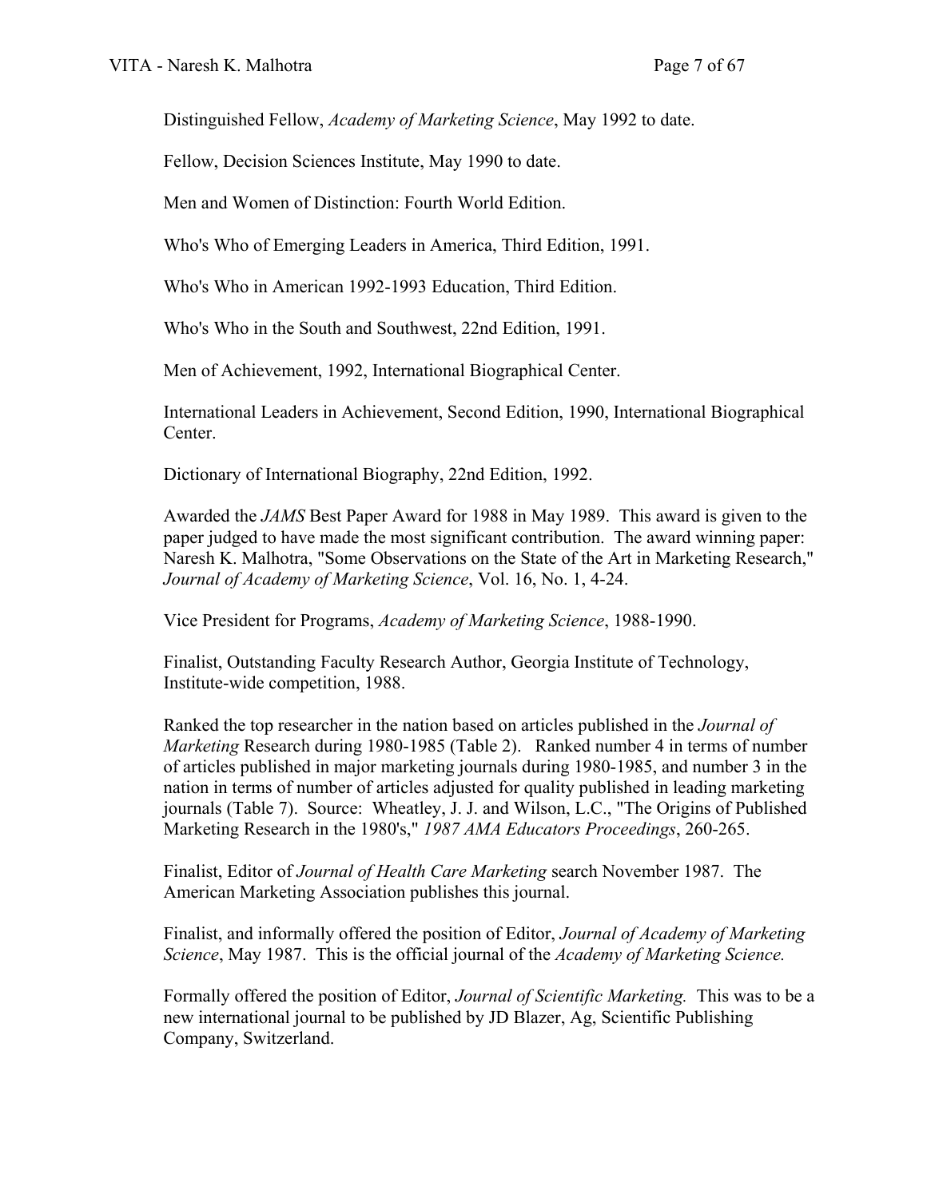Distinguished Fellow, *Academy of Marketing Science*, May 1992 to date.

Fellow, Decision Sciences Institute, May 1990 to date.

Men and Women of Distinction: Fourth World Edition.

Who's Who of Emerging Leaders in America, Third Edition, 1991.

Who's Who in American 1992-1993 Education, Third Edition.

Who's Who in the South and Southwest, 22nd Edition, 1991.

Men of Achievement, 1992, International Biographical Center.

International Leaders in Achievement, Second Edition, 1990, International Biographical Center.

Dictionary of International Biography, 22nd Edition, 1992.

Awarded the *JAMS* Best Paper Award for 1988 in May 1989. This award is given to the paper judged to have made the most significant contribution. The award winning paper: Naresh K. Malhotra, "Some Observations on the State of the Art in Marketing Research," *Journal of Academy of Marketing Science*, Vol. 16, No. 1, 4-24.

Vice President for Programs, *Academy of Marketing Science*, 1988-1990.

Finalist, Outstanding Faculty Research Author, Georgia Institute of Technology, Institute-wide competition, 1988.

Ranked the top researcher in the nation based on articles published in the *Journal of Marketing* Research during 1980-1985 (Table 2). Ranked number 4 in terms of number of articles published in major marketing journals during 1980-1985, and number 3 in the nation in terms of number of articles adjusted for quality published in leading marketing journals (Table 7). Source: Wheatley, J. J. and Wilson, L.C., "The Origins of Published Marketing Research in the 1980's," *1987 AMA Educators Proceedings*, 260-265.

Finalist, Editor of *Journal of Health Care Marketing* search November 1987. The American Marketing Association publishes this journal.

Finalist, and informally offered the position of Editor, *Journal of Academy of Marketing Science*, May 1987. This is the official journal of the *Academy of Marketing Science.*

Formally offered the position of Editor, *Journal of Scientific Marketing.* This was to be a new international journal to be published by JD Blazer, Ag, Scientific Publishing Company, Switzerland.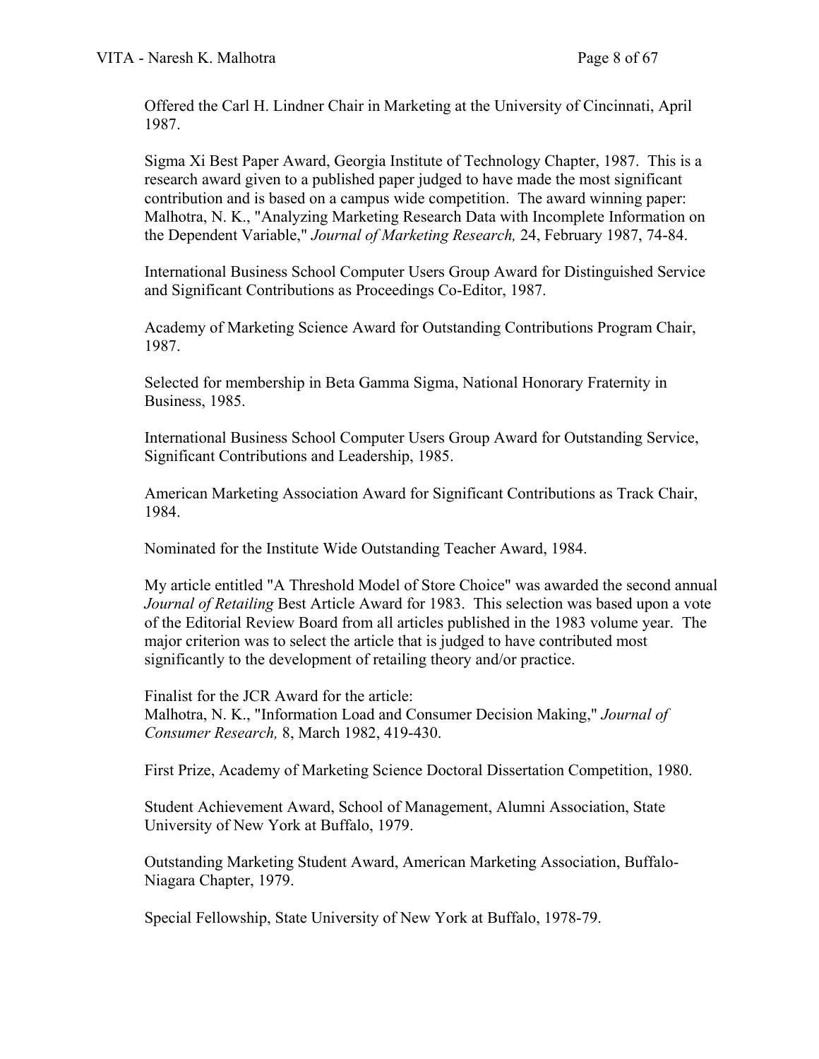Offered the Carl H. Lindner Chair in Marketing at the University of Cincinnati, April 1987.

Sigma Xi Best Paper Award, Georgia Institute of Technology Chapter, 1987. This is a research award given to a published paper judged to have made the most significant contribution and is based on a campus wide competition. The award winning paper: Malhotra, N. K., "Analyzing Marketing Research Data with Incomplete Information on the Dependent Variable," *Journal of Marketing Research,* 24, February 1987, 74-84.

International Business School Computer Users Group Award for Distinguished Service and Significant Contributions as Proceedings Co-Editor, 1987.

Academy of Marketing Science Award for Outstanding Contributions Program Chair, 1987.

Selected for membership in Beta Gamma Sigma, National Honorary Fraternity in Business, 1985.

International Business School Computer Users Group Award for Outstanding Service, Significant Contributions and Leadership, 1985.

American Marketing Association Award for Significant Contributions as Track Chair, 1984.

Nominated for the Institute Wide Outstanding Teacher Award, 1984.

My article entitled "A Threshold Model of Store Choice" was awarded the second annual *Journal of Retailing* Best Article Award for 1983. This selection was based upon a vote of the Editorial Review Board from all articles published in the 1983 volume year. The major criterion was to select the article that is judged to have contributed most significantly to the development of retailing theory and/or practice.

Finalist for the JCR Award for the article:
Malhotra, N. K., "Information Load and Consumer Decision Making," *Journal of Consumer Research,* 8, March 1982, 419-430.

First Prize, Academy of Marketing Science Doctoral Dissertation Competition, 1980.

Student Achievement Award, School of Management, Alumni Association, State University of New York at Buffalo, 1979.

Outstanding Marketing Student Award, American Marketing Association, Buffalo-Niagara Chapter, 1979.

Special Fellowship, State University of New York at Buffalo, 1978-79.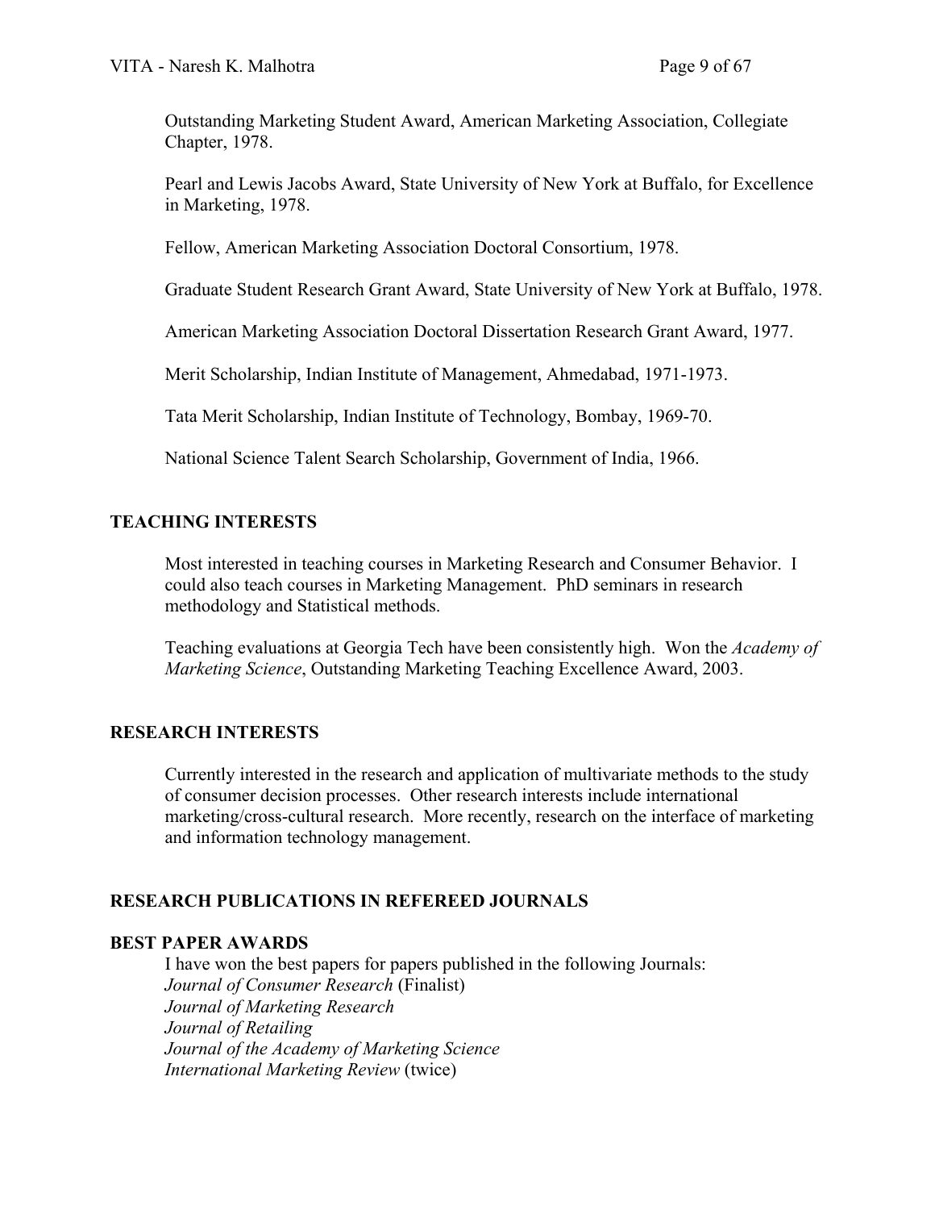Outstanding Marketing Student Award, American Marketing Association, Collegiate Chapter, 1978.

Pearl and Lewis Jacobs Award, State University of New York at Buffalo, for Excellence in Marketing, 1978.

Fellow, American Marketing Association Doctoral Consortium, 1978.

Graduate Student Research Grant Award, State University of New York at Buffalo, 1978.

American Marketing Association Doctoral Dissertation Research Grant Award, 1977.

Merit Scholarship, Indian Institute of Management, Ahmedabad, 1971-1973.

Tata Merit Scholarship, Indian Institute of Technology, Bombay, 1969-70.

National Science Talent Search Scholarship, Government of India, 1966.

## TEACHING INTERESTS

Most interested in teaching courses in Marketing Research and Consumer Behavior. I could also teach courses in Marketing Management. PhD seminars in research methodology and Statistical methods.

Teaching evaluations at Georgia Tech have been consistently high. Won the *Academy of Marketing Science*, Outstanding Marketing Teaching Excellence Award, 2003.

## RESEARCH INTERESTS

Currently interested in the research and application of multivariate methods to the study of consumer decision processes. Other research interests include international marketing/cross-cultural research. More recently, research on the interface of marketing and information technology management.

## RESEARCH PUBLICATIONS IN REFEREED JOURNALS

## BEST PAPER AWARDS

I have won the best papers for papers published in the following Journals:
*Journal of Consumer Research* (Finalist)
*Journal of Marketing Research*
*Journal of Retailing*
*Journal of the Academy of Marketing Science*
*International Marketing Review* (twice)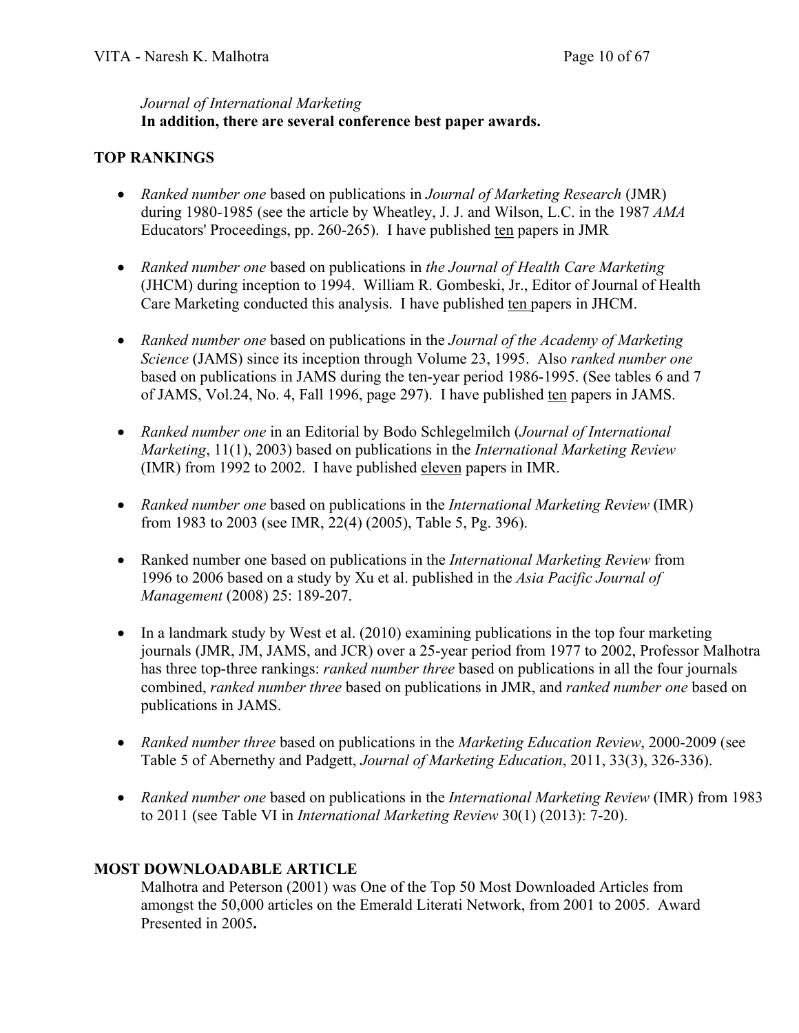*Journal of International Marketing*
**In addition, there are several conference best paper awards.**

## TOP RANKINGS

- *Ranked number one* based on publications in *Journal of Marketing Research* (JMR) during 1980-1985 (see the article by Wheatley, J. J. and Wilson, L.C. in the 1987 *AMA* Educators' Proceedings, pp. 260-265). I have published ten papers in JMR

- *Ranked number one* based on publications in *the Journal of Health Care Marketing* (JHCM) during inception to 1994. William R. Gombeski, Jr., Editor of Journal of Health Care Marketing conducted this analysis. I have published ten papers in JHCM.

- *Ranked number one* based on publications in the *Journal of the Academy of Marketing Science* (JAMS) since its inception through Volume 23, 1995. Also *ranked number one* based on publications in JAMS during the ten-year period 1986-1995. (See tables 6 and 7 of JAMS, Vol.24, No. 4, Fall 1996, page 297). I have published ten papers in JAMS.

- *Ranked number one* in an Editorial by Bodo Schlegelmilch (*Journal of International Marketing*, 11(1), 2003) based on publications in the *International Marketing Review* (IMR) from 1992 to 2002. I have published eleven papers in IMR.

- *Ranked number one* based on publications in the *International Marketing Review* (IMR) from 1983 to 2003 (see IMR, 22(4) (2005), Table 5, Pg. 396).

- Ranked number one based on publications in the *International Marketing Review* from 1996 to 2006 based on a study by Xu et al. published in the *Asia Pacific Journal of Management* (2008) 25: 189-207.

- In a landmark study by West et al. (2010) examining publications in the top four marketing journals (JMR, JM, JAMS, and JCR) over a 25-year period from 1977 to 2002, Professor Malhotra has three top-three rankings: *ranked number three* based on publications in all the four journals combined, *ranked number three* based on publications in JMR, and *ranked number one* based on publications in JAMS.

- *Ranked number three* based on publications in the *Marketing Education Review*, 2000-2009 (see Table 5 of Abernethy and Padgett, *Journal of Marketing Education*, 2011, 33(3), 326-336).

- *Ranked number one* based on publications in the *International Marketing Review* (IMR) from 1983 to 2011 (see Table VI in *International Marketing Review* 30(1) (2013): 7-20).

## MOST DOWNLOADABLE ARTICLE

Malhotra and Peterson (2001) was One of the Top 50 Most Downloaded Articles from amongst the 50,000 articles on the Emerald Literati Network, from 2001 to 2005. Award Presented in 2005**.**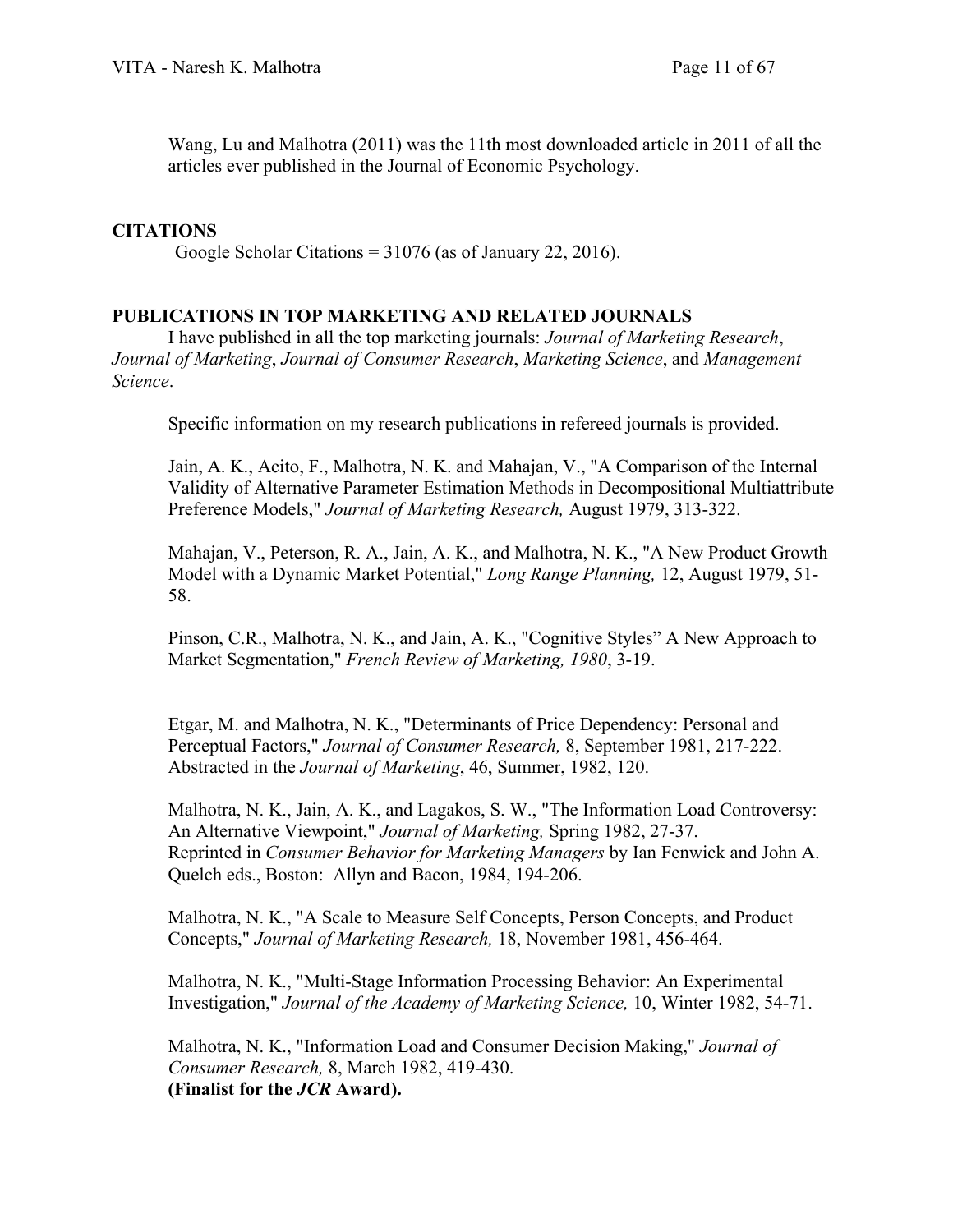Wang, Lu and Malhotra (2011) was the 11th most downloaded article in 2011 of all the articles ever published in the Journal of Economic Psychology.

## CITATIONS

Google Scholar Citations = 31076 (as of January 22, 2016).

## PUBLICATIONS IN TOP MARKETING AND RELATED JOURNALS

I have published in all the top marketing journals: *Journal of Marketing Research*, *Journal of Marketing*, *Journal of Consumer Research*, *Marketing Science*, and *Management Science*.

Specific information on my research publications in refereed journals is provided.

Jain, A. K., Acito, F., Malhotra, N. K. and Mahajan, V., "A Comparison of the Internal Validity of Alternative Parameter Estimation Methods in Decompositional Multiattribute Preference Models," *Journal of Marketing Research,* August 1979, 313-322.

Mahajan, V., Peterson, R. A., Jain, A. K., and Malhotra, N. K., "A New Product Growth Model with a Dynamic Market Potential," *Long Range Planning,* 12, August 1979, 51-58.

Pinson, C.R., Malhotra, N. K., and Jain, A. K., "Cognitive Styles" A New Approach to Market Segmentation," *French Review of Marketing, 1980*, 3-19.

Etgar, M. and Malhotra, N. K., "Determinants of Price Dependency: Personal and Perceptual Factors," *Journal of Consumer Research,* 8, September 1981, 217-222. Abstracted in the *Journal of Marketing*, 46, Summer, 1982, 120.

Malhotra, N. K., Jain, A. K., and Lagakos, S. W., "The Information Load Controversy: An Alternative Viewpoint," *Journal of Marketing,* Spring 1982, 27-37.
Reprinted in *Consumer Behavior for Marketing Managers* by Ian Fenwick and John A. Quelch eds., Boston: Allyn and Bacon, 1984, 194-206.

Malhotra, N. K., "A Scale to Measure Self Concepts, Person Concepts, and Product Concepts," *Journal of Marketing Research,* 18, November 1981, 456-464.

Malhotra, N. K., "Multi-Stage Information Processing Behavior: An Experimental Investigation," *Journal of the Academy of Marketing Science,* 10, Winter 1982, 54-71.

Malhotra, N. K., "Information Load and Consumer Decision Making," *Journal of Consumer Research,* 8, March 1982, 419-430.
**(Finalist for the *JCR* Award).**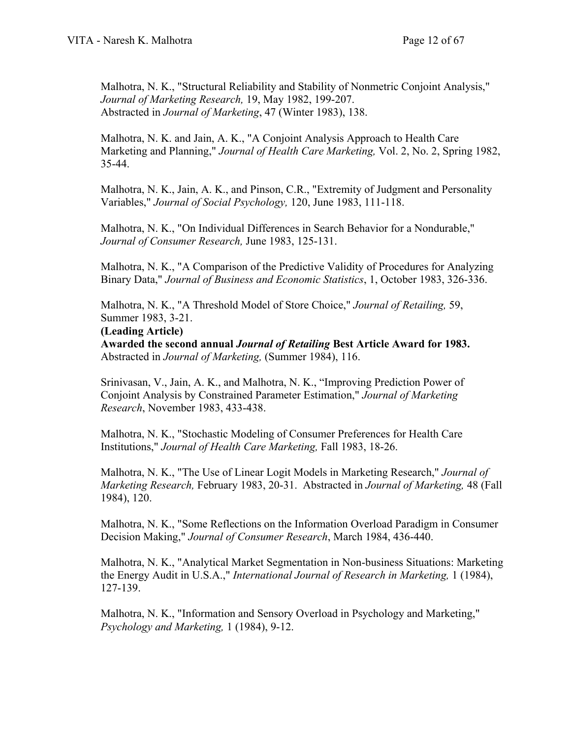Malhotra, N. K., "Structural Reliability and Stability of Nonmetric Conjoint Analysis," *Journal of Marketing Research,* 19, May 1982, 199-207.
Abstracted in *Journal of Marketing*, 47 (Winter 1983), 138.

Malhotra, N. K. and Jain, A. K., "A Conjoint Analysis Approach to Health Care Marketing and Planning," *Journal of Health Care Marketing,* Vol. 2, No. 2, Spring 1982, 35-44.

Malhotra, N. K., Jain, A. K., and Pinson, C.R., "Extremity of Judgment and Personality Variables," *Journal of Social Psychology,* 120, June 1983, 111-118.

Malhotra, N. K., "On Individual Differences in Search Behavior for a Nondurable," *Journal of Consumer Research,* June 1983, 125-131.

Malhotra, N. K., "A Comparison of the Predictive Validity of Procedures for Analyzing Binary Data," *Journal of Business and Economic Statistics*, 1, October 1983, 326-336.

Malhotra, N. K., "A Threshold Model of Store Choice," *Journal of Retailing,* 59, Summer 1983, 3-21.
**(Leading Article)**
**Awarded the second annual *Journal of Retailing* Best Article Award for 1983.**
Abstracted in *Journal of Marketing,* (Summer 1984), 116.

Srinivasan, V., Jain, A. K., and Malhotra, N. K., "Improving Prediction Power of Conjoint Analysis by Constrained Parameter Estimation," *Journal of Marketing Research*, November 1983, 433-438.

Malhotra, N. K., "Stochastic Modeling of Consumer Preferences for Health Care Institutions," *Journal of Health Care Marketing,* Fall 1983, 18-26.

Malhotra, N. K., "The Use of Linear Logit Models in Marketing Research," *Journal of Marketing Research,* February 1983, 20-31. Abstracted in *Journal of Marketing,* 48 (Fall 1984), 120.

Malhotra, N. K., "Some Reflections on the Information Overload Paradigm in Consumer Decision Making," *Journal of Consumer Research*, March 1984, 436-440.

Malhotra, N. K., "Analytical Market Segmentation in Non-business Situations: Marketing the Energy Audit in U.S.A.," *International Journal of Research in Marketing,* 1 (1984), 127-139.

Malhotra, N. K., "Information and Sensory Overload in Psychology and Marketing," *Psychology and Marketing,* 1 (1984), 9-12.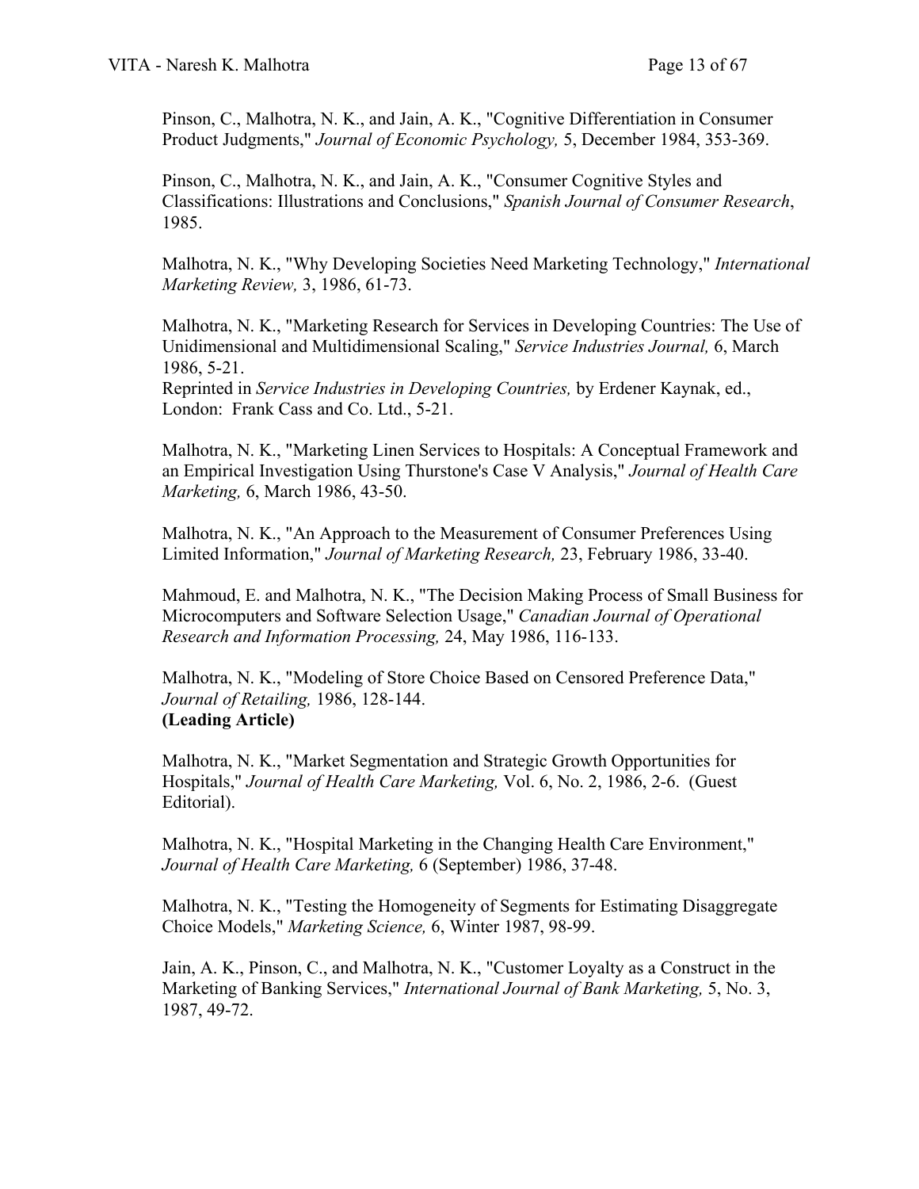Pinson, C., Malhotra, N. K., and Jain, A. K., "Cognitive Differentiation in Consumer Product Judgments," *Journal of Economic Psychology,* 5, December 1984, 353-369.

Pinson, C., Malhotra, N. K., and Jain, A. K., "Consumer Cognitive Styles and Classifications: Illustrations and Conclusions," *Spanish Journal of Consumer Research*, 1985.

Malhotra, N. K., "Why Developing Societies Need Marketing Technology," *International Marketing Review,* 3, 1986, 61-73.

Malhotra, N. K., "Marketing Research for Services in Developing Countries: The Use of Unidimensional and Multidimensional Scaling," *Service Industries Journal,* 6, March 1986, 5-21.
Reprinted in *Service Industries in Developing Countries,* by Erdener Kaynak, ed., London: Frank Cass and Co. Ltd., 5-21.

Malhotra, N. K., "Marketing Linen Services to Hospitals: A Conceptual Framework and an Empirical Investigation Using Thurstone's Case V Analysis," *Journal of Health Care Marketing,* 6, March 1986, 43-50.

Malhotra, N. K., "An Approach to the Measurement of Consumer Preferences Using Limited Information," *Journal of Marketing Research,* 23, February 1986, 33-40.

Mahmoud, E. and Malhotra, N. K., "The Decision Making Process of Small Business for Microcomputers and Software Selection Usage," *Canadian Journal of Operational Research and Information Processing,* 24, May 1986, 116-133.

Malhotra, N. K., "Modeling of Store Choice Based on Censored Preference Data," *Journal of Retailing,* 1986, 128-144.
**(Leading Article)**

Malhotra, N. K., "Market Segmentation and Strategic Growth Opportunities for Hospitals," *Journal of Health Care Marketing,* Vol. 6, No. 2, 1986, 2-6. (Guest Editorial).

Malhotra, N. K., "Hospital Marketing in the Changing Health Care Environment," *Journal of Health Care Marketing,* 6 (September) 1986, 37-48.

Malhotra, N. K., "Testing the Homogeneity of Segments for Estimating Disaggregate Choice Models," *Marketing Science,* 6, Winter 1987, 98-99.

Jain, A. K., Pinson, C., and Malhotra, N. K., "Customer Loyalty as a Construct in the Marketing of Banking Services," *International Journal of Bank Marketing,* 5, No. 3, 1987, 49-72.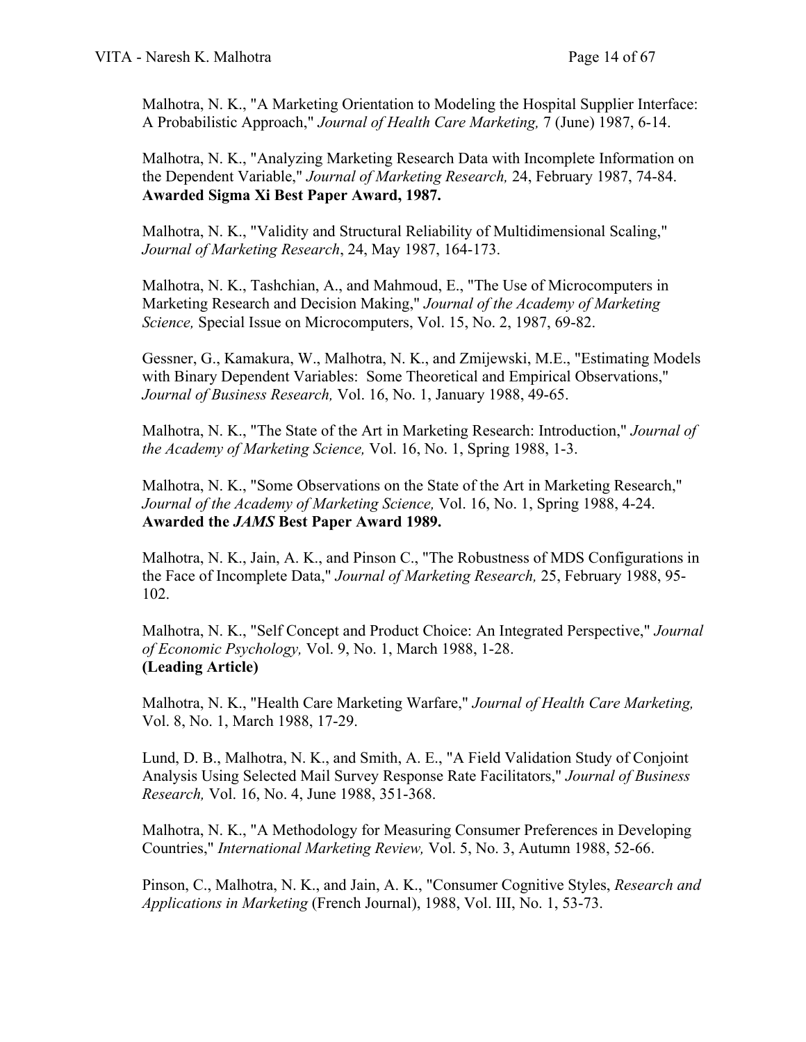Malhotra, N. K., "A Marketing Orientation to Modeling the Hospital Supplier Interface: A Probabilistic Approach," *Journal of Health Care Marketing,* 7 (June) 1987, 6-14.

Malhotra, N. K., "Analyzing Marketing Research Data with Incomplete Information on the Dependent Variable," *Journal of Marketing Research,* 24, February 1987, 74-84. **Awarded Sigma Xi Best Paper Award, 1987.**

Malhotra, N. K., "Validity and Structural Reliability of Multidimensional Scaling," *Journal of Marketing Research*, 24, May 1987, 164-173.

Malhotra, N. K., Tashchian, A., and Mahmoud, E., "The Use of Microcomputers in Marketing Research and Decision Making," *Journal of the Academy of Marketing Science,* Special Issue on Microcomputers, Vol. 15, No. 2, 1987, 69-82.

Gessner, G., Kamakura, W., Malhotra, N. K., and Zmijewski, M.E., "Estimating Models with Binary Dependent Variables: Some Theoretical and Empirical Observations," *Journal of Business Research,* Vol. 16, No. 1, January 1988, 49-65.

Malhotra, N. K., "The State of the Art in Marketing Research: Introduction," *Journal of the Academy of Marketing Science,* Vol. 16, No. 1, Spring 1988, 1-3.

Malhotra, N. K., "Some Observations on the State of the Art in Marketing Research," *Journal of the Academy of Marketing Science,* Vol. 16, No. 1, Spring 1988, 4-24. **Awarded the *JAMS* Best Paper Award 1989.**

Malhotra, N. K., Jain, A. K., and Pinson C., "The Robustness of MDS Configurations in the Face of Incomplete Data," *Journal of Marketing Research,* 25, February 1988, 95-102.

Malhotra, N. K., "Self Concept and Product Choice: An Integrated Perspective," *Journal of Economic Psychology,* Vol. 9, No. 1, March 1988, 1-28.
**(Leading Article)**

Malhotra, N. K., "Health Care Marketing Warfare," *Journal of Health Care Marketing,* Vol. 8, No. 1, March 1988, 17-29.

Lund, D. B., Malhotra, N. K., and Smith, A. E., "A Field Validation Study of Conjoint Analysis Using Selected Mail Survey Response Rate Facilitators," *Journal of Business Research,* Vol. 16, No. 4, June 1988, 351-368.

Malhotra, N. K., "A Methodology for Measuring Consumer Preferences in Developing Countries," *International Marketing Review,* Vol. 5, No. 3, Autumn 1988, 52-66.

Pinson, C., Malhotra, N. K., and Jain, A. K., "Consumer Cognitive Styles, *Research and Applications in Marketing* (French Journal), 1988, Vol. III, No. 1, 53-73.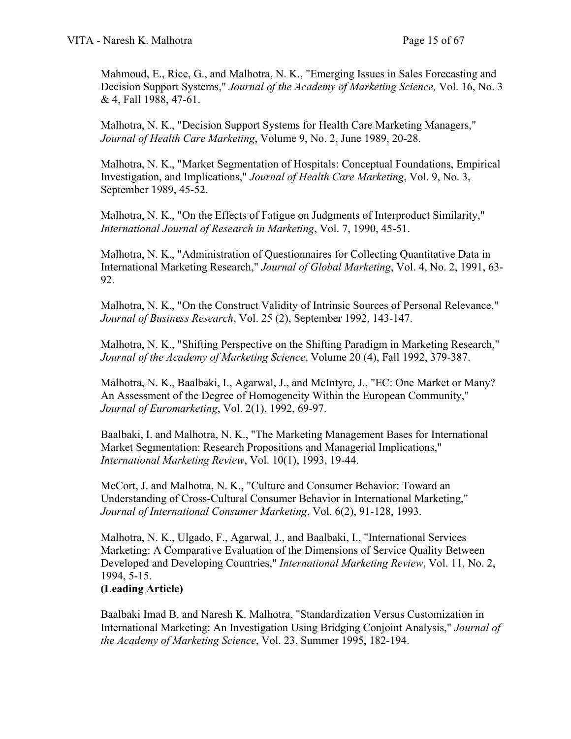Mahmoud, E., Rice, G., and Malhotra, N. K., "Emerging Issues in Sales Forecasting and Decision Support Systems," *Journal of the Academy of Marketing Science,* Vol. 16, No. 3 & 4, Fall 1988, 47-61.

Malhotra, N. K., "Decision Support Systems for Health Care Marketing Managers," *Journal of Health Care Marketing*, Volume 9, No. 2, June 1989, 20-28.

Malhotra, N. K., "Market Segmentation of Hospitals: Conceptual Foundations, Empirical Investigation, and Implications," *Journal of Health Care Marketing*, Vol. 9, No. 3, September 1989, 45-52.

Malhotra, N. K., "On the Effects of Fatigue on Judgments of Interproduct Similarity," *International Journal of Research in Marketing*, Vol. 7, 1990, 45-51.

Malhotra, N. K., "Administration of Questionnaires for Collecting Quantitative Data in International Marketing Research," *Journal of Global Marketing*, Vol. 4, No. 2, 1991, 63-92.

Malhotra, N. K., "On the Construct Validity of Intrinsic Sources of Personal Relevance," *Journal of Business Research*, Vol. 25 (2), September 1992, 143-147.

Malhotra, N. K., "Shifting Perspective on the Shifting Paradigm in Marketing Research," *Journal of the Academy of Marketing Science*, Volume 20 (4), Fall 1992, 379-387.

Malhotra, N. K., Baalbaki, I., Agarwal, J., and McIntyre, J., "EC: One Market or Many? An Assessment of the Degree of Homogeneity Within the European Community," *Journal of Euromarketing*, Vol. 2(1), 1992, 69-97.

Baalbaki, I. and Malhotra, N. K., "The Marketing Management Bases for International Market Segmentation: Research Propositions and Managerial Implications," *International Marketing Review*, Vol. 10(1), 1993, 19-44.

McCort, J. and Malhotra, N. K., "Culture and Consumer Behavior: Toward an Understanding of Cross-Cultural Consumer Behavior in International Marketing," *Journal of International Consumer Marketing*, Vol. 6(2), 91-128, 1993.

Malhotra, N. K., Ulgado, F., Agarwal, J., and Baalbaki, I., "International Services Marketing: A Comparative Evaluation of the Dimensions of Service Quality Between Developed and Developing Countries," *International Marketing Review*, Vol. 11, No. 2, 1994, 5-15.
**(Leading Article)**

Baalbaki Imad B. and Naresh K. Malhotra, "Standardization Versus Customization in International Marketing: An Investigation Using Bridging Conjoint Analysis," *Journal of the Academy of Marketing Science*, Vol. 23, Summer 1995, 182-194.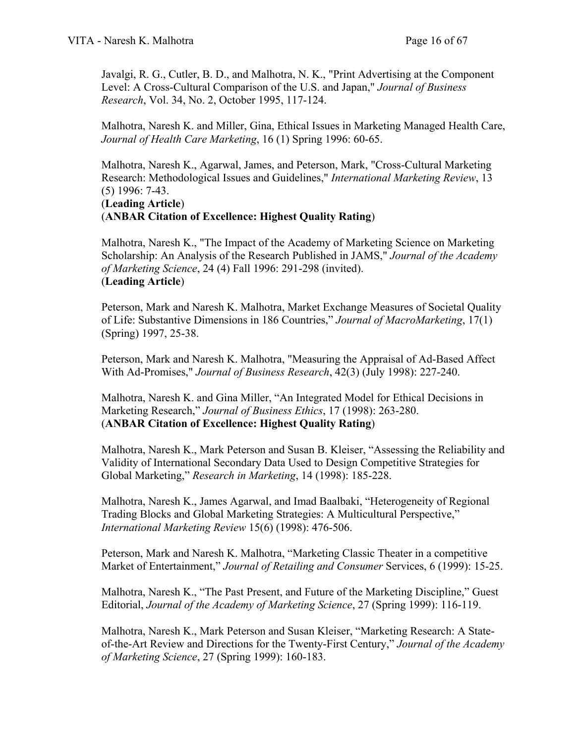Javalgi, R. G., Cutler, B. D., and Malhotra, N. K., "Print Advertising at the Component Level: A Cross-Cultural Comparison of the U.S. and Japan," *Journal of Business Research*, Vol. 34, No. 2, October 1995, 117-124.

Malhotra, Naresh K. and Miller, Gina, Ethical Issues in Marketing Managed Health Care, *Journal of Health Care Marketing*, 16 (1) Spring 1996: 60-65.

Malhotra, Naresh K., Agarwal, James, and Peterson, Mark, "Cross-Cultural Marketing Research: Methodological Issues and Guidelines," *International Marketing Review*, 13 (5) 1996: 7-43.
(**Leading Article**)
(**ANBAR Citation of Excellence: Highest Quality Rating**)

Malhotra, Naresh K., "The Impact of the Academy of Marketing Science on Marketing Scholarship: An Analysis of the Research Published in JAMS," *Journal of the Academy of Marketing Science*, 24 (4) Fall 1996: 291-298 (invited).
(**Leading Article**)

Peterson, Mark and Naresh K. Malhotra, Market Exchange Measures of Societal Quality of Life: Substantive Dimensions in 186 Countries," *Journal of MacroMarketing*, 17(1) (Spring) 1997, 25-38.

Peterson, Mark and Naresh K. Malhotra, "Measuring the Appraisal of Ad-Based Affect With Ad-Promises," *Journal of Business Research*, 42(3) (July 1998): 227-240.

Malhotra, Naresh K. and Gina Miller, "An Integrated Model for Ethical Decisions in Marketing Research," *Journal of Business Ethics*, 17 (1998): 263-280.
(**ANBAR Citation of Excellence: Highest Quality Rating**)

Malhotra, Naresh K., Mark Peterson and Susan B. Kleiser, "Assessing the Reliability and Validity of International Secondary Data Used to Design Competitive Strategies for Global Marketing," *Research in Marketing*, 14 (1998): 185-228.

Malhotra, Naresh K., James Agarwal, and Imad Baalbaki, "Heterogeneity of Regional Trading Blocks and Global Marketing Strategies: A Multicultural Perspective," *International Marketing Review* 15(6) (1998): 476-506.

Peterson, Mark and Naresh K. Malhotra, "Marketing Classic Theater in a competitive Market of Entertainment," *Journal of Retailing and Consumer* Services, 6 (1999): 15-25.

Malhotra, Naresh K., "The Past Present, and Future of the Marketing Discipline," Guest Editorial, *Journal of the Academy of Marketing Science*, 27 (Spring 1999): 116-119.

Malhotra, Naresh K., Mark Peterson and Susan Kleiser, "Marketing Research: A State-of-the-Art Review and Directions for the Twenty-First Century," *Journal of the Academy of Marketing Science*, 27 (Spring 1999): 160-183.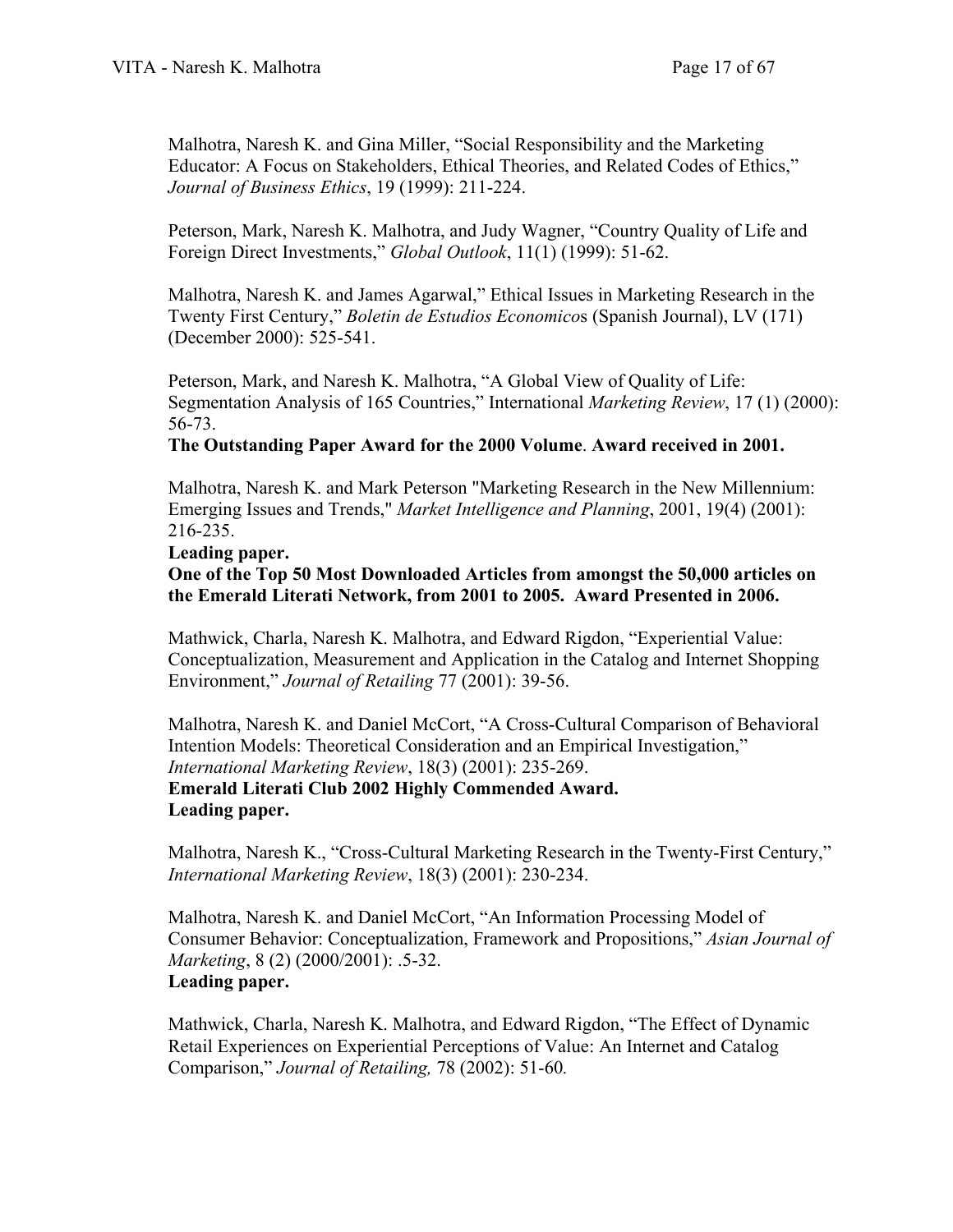Malhotra, Naresh K. and Gina Miller, "Social Responsibility and the Marketing Educator: A Focus on Stakeholders, Ethical Theories, and Related Codes of Ethics," *Journal of Business Ethics*, 19 (1999): 211-224.

Peterson, Mark, Naresh K. Malhotra, and Judy Wagner, "Country Quality of Life and Foreign Direct Investments," *Global Outlook*, 11(1) (1999): 51-62.

Malhotra, Naresh K. and James Agarwal," Ethical Issues in Marketing Research in the Twenty First Century," *Boletin de Estudios Economicos* (Spanish Journal), LV (171) (December 2000): 525-541.

Peterson, Mark, and Naresh K. Malhotra, "A Global View of Quality of Life: Segmentation Analysis of 165 Countries," International *Marketing Review*, 17 (1) (2000): 56-73.
**The Outstanding Paper Award for the 2000 Volume**. **Award received in 2001.**

Malhotra, Naresh K. and Mark Peterson "Marketing Research in the New Millennium: Emerging Issues and Trends," *Market Intelligence and Planning*, 2001, 19(4) (2001): 216-235.
**Leading paper.**
**One of the Top 50 Most Downloaded Articles from amongst the 50,000 articles on the Emerald Literati Network, from 2001 to 2005. Award Presented in 2006.**

Mathwick, Charla, Naresh K. Malhotra, and Edward Rigdon, "Experiential Value: Conceptualization, Measurement and Application in the Catalog and Internet Shopping Environment," *Journal of Retailing* 77 (2001): 39-56.

Malhotra, Naresh K. and Daniel McCort, "A Cross-Cultural Comparison of Behavioral Intention Models: Theoretical Consideration and an Empirical Investigation," *International Marketing Review*, 18(3) (2001): 235-269.
**Emerald Literati Club 2002 Highly Commended Award.**
**Leading paper.**

Malhotra, Naresh K., "Cross-Cultural Marketing Research in the Twenty-First Century," *International Marketing Review*, 18(3) (2001): 230-234.

Malhotra, Naresh K. and Daniel McCort, "An Information Processing Model of Consumer Behavior: Conceptualization, Framework and Propositions," *Asian Journal of Marketing*, 8 (2) (2000/2001): .5-32.
**Leading paper.**

Mathwick, Charla, Naresh K. Malhotra, and Edward Rigdon, "The Effect of Dynamic Retail Experiences on Experiential Perceptions of Value: An Internet and Catalog Comparison," *Journal of Retailing,* 78 (2002): 51-60*.*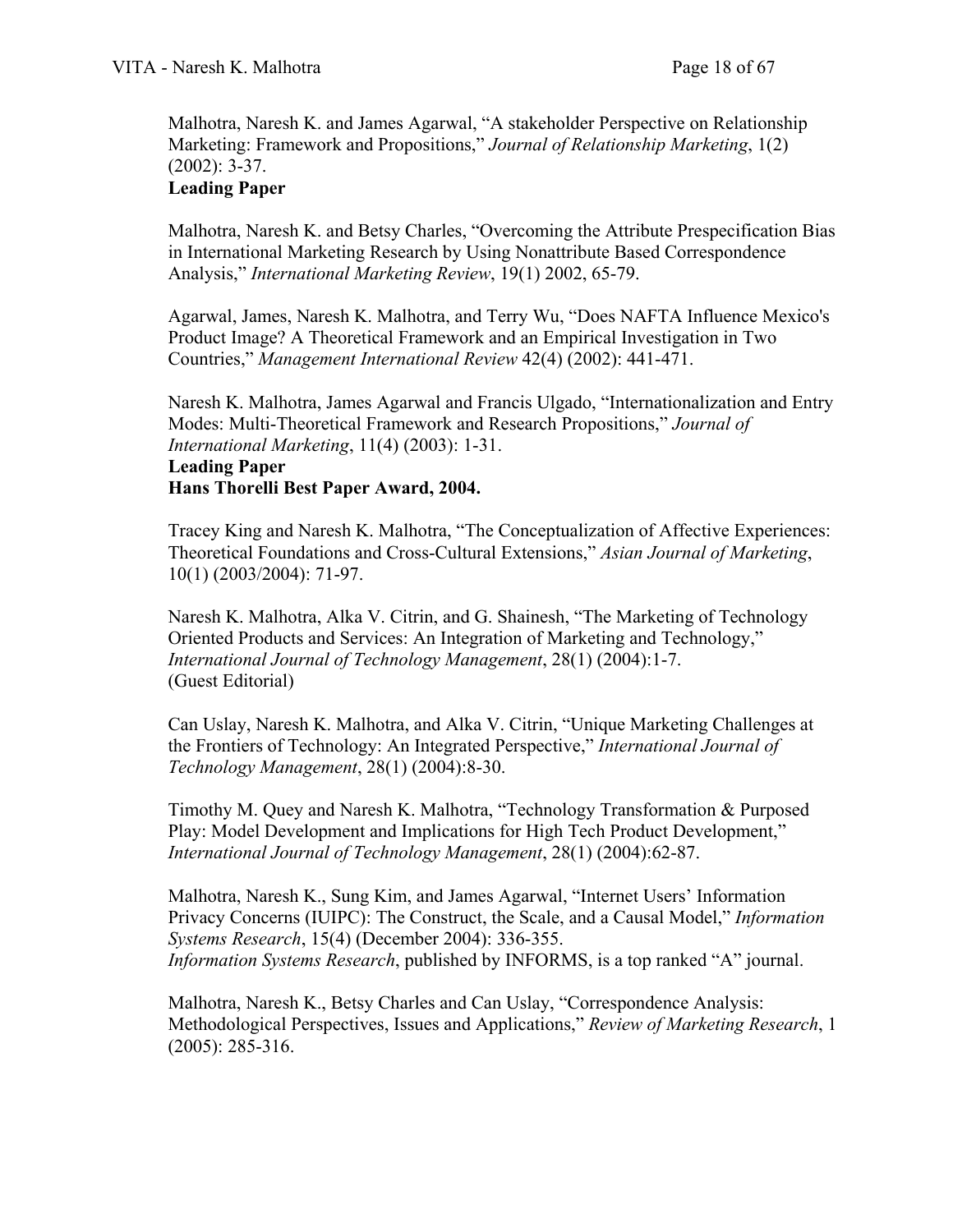Malhotra, Naresh K. and James Agarwal, “A stakeholder Perspective on Relationship Marketing: Framework and Propositions,” *Journal of Relationship Marketing*, 1(2) (2002): 3-37.
**Leading Paper**

Malhotra, Naresh K. and Betsy Charles, “Overcoming the Attribute Prespecification Bias in International Marketing Research by Using Nonattribute Based Correspondence Analysis,” *International Marketing Review*, 19(1) 2002, 65-79.

Agarwal, James, Naresh K. Malhotra, and Terry Wu, “Does NAFTA Influence Mexico's Product Image? A Theoretical Framework and an Empirical Investigation in Two Countries,” *Management International Review* 42(4) (2002): 441-471.

Naresh K. Malhotra, James Agarwal and Francis Ulgado, “Internationalization and Entry Modes: Multi-Theoretical Framework and Research Propositions,” *Journal of International Marketing*, 11(4) (2003): 1-31.
**Leading Paper**
**Hans Thorelli Best Paper Award, 2004.**

Tracey King and Naresh K. Malhotra, “The Conceptualization of Affective Experiences: Theoretical Foundations and Cross-Cultural Extensions,” *Asian Journal of Marketing*, 10(1) (2003/2004): 71-97.

Naresh K. Malhotra, Alka V. Citrin, and G. Shainesh, “The Marketing of Technology Oriented Products and Services: An Integration of Marketing and Technology,” *International Journal of Technology Management*, 28(1) (2004):1-7.
(Guest Editorial)

Can Uslay, Naresh K. Malhotra, and Alka V. Citrin, “Unique Marketing Challenges at the Frontiers of Technology: An Integrated Perspective,” *International Journal of Technology Management*, 28(1) (2004):8-30.

Timothy M. Quey and Naresh K. Malhotra, “Technology Transformation & Purposed Play: Model Development and Implications for High Tech Product Development,” *International Journal of Technology Management*, 28(1) (2004):62-87.

Malhotra, Naresh K., Sung Kim, and James Agarwal, “Internet Users’ Information Privacy Concerns (IUIPC): The Construct, the Scale, and a Causal Model,” *Information Systems Research*, 15(4) (December 2004): 336-355.
*Information Systems Research*, published by INFORMS, is a top ranked “A” journal.

Malhotra, Naresh K., Betsy Charles and Can Uslay, “Correspondence Analysis: Methodological Perspectives, Issues and Applications,” *Review of Marketing Research*, 1 (2005): 285-316.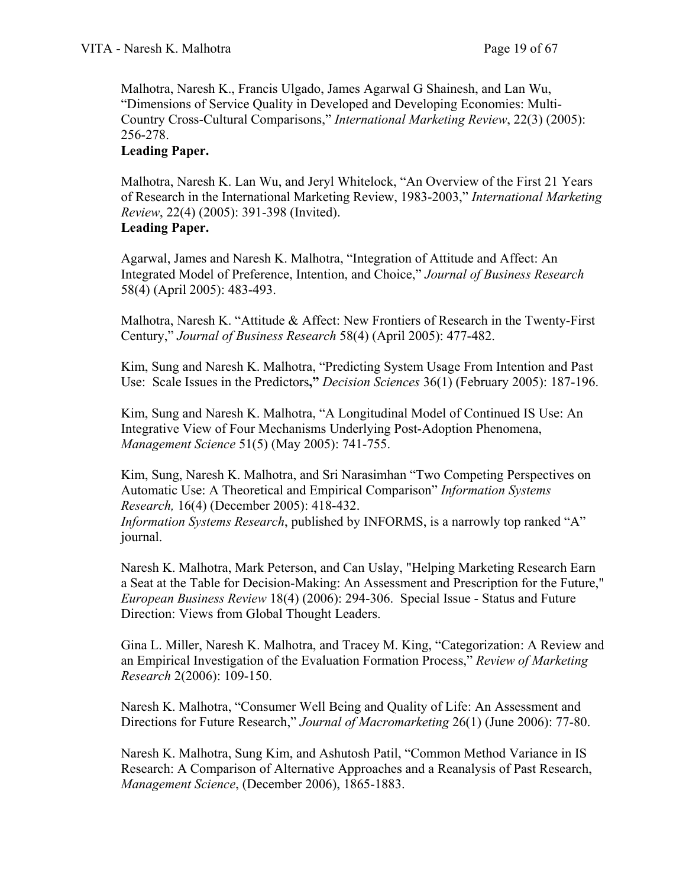Malhotra, Naresh K., Francis Ulgado, James Agarwal G Shainesh, and Lan Wu, "Dimensions of Service Quality in Developed and Developing Economies: Multi-Country Cross-Cultural Comparisons," *International Marketing Review*, 22(3) (2005): 256-278.
**Leading Paper.**

Malhotra, Naresh K. Lan Wu, and Jeryl Whitelock, "An Overview of the First 21 Years of Research in the International Marketing Review, 1983-2003," *International Marketing Review*, 22(4) (2005): 391-398 (Invited).
**Leading Paper.**

Agarwal, James and Naresh K. Malhotra, "Integration of Attitude and Affect: An Integrated Model of Preference, Intention, and Choice," *Journal of Business Research* 58(4) (April 2005): 483-493.

Malhotra, Naresh K. "Attitude & Affect: New Frontiers of Research in the Twenty-First Century," *Journal of Business Research* 58(4) (April 2005): 477-482.

Kim, Sung and Naresh K. Malhotra, "Predicting System Usage From Intention and Past Use: Scale Issues in the Predictors**,"** *Decision Sciences* 36(1) (February 2005): 187-196.

Kim, Sung and Naresh K. Malhotra, "A Longitudinal Model of Continued IS Use: An Integrative View of Four Mechanisms Underlying Post-Adoption Phenomena, *Management Science* 51(5) (May 2005): 741-755.

Kim, Sung, Naresh K. Malhotra, and Sri Narasimhan "Two Competing Perspectives on Automatic Use: A Theoretical and Empirical Comparison" *Information Systems Research,* 16(4) (December 2005): 418-432.
*Information Systems Research*, published by INFORMS, is a narrowly top ranked "A" journal.

Naresh K. Malhotra, Mark Peterson, and Can Uslay, "Helping Marketing Research Earn a Seat at the Table for Decision-Making: An Assessment and Prescription for the Future," *European Business Review* 18(4) (2006): 294-306. Special Issue - Status and Future Direction: Views from Global Thought Leaders.

Gina L. Miller, Naresh K. Malhotra, and Tracey M. King, "Categorization: A Review and an Empirical Investigation of the Evaluation Formation Process," *Review of Marketing Research* 2(2006): 109-150.

Naresh K. Malhotra, "Consumer Well Being and Quality of Life: An Assessment and Directions for Future Research," *Journal of Macromarketing* 26(1) (June 2006): 77-80.

Naresh K. Malhotra, Sung Kim, and Ashutosh Patil, "Common Method Variance in IS Research: A Comparison of Alternative Approaches and a Reanalysis of Past Research, *Management Science*, (December 2006), 1865-1883.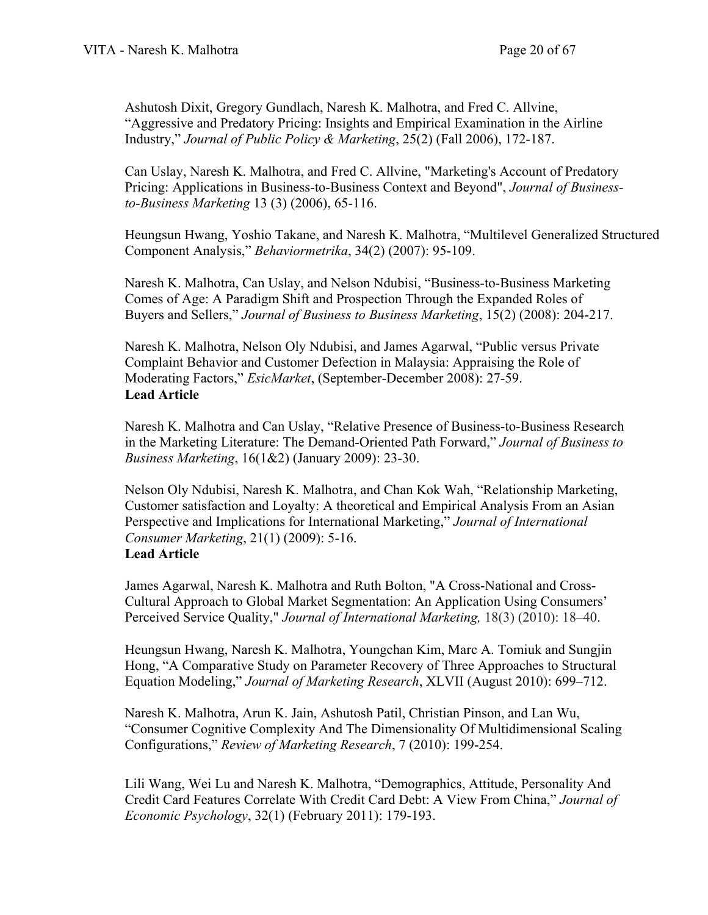Ashutosh Dixit, Gregory Gundlach, Naresh K. Malhotra, and Fred C. Allvine, "Aggressive and Predatory Pricing: Insights and Empirical Examination in the Airline Industry," *Journal of Public Policy & Marketing*, 25(2) (Fall 2006), 172-187.

Can Uslay, Naresh K. Malhotra, and Fred C. Allvine, "Marketing's Account of Predatory Pricing: Applications in Business-to-Business Context and Beyond", *Journal of Business-to-Business Marketing* 13 (3) (2006), 65-116.

Heungsun Hwang, Yoshio Takane, and Naresh K. Malhotra, "Multilevel Generalized Structured Component Analysis," *Behaviormetrika*, 34(2) (2007): 95-109.

Naresh K. Malhotra, Can Uslay, and Nelson Ndubisi, "Business-to-Business Marketing Comes of Age: A Paradigm Shift and Prospection Through the Expanded Roles of Buyers and Sellers," *Journal of Business to Business Marketing*, 15(2) (2008): 204-217.

Naresh K. Malhotra, Nelson Oly Ndubisi, and James Agarwal, "Public versus Private Complaint Behavior and Customer Defection in Malaysia: Appraising the Role of Moderating Factors," *EsicMarket*, (September-December 2008): 27-59.
**Lead Article**

Naresh K. Malhotra and Can Uslay, "Relative Presence of Business-to-Business Research in the Marketing Literature: The Demand-Oriented Path Forward," *Journal of Business to Business Marketing*, 16(1&2) (January 2009): 23-30.

Nelson Oly Ndubisi, Naresh K. Malhotra, and Chan Kok Wah, "Relationship Marketing, Customer satisfaction and Loyalty: A theoretical and Empirical Analysis From an Asian Perspective and Implications for International Marketing," *Journal of International Consumer Marketing*, 21(1) (2009): 5-16.
**Lead Article**

James Agarwal, Naresh K. Malhotra and Ruth Bolton, "A Cross-National and Cross-Cultural Approach to Global Market Segmentation: An Application Using Consumers' Perceived Service Quality," *Journal of International Marketing,* 18(3) (2010): 18–40.

Heungsun Hwang, Naresh K. Malhotra, Youngchan Kim, Marc A. Tomiuk and Sungjin Hong, "A Comparative Study on Parameter Recovery of Three Approaches to Structural Equation Modeling," *Journal of Marketing Research*, XLVII (August 2010): 699–712.

Naresh K. Malhotra, Arun K. Jain, Ashutosh Patil, Christian Pinson, and Lan Wu, "Consumer Cognitive Complexity And The Dimensionality Of Multidimensional Scaling Configurations," *Review of Marketing Research*, 7 (2010): 199-254.

Lili Wang, Wei Lu and Naresh K. Malhotra, "Demographics, Attitude, Personality And Credit Card Features Correlate With Credit Card Debt: A View From China," *Journal of Economic Psychology*, 32(1) (February 2011): 179-193.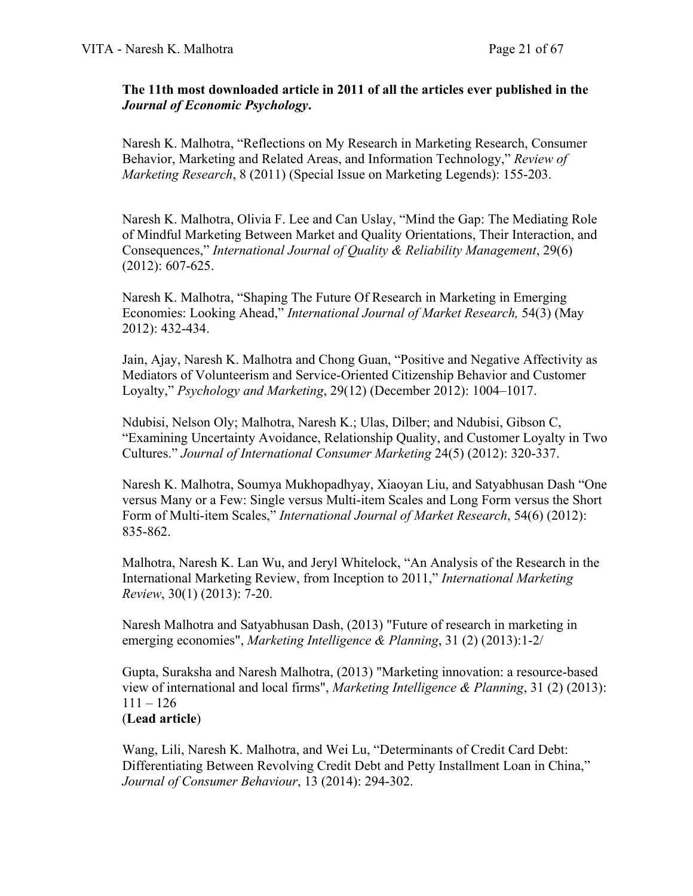**The 11th most downloaded article in 2011 of all the articles ever published in the *Journal of Economic Psychology*.**

Naresh K. Malhotra, "Reflections on My Research in Marketing Research, Consumer Behavior, Marketing and Related Areas, and Information Technology," *Review of Marketing Research*, 8 (2011) (Special Issue on Marketing Legends): 155-203.

Naresh K. Malhotra, Olivia F. Lee and Can Uslay, "Mind the Gap: The Mediating Role of Mindful Marketing Between Market and Quality Orientations, Their Interaction, and Consequences," *International Journal of Quality & Reliability Management*, 29(6) (2012): 607-625.

Naresh K. Malhotra, "Shaping The Future Of Research in Marketing in Emerging Economies: Looking Ahead," *International Journal of Market Research,* 54(3) (May 2012): 432-434.

Jain, Ajay, Naresh K. Malhotra and Chong Guan, "Positive and Negative Affectivity as Mediators of Volunteerism and Service-Oriented Citizenship Behavior and Customer Loyalty," *Psychology and Marketing*, 29(12) (December 2012): 1004–1017.

Ndubisi, Nelson Oly; Malhotra, Naresh K.; Ulas, Dilber; and Ndubisi, Gibson C, "Examining Uncertainty Avoidance, Relationship Quality, and Customer Loyalty in Two Cultures." *Journal of International Consumer Marketing* 24(5) (2012): 320-337.

Naresh K. Malhotra, Soumya Mukhopadhyay, Xiaoyan Liu, and Satyabhusan Dash "One versus Many or a Few: Single versus Multi-item Scales and Long Form versus the Short Form of Multi-item Scales," *International Journal of Market Research*, 54(6) (2012): 835-862.

Malhotra, Naresh K. Lan Wu, and Jeryl Whitelock, "An Analysis of the Research in the International Marketing Review, from Inception to 2011," *International Marketing Review*, 30(1) (2013): 7-20.

Naresh Malhotra and Satyabhusan Dash, (2013) "Future of research in marketing in emerging economies", *Marketing Intelligence & Planning*, 31 (2) (2013):1-2/

Gupta, Suraksha and Naresh Malhotra, (2013) "Marketing innovation: a resource-based view of international and local firms", *Marketing Intelligence & Planning*, 31 (2) (2013): 111 – 126
(**Lead article**)

Wang, Lili, Naresh K. Malhotra, and Wei Lu, "Determinants of Credit Card Debt: Differentiating Between Revolving Credit Debt and Petty Installment Loan in China," *Journal of Consumer Behaviour*, 13 (2014): 294-302.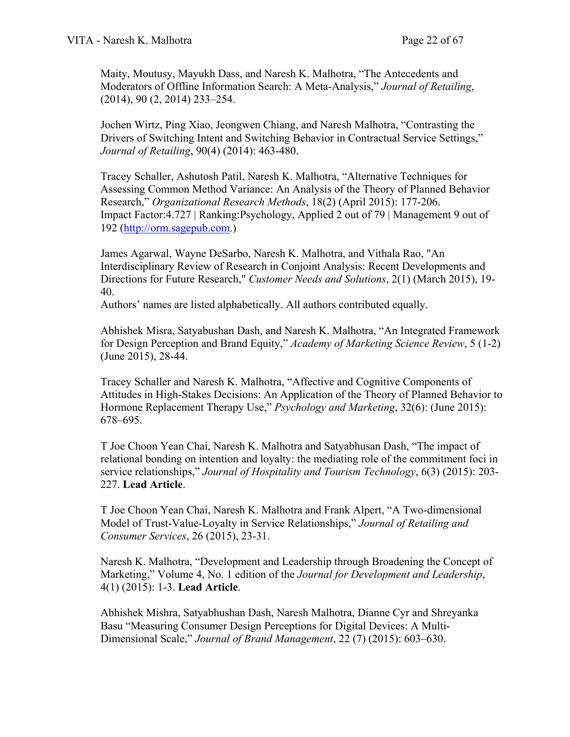Maity, Moutusy, Mayukh Dass, and Naresh K. Malhotra, "The Antecedents and Moderators of Offline Information Search: A Meta-Analysis," *Journal of Retailing*, (2014), 90 (2, 2014) 233–254.

Jochen Wirtz, Ping Xiao, Jeongwen Chiang, and Naresh Malhotra, "Contrasting the Drivers of Switching Intent and Switching Behavior in Contractual Service Settings," *Journal of Retailing*, 90(4) (2014): 463-480.

Tracey Schaller, Ashutosh Patil, Naresh K. Malhotra, "Alternative Techniques for Assessing Common Method Variance: An Analysis of the Theory of Planned Behavior Research," *Organizational Research Methods*, 18(2) (April 2015): 177-206.
Impact Factor:4.727 | Ranking:Psychology, Applied 2 out of 79 | Management 9 out of 192 (http://orm.sagepub.com.)

James Agarwal, Wayne DeSarbo, Naresh K. Malhotra, and Vithala Rao, "An Interdisciplinary Review of Research in Conjoint Analysis: Recent Developments and Directions for Future Research," *Customer Needs and Solutions*, 2(1) (March 2015), 19-40.
Authors' names are listed alphabetically. All authors contributed equally.

Abhishek Misra, Satyabushan Dash, and Naresh K. Malhotra, "An Integrated Framework for Design Perception and Brand Equity," *Academy of Marketing Science Review*, 5 (1-2) (June 2015), 28-44.

Tracey Schaller and Naresh K. Malhotra, "Affective and Cognitive Components of Attitudes in High-Stakes Decisions: An Application of the Theory of Planned Behavior to Hormone Replacement Therapy Use," *Psychology and Marketing*, 32(6): (June 2015): 678–695.

T Joe Choon Yean Chai, Naresh K. Malhotra and Satyabhusan Dash, "The impact of relational bonding on intention and loyalty: the mediating role of the commitment foci in service relationships," *Journal of Hospitality and Tourism Technology*, 6(3) (2015): 203-227. **Lead Article**.

T Joe Choon Yean Chai, Naresh K. Malhotra and Frank Alpert, "A Two-dimensional Model of Trust-Value-Loyalty in Service Relationships," *Journal of Retailing and Consumer Services*, 26 (2015), 23-31.

Naresh K. Malhotra, "Development and Leadership through Broadening the Concept of Marketing," Volume 4, No. 1 edition of the *Journal for Development and Leadership*, 4(1) (2015): 1-3. **Lead Article**.

Abhishek Mishra, Satyabhushan Dash, Naresh Malhotra, Dianne Cyr and Shreyanka Basu "Measuring Consumer Design Perceptions for Digital Devices: A Multi-Dimensional Scale," *Journal of Brand Management*, 22 (7) (2015): 603–630.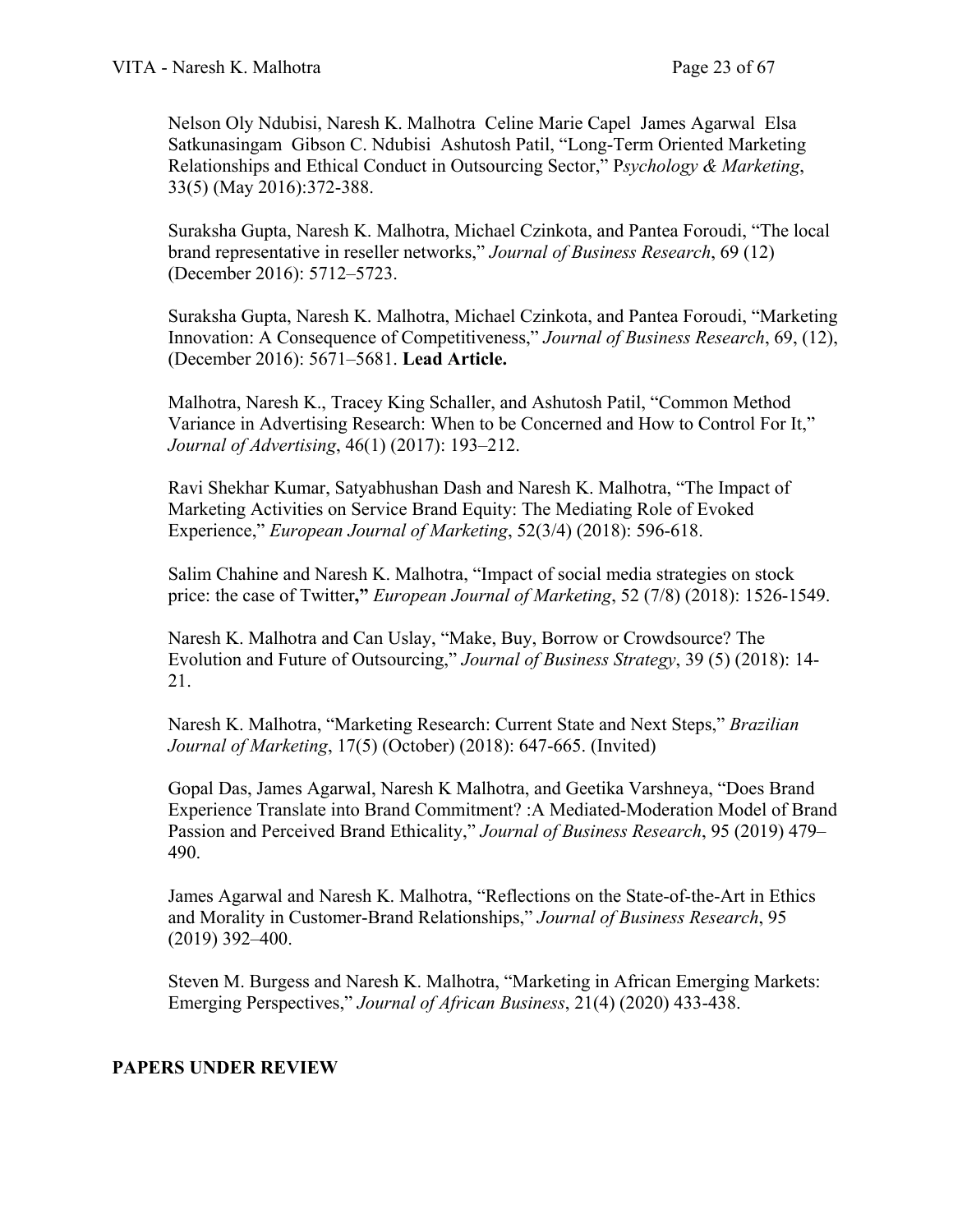Nelson Oly Ndubisi, Naresh K. Malhotra  Celine Marie Capel  James Agarwal  Elsa Satkunasingam  Gibson C. Ndubisi  Ashutosh Patil, "Long-Term Oriented Marketing Relationships and Ethical Conduct in Outsourcing Sector," P*sychology & Marketing*, 33(5) (May 2016):372-388.

Suraksha Gupta, Naresh K. Malhotra, Michael Czinkota, and Pantea Foroudi, "The local brand representative in reseller networks," *Journal of Business Research*, 69 (12) (December 2016): 5712–5723.

Suraksha Gupta, Naresh K. Malhotra, Michael Czinkota, and Pantea Foroudi, "Marketing Innovation: A Consequence of Competitiveness," *Journal of Business Research*, 69, (12), (December 2016): 5671–5681. **Lead Article.**

Malhotra, Naresh K., Tracey King Schaller, and Ashutosh Patil, "Common Method Variance in Advertising Research: When to be Concerned and How to Control For It," *Journal of Advertising*, 46(1) (2017): 193–212.

Ravi Shekhar Kumar, Satyabhushan Dash and Naresh K. Malhotra, "The Impact of Marketing Activities on Service Brand Equity: The Mediating Role of Evoked Experience," *European Journal of Marketing*, 52(3/4) (2018): 596-618.

Salim Chahine and Naresh K. Malhotra, "Impact of social media strategies on stock price: the case of Twitter**,"** *European Journal of Marketing*, 52 (7/8) (2018): 1526-1549.

Naresh K. Malhotra and Can Uslay, "Make, Buy, Borrow or Crowdsource? The Evolution and Future of Outsourcing," *Journal of Business Strategy*, 39 (5) (2018): 14-21.

Naresh K. Malhotra, "Marketing Research: Current State and Next Steps," *Brazilian Journal of Marketing*, 17(5) (October) (2018): 647-665. (Invited)

Gopal Das, James Agarwal, Naresh K Malhotra, and Geetika Varshneya, "Does Brand Experience Translate into Brand Commitment? :A Mediated-Moderation Model of Brand Passion and Perceived Brand Ethicality," *Journal of Business Research*, 95 (2019) 479–490.

James Agarwal and Naresh K. Malhotra, "Reflections on the State-of-the-Art in Ethics and Morality in Customer-Brand Relationships," *Journal of Business Research*, 95 (2019) 392–400.

Steven M. Burgess and Naresh K. Malhotra, "Marketing in African Emerging Markets: Emerging Perspectives," *Journal of African Business*, 21(4) (2020) 433-438.

## PAPERS UNDER REVIEW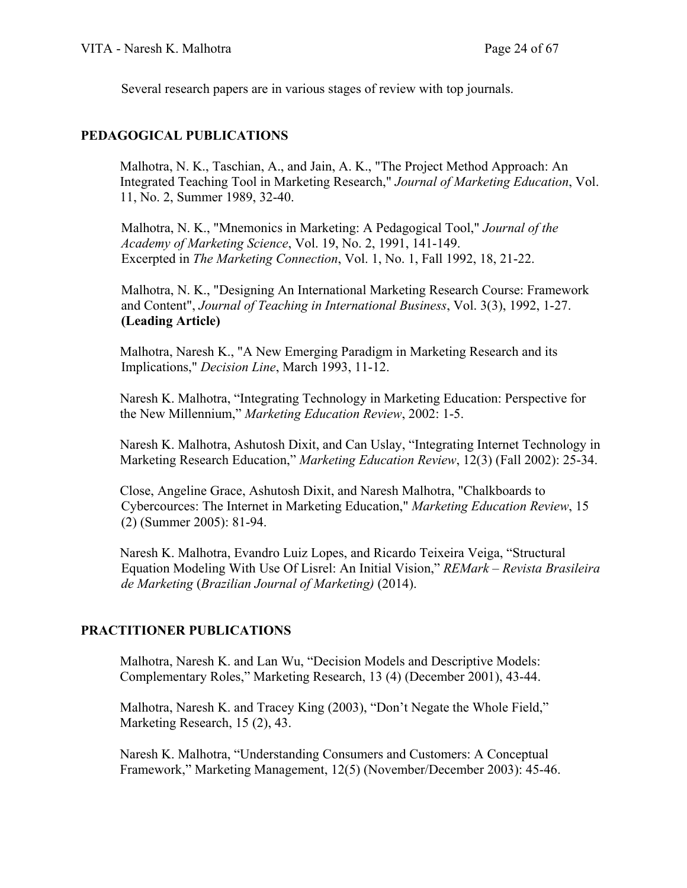Several research papers are in various stages of review with top journals.

## PEDAGOGICAL PUBLICATIONS

Malhotra, N. K., Taschian, A., and Jain, A. K., "The Project Method Approach: An Integrated Teaching Tool in Marketing Research," *Journal of Marketing Education*, Vol. 11, No. 2, Summer 1989, 32-40.

Malhotra, N. K., "Mnemonics in Marketing: A Pedagogical Tool," *Journal of the Academy of Marketing Science*, Vol. 19, No. 2, 1991, 141-149.
Excerpted in *The Marketing Connection*, Vol. 1, No. 1, Fall 1992, 18, 21-22.

Malhotra, N. K., "Designing An International Marketing Research Course: Framework and Content", *Journal of Teaching in International Business*, Vol. 3(3), 1992, 1-27. **(Leading Article)**

Malhotra, Naresh K., "A New Emerging Paradigm in Marketing Research and its Implications," *Decision Line*, March 1993, 11-12.

Naresh K. Malhotra, "Integrating Technology in Marketing Education: Perspective for the New Millennium," *Marketing Education Review*, 2002: 1-5.

Naresh K. Malhotra, Ashutosh Dixit, and Can Uslay, "Integrating Internet Technology in Marketing Research Education," *Marketing Education Review*, 12(3) (Fall 2002): 25-34.

Close, Angeline Grace, Ashutosh Dixit, and Naresh Malhotra, "Chalkboards to Cybercources: The Internet in Marketing Education," *Marketing Education Review*, 15 (2) (Summer 2005): 81-94.

Naresh K. Malhotra, Evandro Luiz Lopes, and Ricardo Teixeira Veiga, "Structural Equation Modeling With Use Of Lisrel: An Initial Vision," *REMark – Revista Brasileira de Marketing* (*Brazilian Journal of Marketing)* (2014).

## PRACTITIONER PUBLICATIONS

Malhotra, Naresh K. and Lan Wu, "Decision Models and Descriptive Models: Complementary Roles," Marketing Research, 13 (4) (December 2001), 43-44.

Malhotra, Naresh K. and Tracey King (2003), "Don't Negate the Whole Field," Marketing Research, 15 (2), 43.

Naresh K. Malhotra, "Understanding Consumers and Customers: A Conceptual Framework," Marketing Management, 12(5) (November/December 2003): 45-46.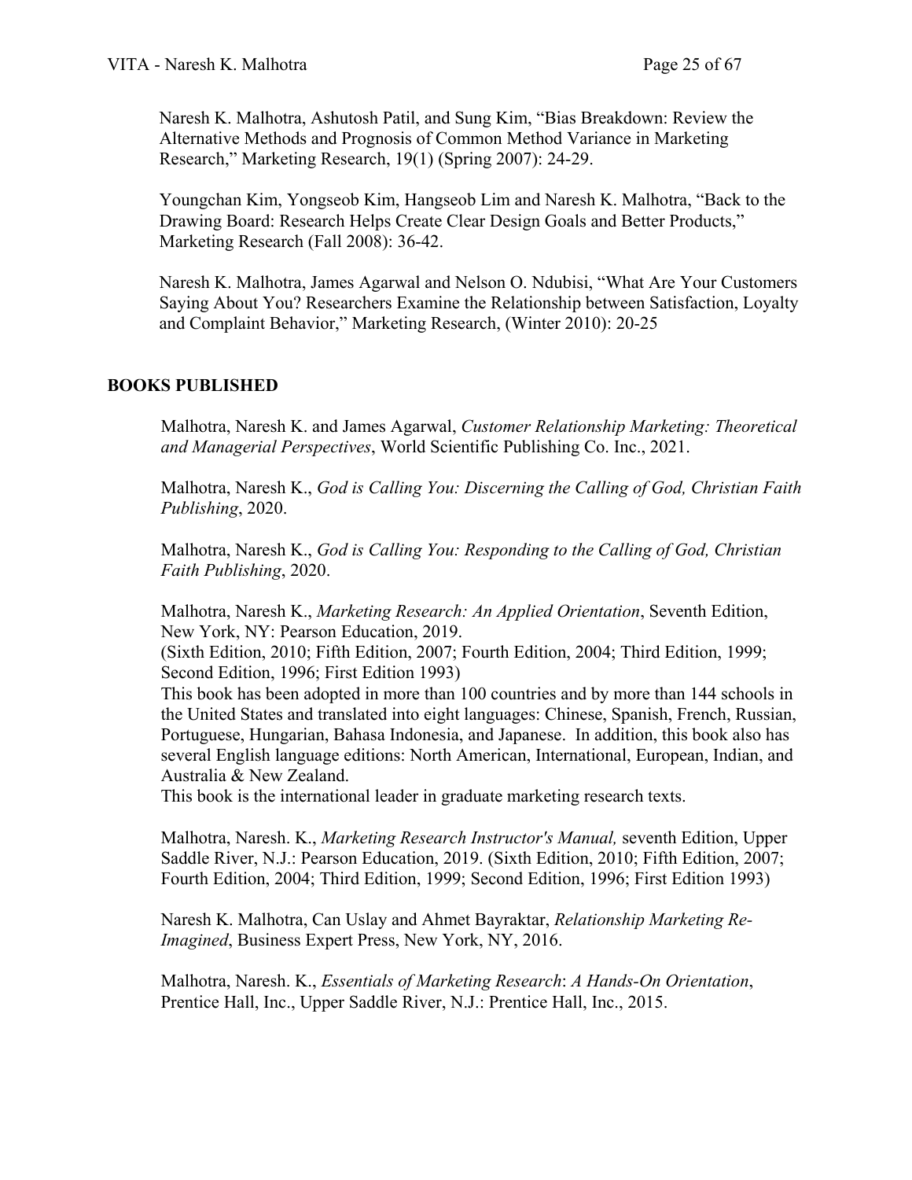Naresh K. Malhotra, Ashutosh Patil, and Sung Kim, "Bias Breakdown: Review the Alternative Methods and Prognosis of Common Method Variance in Marketing Research," Marketing Research, 19(1) (Spring 2007): 24-29.

Youngchan Kim, Yongseob Kim, Hangseob Lim and Naresh K. Malhotra, "Back to the Drawing Board: Research Helps Create Clear Design Goals and Better Products," Marketing Research (Fall 2008): 36-42.

Naresh K. Malhotra, James Agarwal and Nelson O. Ndubisi, "What Are Your Customers Saying About You? Researchers Examine the Relationship between Satisfaction, Loyalty and Complaint Behavior," Marketing Research, (Winter 2010): 20-25

## BOOKS PUBLISHED

Malhotra, Naresh K. and James Agarwal, *Customer Relationship Marketing: Theoretical and Managerial Perspectives*, World Scientific Publishing Co. Inc., 2021.

Malhotra, Naresh K., *God is Calling You: Discerning the Calling of God, Christian Faith Publishing*, 2020.

Malhotra, Naresh K., *God is Calling You: Responding to the Calling of God, Christian Faith Publishing*, 2020.

Malhotra, Naresh K., *Marketing Research: An Applied Orientation*, Seventh Edition, New York, NY: Pearson Education, 2019.
(Sixth Edition, 2010; Fifth Edition, 2007; Fourth Edition, 2004; Third Edition, 1999; Second Edition, 1996; First Edition 1993)
This book has been adopted in more than 100 countries and by more than 144 schools in the United States and translated into eight languages: Chinese, Spanish, French, Russian, Portuguese, Hungarian, Bahasa Indonesia, and Japanese. In addition, this book also has several English language editions: North American, International, European, Indian, and Australia & New Zealand.
This book is the international leader in graduate marketing research texts.

Malhotra, Naresh. K., *Marketing Research Instructor's Manual,* seventh Edition, Upper Saddle River, N.J.: Pearson Education, 2019. (Sixth Edition, 2010; Fifth Edition, 2007; Fourth Edition, 2004; Third Edition, 1999; Second Edition, 1996; First Edition 1993)

Naresh K. Malhotra, Can Uslay and Ahmet Bayraktar, *Relationship Marketing Re-Imagined*, Business Expert Press, New York, NY, 2016.

Malhotra, Naresh. K., *Essentials of Marketing Research*: *A Hands-On Orientation*, Prentice Hall, Inc., Upper Saddle River, N.J.: Prentice Hall, Inc., 2015.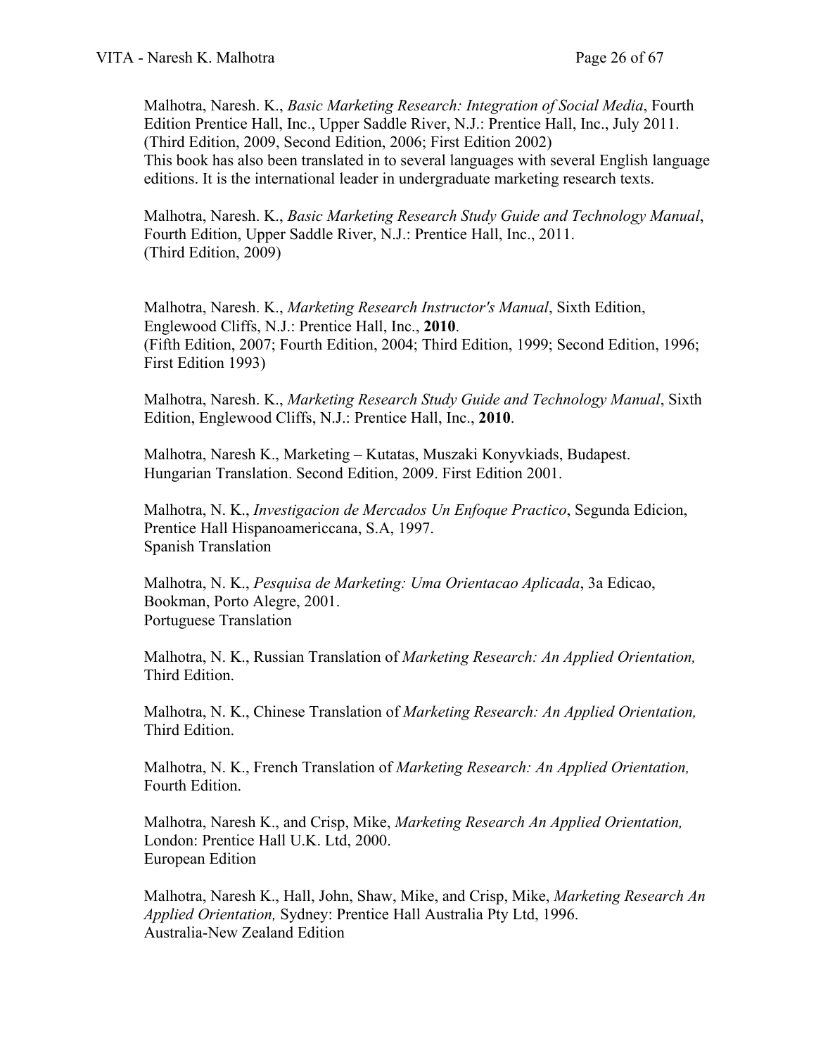Malhotra, Naresh. K., *Basic Marketing Research: Integration of Social Media*, Fourth Edition Prentice Hall, Inc., Upper Saddle River, N.J.: Prentice Hall, Inc., July 2011. (Third Edition, 2009, Second Edition, 2006; First Edition 2002)
This book has also been translated in to several languages with several English language editions. It is the international leader in undergraduate marketing research texts.

Malhotra, Naresh. K., *Basic Marketing Research Study Guide and Technology Manual*, Fourth Edition, Upper Saddle River, N.J.: Prentice Hall, Inc., 2011.
(Third Edition, 2009)

Malhotra, Naresh. K., *Marketing Research Instructor's Manual*, Sixth Edition, Englewood Cliffs, N.J.: Prentice Hall, Inc., **2010**.
(Fifth Edition, 2007; Fourth Edition, 2004; Third Edition, 1999; Second Edition, 1996; First Edition 1993)

Malhotra, Naresh. K., *Marketing Research Study Guide and Technology Manual*, Sixth Edition, Englewood Cliffs, N.J.: Prentice Hall, Inc., **2010**.

Malhotra, Naresh K., Marketing – Kutatas, Muszaki Konyvkiads, Budapest.
Hungarian Translation. Second Edition, 2009. First Edition 2001.

Malhotra, N. K., *Investigacion de Mercados Un Enfoque Practico*, Segunda Edicion, Prentice Hall Hispanoamericcana, S.A, 1997.
Spanish Translation

Malhotra, N. K., *Pesquisa de Marketing: Uma Orientacao Aplicada*, 3a Edicao, Bookman, Porto Alegre, 2001.
Portuguese Translation

Malhotra, N. K., Russian Translation of *Marketing Research: An Applied Orientation,* Third Edition.

Malhotra, N. K., Chinese Translation of *Marketing Research: An Applied Orientation,* Third Edition.

Malhotra, N. K., French Translation of *Marketing Research: An Applied Orientation,* Fourth Edition.

Malhotra, Naresh K., and Crisp, Mike, *Marketing Research An Applied Orientation,* London: Prentice Hall U.K. Ltd, 2000.
European Edition

Malhotra, Naresh K., Hall, John, Shaw, Mike, and Crisp, Mike, *Marketing Research An Applied Orientation,* Sydney: Prentice Hall Australia Pty Ltd, 1996.
Australia-New Zealand Edition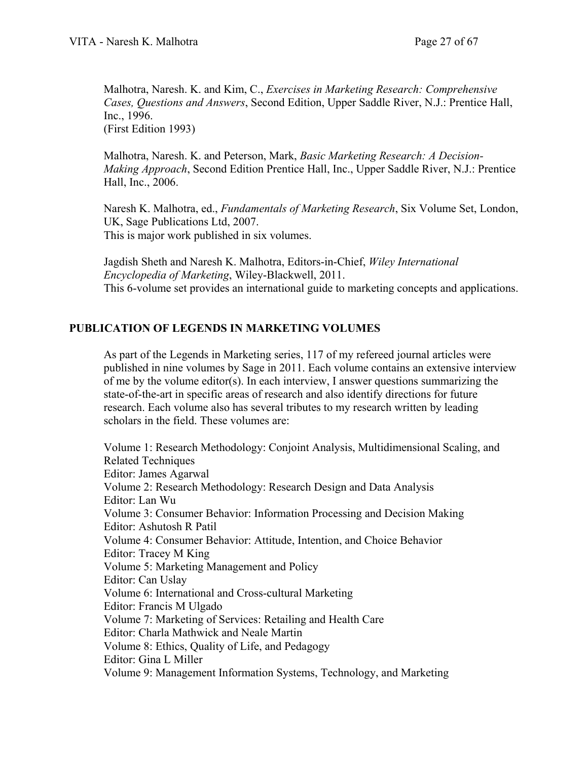Malhotra, Naresh. K. and Kim, C., *Exercises in Marketing Research: Comprehensive Cases, Questions and Answers*, Second Edition, Upper Saddle River, N.J.: Prentice Hall, Inc., 1996.
(First Edition 1993)

Malhotra, Naresh. K. and Peterson, Mark, *Basic Marketing Research: A Decision-Making Approach*, Second Edition Prentice Hall, Inc., Upper Saddle River, N.J.: Prentice Hall, Inc., 2006.

Naresh K. Malhotra, ed., *Fundamentals of Marketing Research*, Six Volume Set, London, UK, Sage Publications Ltd, 2007.
This is major work published in six volumes.

Jagdish Sheth and Naresh K. Malhotra, Editors-in-Chief, *Wiley International Encyclopedia of Marketing*, Wiley-Blackwell, 2011.
This 6-volume set provides an international guide to marketing concepts and applications.

## PUBLICATION OF LEGENDS IN MARKETING VOLUMES

As part of the Legends in Marketing series, 117 of my refereed journal articles were published in nine volumes by Sage in 2011. Each volume contains an extensive interview of me by the volume editor(s). In each interview, I answer questions summarizing the state-of-the-art in specific areas of research and also identify directions for future research. Each volume also has several tributes to my research written by leading scholars in the field. These volumes are:

Volume 1: Research Methodology: Conjoint Analysis, Multidimensional Scaling, and Related Techniques
Editor: James Agarwal
Volume 2: Research Methodology: Research Design and Data Analysis
Editor: Lan Wu
Volume 3: Consumer Behavior: Information Processing and Decision Making
Editor: Ashutosh R Patil
Volume 4: Consumer Behavior: Attitude, Intention, and Choice Behavior
Editor: Tracey M King
Volume 5: Marketing Management and Policy
Editor: Can Uslay
Volume 6: International and Cross-cultural Marketing
Editor: Francis M Ulgado
Volume 7: Marketing of Services: Retailing and Health Care
Editor: Charla Mathwick and Neale Martin
Volume 8: Ethics, Quality of Life, and Pedagogy
Editor: Gina L Miller
Volume 9: Management Information Systems, Technology, and Marketing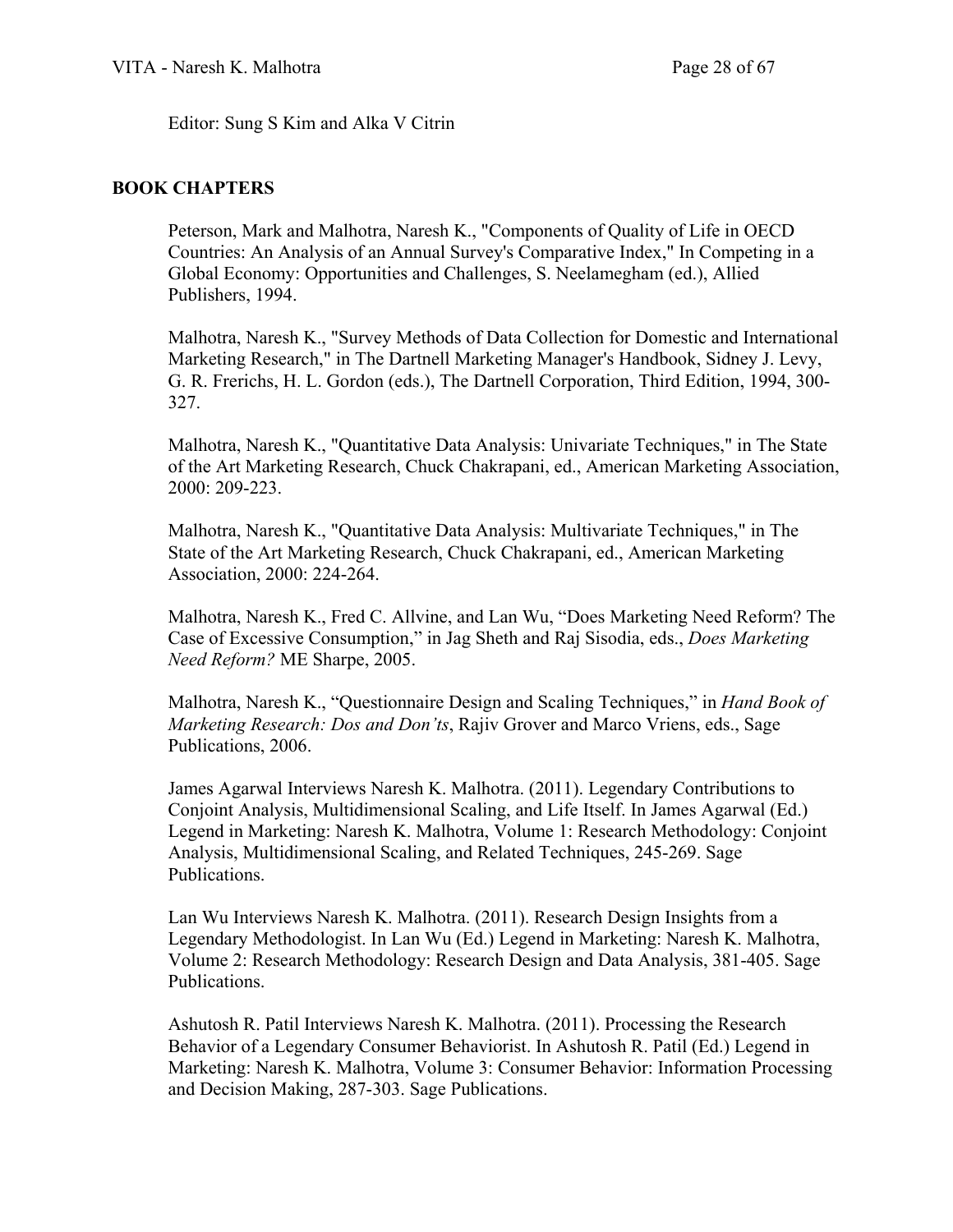Editor: Sung S Kim and Alka V Citrin

## BOOK CHAPTERS

Peterson, Mark and Malhotra, Naresh K., "Components of Quality of Life in OECD Countries: An Analysis of an Annual Survey's Comparative Index," In Competing in a Global Economy: Opportunities and Challenges, S. Neelamegham (ed.), Allied Publishers, 1994.

Malhotra, Naresh K., "Survey Methods of Data Collection for Domestic and International Marketing Research," in The Dartnell Marketing Manager's Handbook, Sidney J. Levy, G. R. Frerichs, H. L. Gordon (eds.), The Dartnell Corporation, Third Edition, 1994, 300-327.

Malhotra, Naresh K., "Quantitative Data Analysis: Univariate Techniques," in The State of the Art Marketing Research, Chuck Chakrapani, ed., American Marketing Association, 2000: 209-223.

Malhotra, Naresh K., "Quantitative Data Analysis: Multivariate Techniques," in The State of the Art Marketing Research, Chuck Chakrapani, ed., American Marketing Association, 2000: 224-264.

Malhotra, Naresh K., Fred C. Allvine, and Lan Wu, "Does Marketing Need Reform? The Case of Excessive Consumption," in Jag Sheth and Raj Sisodia, eds., *Does Marketing Need Reform?* ME Sharpe, 2005.

Malhotra, Naresh K., "Questionnaire Design and Scaling Techniques," in *Hand Book of Marketing Research: Dos and Don'ts*, Rajiv Grover and Marco Vriens, eds., Sage Publications, 2006.

James Agarwal Interviews Naresh K. Malhotra. (2011). Legendary Contributions to Conjoint Analysis, Multidimensional Scaling, and Life Itself. In James Agarwal (Ed.) Legend in Marketing: Naresh K. Malhotra, Volume 1: Research Methodology: Conjoint Analysis, Multidimensional Scaling, and Related Techniques, 245-269. Sage Publications.

Lan Wu Interviews Naresh K. Malhotra. (2011). Research Design Insights from a Legendary Methodologist. In Lan Wu (Ed.) Legend in Marketing: Naresh K. Malhotra, Volume 2: Research Methodology: Research Design and Data Analysis, 381-405. Sage Publications.

Ashutosh R. Patil Interviews Naresh K. Malhotra. (2011). Processing the Research Behavior of a Legendary Consumer Behaviorist. In Ashutosh R. Patil (Ed.) Legend in Marketing: Naresh K. Malhotra, Volume 3: Consumer Behavior: Information Processing and Decision Making, 287-303. Sage Publications.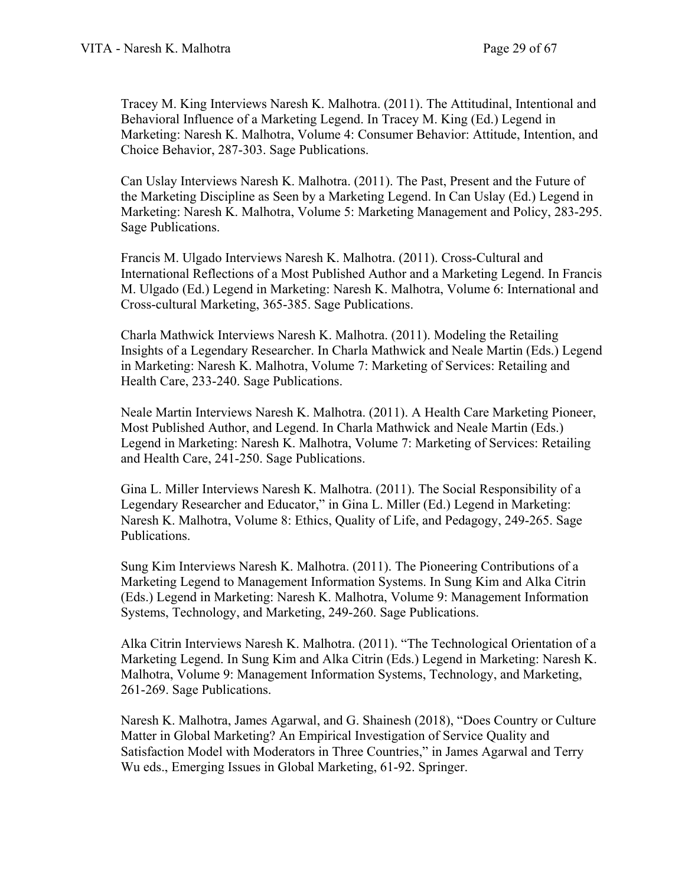Tracey M. King Interviews Naresh K. Malhotra. (2011). The Attitudinal, Intentional and Behavioral Influence of a Marketing Legend. In Tracey M. King (Ed.) Legend in Marketing: Naresh K. Malhotra, Volume 4: Consumer Behavior: Attitude, Intention, and Choice Behavior, 287-303. Sage Publications.

Can Uslay Interviews Naresh K. Malhotra. (2011). The Past, Present and the Future of the Marketing Discipline as Seen by a Marketing Legend. In Can Uslay (Ed.) Legend in Marketing: Naresh K. Malhotra, Volume 5: Marketing Management and Policy, 283-295. Sage Publications.

Francis M. Ulgado Interviews Naresh K. Malhotra. (2011). Cross-Cultural and International Reflections of a Most Published Author and a Marketing Legend. In Francis M. Ulgado (Ed.) Legend in Marketing: Naresh K. Malhotra, Volume 6: International and Cross-cultural Marketing, 365-385. Sage Publications.

Charla Mathwick Interviews Naresh K. Malhotra. (2011). Modeling the Retailing Insights of a Legendary Researcher. In Charla Mathwick and Neale Martin (Eds.) Legend in Marketing: Naresh K. Malhotra, Volume 7: Marketing of Services: Retailing and Health Care, 233-240. Sage Publications.

Neale Martin Interviews Naresh K. Malhotra. (2011). A Health Care Marketing Pioneer, Most Published Author, and Legend. In Charla Mathwick and Neale Martin (Eds.) Legend in Marketing: Naresh K. Malhotra, Volume 7: Marketing of Services: Retailing and Health Care, 241-250. Sage Publications.

Gina L. Miller Interviews Naresh K. Malhotra. (2011). The Social Responsibility of a Legendary Researcher and Educator," in Gina L. Miller (Ed.) Legend in Marketing: Naresh K. Malhotra, Volume 8: Ethics, Quality of Life, and Pedagogy, 249-265. Sage Publications.

Sung Kim Interviews Naresh K. Malhotra. (2011). The Pioneering Contributions of a Marketing Legend to Management Information Systems. In Sung Kim and Alka Citrin (Eds.) Legend in Marketing: Naresh K. Malhotra, Volume 9: Management Information Systems, Technology, and Marketing, 249-260. Sage Publications.

Alka Citrin Interviews Naresh K. Malhotra. (2011). "The Technological Orientation of a Marketing Legend. In Sung Kim and Alka Citrin (Eds.) Legend in Marketing: Naresh K. Malhotra, Volume 9: Management Information Systems, Technology, and Marketing, 261-269. Sage Publications.

Naresh K. Malhotra, James Agarwal, and G. Shainesh (2018), "Does Country or Culture Matter in Global Marketing? An Empirical Investigation of Service Quality and Satisfaction Model with Moderators in Three Countries," in James Agarwal and Terry Wu eds., Emerging Issues in Global Marketing, 61-92. Springer.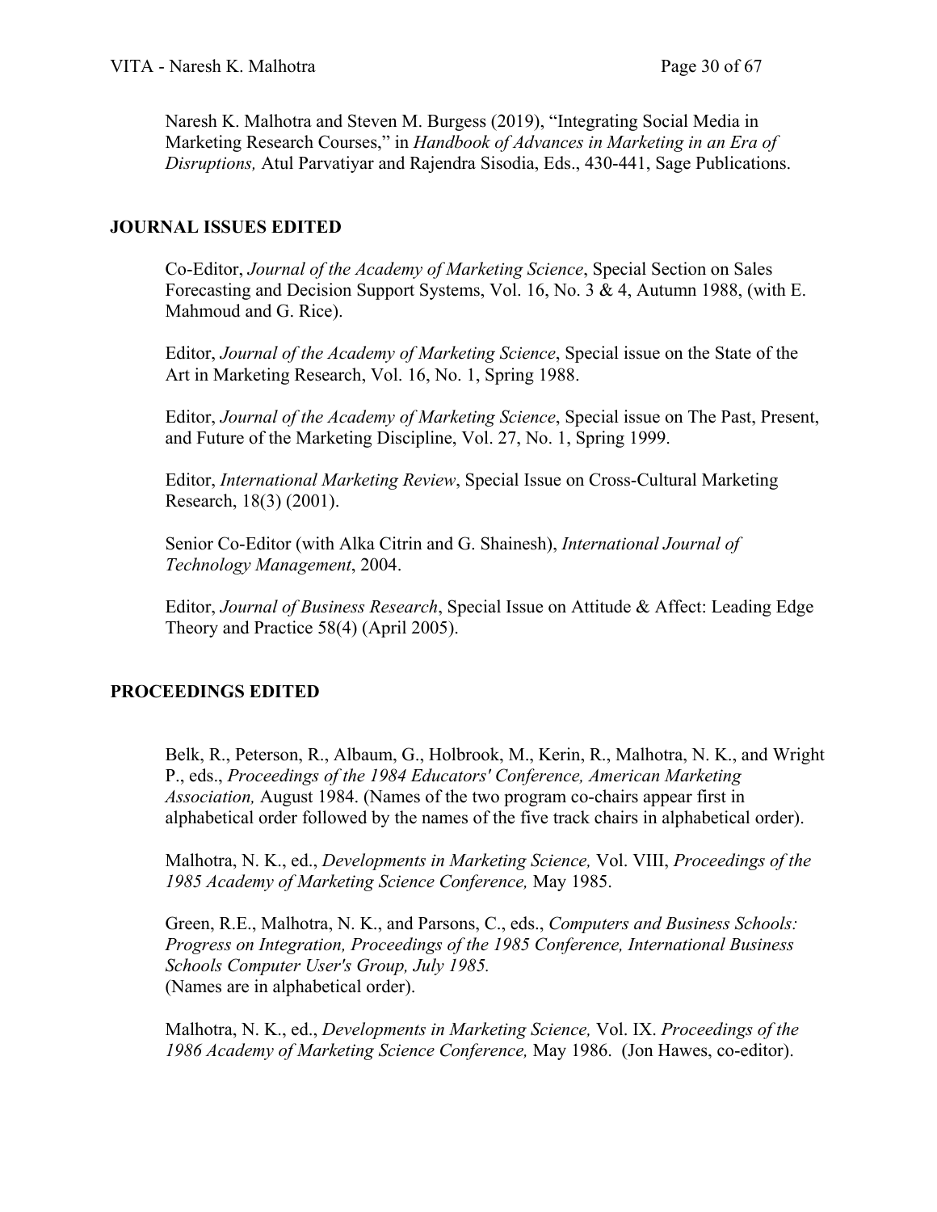Naresh K. Malhotra and Steven M. Burgess (2019), "Integrating Social Media in Marketing Research Courses," in *Handbook of Advances in Marketing in an Era of Disruptions,* Atul Parvatiyar and Rajendra Sisodia, Eds., 430-441, Sage Publications.

## JOURNAL ISSUES EDITED

Co-Editor, *Journal of the Academy of Marketing Science*, Special Section on Sales Forecasting and Decision Support Systems, Vol. 16, No. 3 & 4, Autumn 1988, (with E. Mahmoud and G. Rice).

Editor, *Journal of the Academy of Marketing Science*, Special issue on the State of the Art in Marketing Research, Vol. 16, No. 1, Spring 1988.

Editor, *Journal of the Academy of Marketing Science*, Special issue on The Past, Present, and Future of the Marketing Discipline, Vol. 27, No. 1, Spring 1999.

Editor, *International Marketing Review*, Special Issue on Cross-Cultural Marketing Research, 18(3) (2001).

Senior Co-Editor (with Alka Citrin and G. Shainesh), *International Journal of Technology Management*, 2004.

Editor, *Journal of Business Research*, Special Issue on Attitude & Affect: Leading Edge Theory and Practice 58(4) (April 2005).

## PROCEEDINGS EDITED

Belk, R., Peterson, R., Albaum, G., Holbrook, M., Kerin, R., Malhotra, N. K., and Wright P., eds., *Proceedings of the 1984 Educators' Conference, American Marketing Association,* August 1984. (Names of the two program co-chairs appear first in alphabetical order followed by the names of the five track chairs in alphabetical order).

Malhotra, N. K., ed., *Developments in Marketing Science,* Vol. VIII, *Proceedings of the 1985 Academy of Marketing Science Conference,* May 1985.

Green, R.E., Malhotra, N. K., and Parsons, C., eds., *Computers and Business Schools: Progress on Integration, Proceedings of the 1985 Conference, International Business Schools Computer User's Group, July 1985.*
(Names are in alphabetical order).

Malhotra, N. K., ed., *Developments in Marketing Science,* Vol. IX. *Proceedings of the 1986 Academy of Marketing Science Conference,* May 1986. (Jon Hawes, co-editor).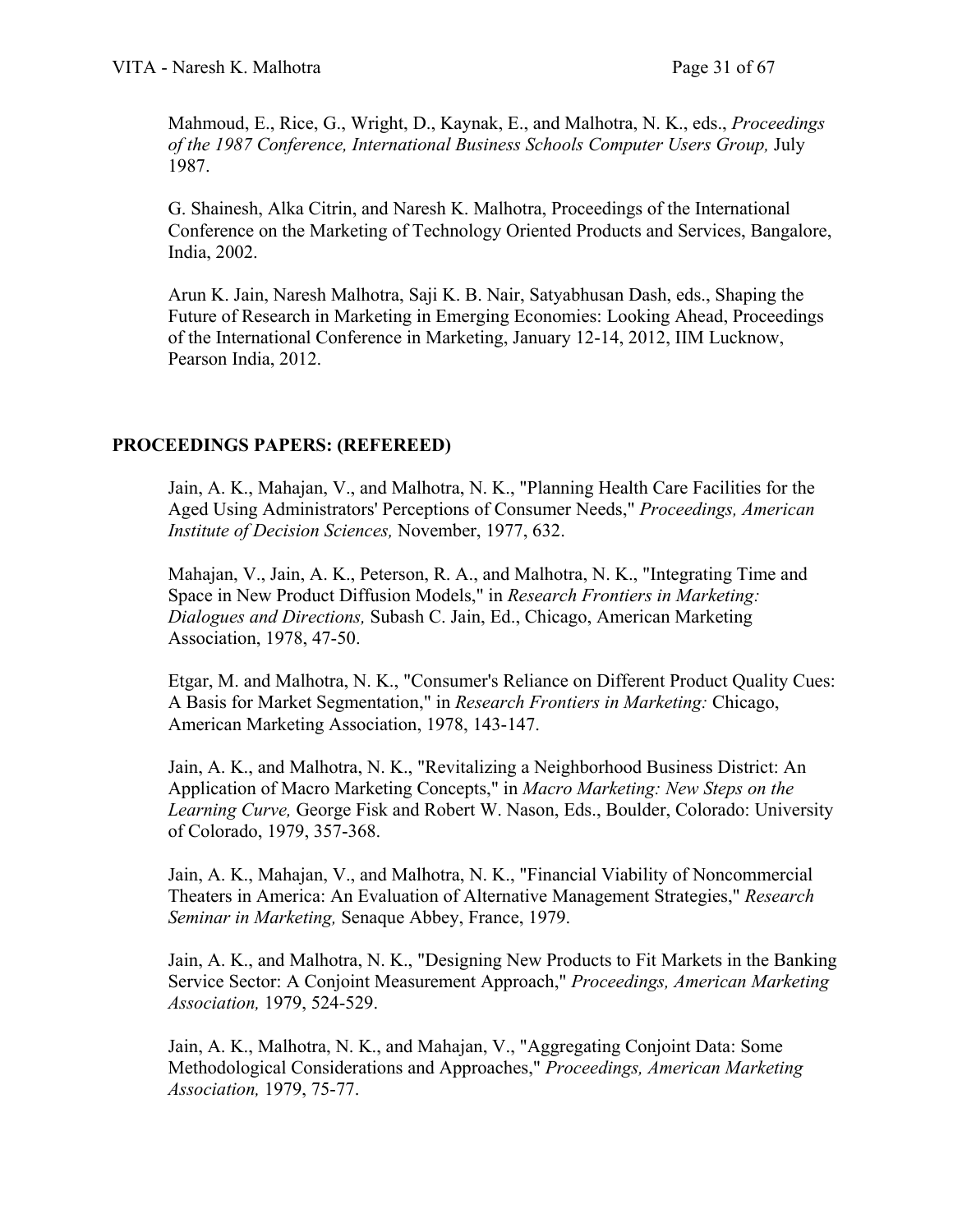Mahmoud, E., Rice, G., Wright, D., Kaynak, E., and Malhotra, N. K., eds., *Proceedings of the 1987 Conference, International Business Schools Computer Users Group,* July 1987.

G. Shainesh, Alka Citrin, and Naresh K. Malhotra, Proceedings of the International Conference on the Marketing of Technology Oriented Products and Services, Bangalore, India, 2002.

Arun K. Jain, Naresh Malhotra, Saji K. B. Nair, Satyabhusan Dash, eds., Shaping the Future of Research in Marketing in Emerging Economies: Looking Ahead, Proceedings of the International Conference in Marketing, January 12-14, 2012, IIM Lucknow, Pearson India, 2012.

## PROCEEDINGS PAPERS: (REFEREED)

Jain, A. K., Mahajan, V., and Malhotra, N. K., "Planning Health Care Facilities for the Aged Using Administrators' Perceptions of Consumer Needs," *Proceedings, American Institute of Decision Sciences,* November, 1977, 632.

Mahajan, V., Jain, A. K., Peterson, R. A., and Malhotra, N. K., "Integrating Time and Space in New Product Diffusion Models," in *Research Frontiers in Marketing: Dialogues and Directions,* Subash C. Jain, Ed., Chicago, American Marketing Association, 1978, 47-50.

Etgar, M. and Malhotra, N. K., "Consumer's Reliance on Different Product Quality Cues: A Basis for Market Segmentation," in *Research Frontiers in Marketing:* Chicago, American Marketing Association, 1978, 143-147.

Jain, A. K., and Malhotra, N. K., "Revitalizing a Neighborhood Business District: An Application of Macro Marketing Concepts," in *Macro Marketing: New Steps on the Learning Curve,* George Fisk and Robert W. Nason, Eds., Boulder, Colorado: University of Colorado, 1979, 357-368.

Jain, A. K., Mahajan, V., and Malhotra, N. K., "Financial Viability of Noncommercial Theaters in America: An Evaluation of Alternative Management Strategies," *Research Seminar in Marketing,* Senaque Abbey, France, 1979.

Jain, A. K., and Malhotra, N. K., "Designing New Products to Fit Markets in the Banking Service Sector: A Conjoint Measurement Approach," *Proceedings, American Marketing Association,* 1979, 524-529.

Jain, A. K., Malhotra, N. K., and Mahajan, V., "Aggregating Conjoint Data: Some Methodological Considerations and Approaches," *Proceedings, American Marketing Association,* 1979, 75-77.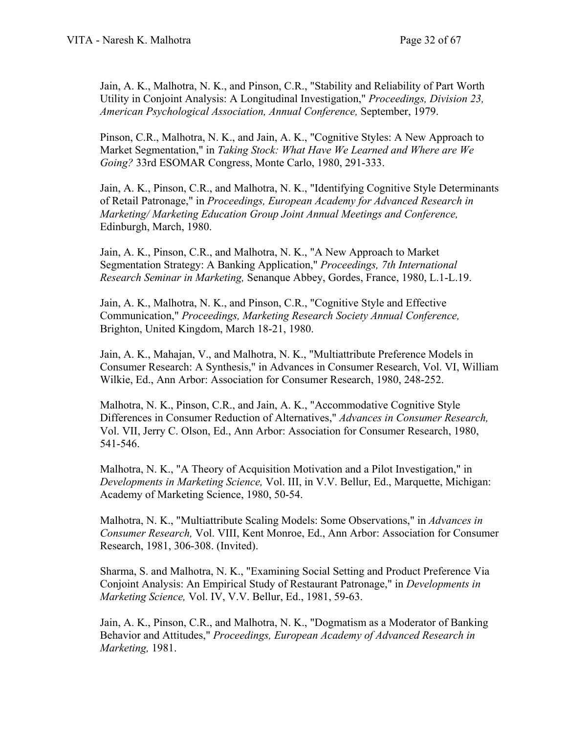Jain, A. K., Malhotra, N. K., and Pinson, C.R., "Stability and Reliability of Part Worth Utility in Conjoint Analysis: A Longitudinal Investigation," *Proceedings, Division 23, American Psychological Association, Annual Conference,* September, 1979.

Pinson, C.R., Malhotra, N. K., and Jain, A. K., "Cognitive Styles: A New Approach to Market Segmentation," in *Taking Stock: What Have We Learned and Where are We Going?* 33rd ESOMAR Congress, Monte Carlo, 1980, 291-333.

Jain, A. K., Pinson, C.R., and Malhotra, N. K., "Identifying Cognitive Style Determinants of Retail Patronage," in *Proceedings, European Academy for Advanced Research in Marketing/ Marketing Education Group Joint Annual Meetings and Conference,* Edinburgh, March, 1980.

Jain, A. K., Pinson, C.R., and Malhotra, N. K., "A New Approach to Market Segmentation Strategy: A Banking Application," *Proceedings, 7th International Research Seminar in Marketing,* Senanque Abbey, Gordes, France, 1980, L.1-L.19.

Jain, A. K., Malhotra, N. K., and Pinson, C.R., "Cognitive Style and Effective Communication," *Proceedings, Marketing Research Society Annual Conference,* Brighton, United Kingdom, March 18-21, 1980.

Jain, A. K., Mahajan, V., and Malhotra, N. K., "Multiattribute Preference Models in Consumer Research: A Synthesis," in Advances in Consumer Research, Vol. VI, William Wilkie, Ed., Ann Arbor: Association for Consumer Research, 1980, 248-252.

Malhotra, N. K., Pinson, C.R., and Jain, A. K., "Accommodative Cognitive Style Differences in Consumer Reduction of Alternatives," *Advances in Consumer Research,* Vol. VII, Jerry C. Olson, Ed., Ann Arbor: Association for Consumer Research, 1980, 541-546.

Malhotra, N. K., "A Theory of Acquisition Motivation and a Pilot Investigation," in *Developments in Marketing Science,* Vol. III, in V.V. Bellur, Ed., Marquette, Michigan: Academy of Marketing Science, 1980, 50-54.

Malhotra, N. K., "Multiattribute Scaling Models: Some Observations," in *Advances in Consumer Research,* Vol. VIII, Kent Monroe, Ed., Ann Arbor: Association for Consumer Research, 1981, 306-308. (Invited).

Sharma, S. and Malhotra, N. K., "Examining Social Setting and Product Preference Via Conjoint Analysis: An Empirical Study of Restaurant Patronage," in *Developments in Marketing Science,* Vol. IV, V.V. Bellur, Ed., 1981, 59-63.

Jain, A. K., Pinson, C.R., and Malhotra, N. K., "Dogmatism as a Moderator of Banking Behavior and Attitudes," *Proceedings, European Academy of Advanced Research in Marketing,* 1981.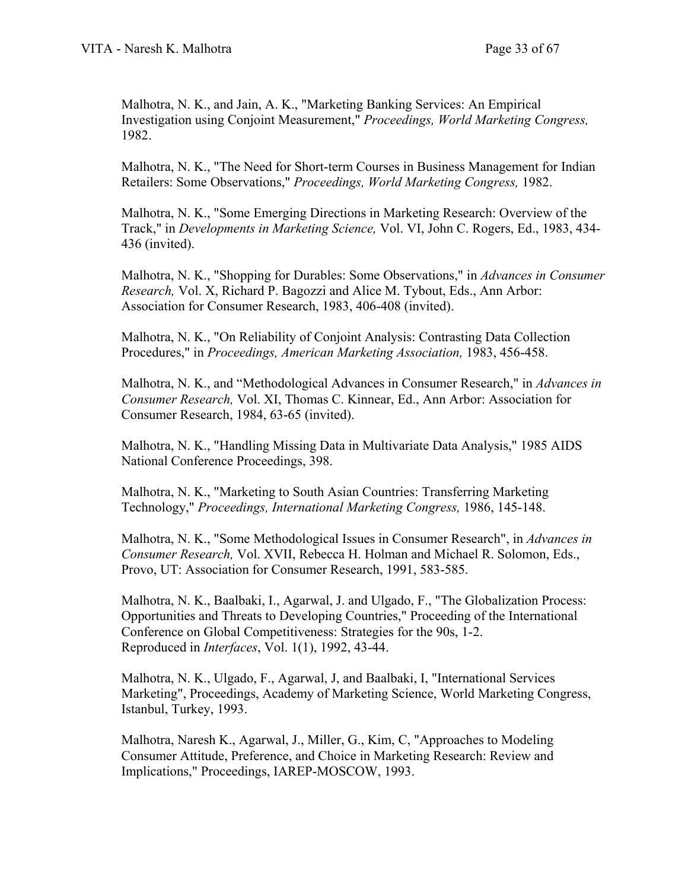Malhotra, N. K., and Jain, A. K., "Marketing Banking Services: An Empirical Investigation using Conjoint Measurement," *Proceedings, World Marketing Congress,* 1982.

Malhotra, N. K., "The Need for Short-term Courses in Business Management for Indian Retailers: Some Observations," *Proceedings, World Marketing Congress,* 1982.

Malhotra, N. K., "Some Emerging Directions in Marketing Research: Overview of the Track," in *Developments in Marketing Science,* Vol. VI, John C. Rogers, Ed., 1983, 434-436 (invited).

Malhotra, N. K., "Shopping for Durables: Some Observations," in *Advances in Consumer Research,* Vol. X, Richard P. Bagozzi and Alice M. Tybout, Eds., Ann Arbor: Association for Consumer Research, 1983, 406-408 (invited).

Malhotra, N. K., "On Reliability of Conjoint Analysis: Contrasting Data Collection Procedures," in *Proceedings, American Marketing Association,* 1983, 456-458.

Malhotra, N. K., and "Methodological Advances in Consumer Research," in *Advances in Consumer Research,* Vol. XI, Thomas C. Kinnear, Ed., Ann Arbor: Association for Consumer Research, 1984, 63-65 (invited).

Malhotra, N. K., "Handling Missing Data in Multivariate Data Analysis," 1985 AIDS National Conference Proceedings, 398.

Malhotra, N. K., "Marketing to South Asian Countries: Transferring Marketing Technology," *Proceedings, International Marketing Congress,* 1986, 145-148.

Malhotra, N. K., "Some Methodological Issues in Consumer Research", in *Advances in Consumer Research,* Vol. XVII, Rebecca H. Holman and Michael R. Solomon, Eds., Provo, UT: Association for Consumer Research, 1991, 583-585.

Malhotra, N. K., Baalbaki, I., Agarwal, J. and Ulgado, F., "The Globalization Process: Opportunities and Threats to Developing Countries," Proceeding of the International Conference on Global Competitiveness: Strategies for the 90s, 1-2. Reproduced in *Interfaces*, Vol. 1(1), 1992, 43-44.

Malhotra, N. K., Ulgado, F., Agarwal, J, and Baalbaki, I, "International Services Marketing", Proceedings, Academy of Marketing Science, World Marketing Congress, Istanbul, Turkey, 1993.

Malhotra, Naresh K., Agarwal, J., Miller, G., Kim, C, "Approaches to Modeling Consumer Attitude, Preference, and Choice in Marketing Research: Review and Implications," Proceedings, IAREP-MOSCOW, 1993.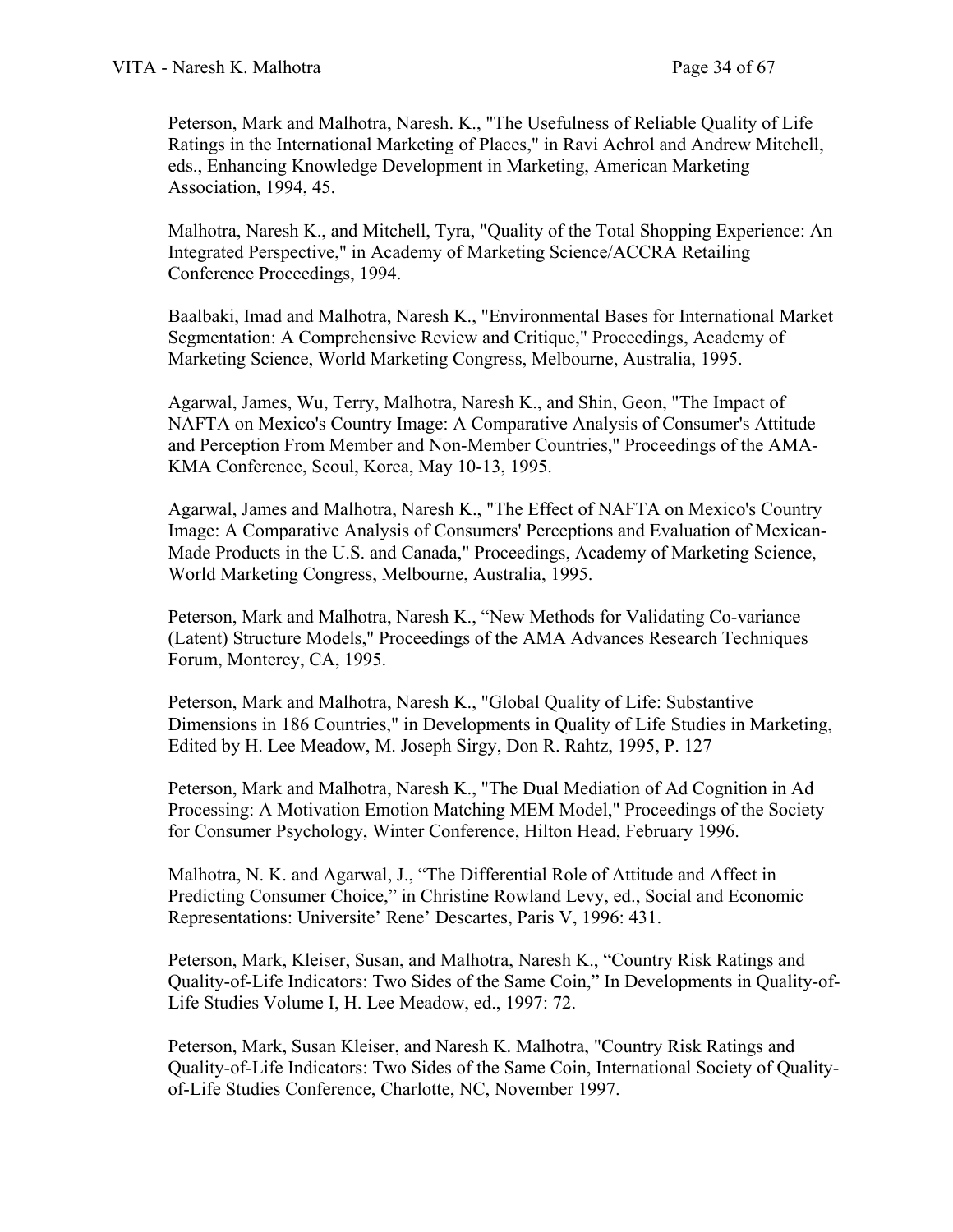Peterson, Mark and Malhotra, Naresh. K., "The Usefulness of Reliable Quality of Life Ratings in the International Marketing of Places," in Ravi Achrol and Andrew Mitchell, eds., Enhancing Knowledge Development in Marketing, American Marketing Association, 1994, 45.

Malhotra, Naresh K., and Mitchell, Tyra, "Quality of the Total Shopping Experience: An Integrated Perspective," in Academy of Marketing Science/ACCRA Retailing Conference Proceedings, 1994.

Baalbaki, Imad and Malhotra, Naresh K., "Environmental Bases for International Market Segmentation: A Comprehensive Review and Critique," Proceedings, Academy of Marketing Science, World Marketing Congress, Melbourne, Australia, 1995.

Agarwal, James, Wu, Terry, Malhotra, Naresh K., and Shin, Geon, "The Impact of NAFTA on Mexico's Country Image: A Comparative Analysis of Consumer's Attitude and Perception From Member and Non-Member Countries," Proceedings of the AMA-KMA Conference, Seoul, Korea, May 10-13, 1995.

Agarwal, James and Malhotra, Naresh K., "The Effect of NAFTA on Mexico's Country Image: A Comparative Analysis of Consumers' Perceptions and Evaluation of Mexican-Made Products in the U.S. and Canada," Proceedings, Academy of Marketing Science, World Marketing Congress, Melbourne, Australia, 1995.

Peterson, Mark and Malhotra, Naresh K., "New Methods for Validating Co-variance (Latent) Structure Models," Proceedings of the AMA Advances Research Techniques Forum, Monterey, CA, 1995.

Peterson, Mark and Malhotra, Naresh K., "Global Quality of Life: Substantive Dimensions in 186 Countries," in Developments in Quality of Life Studies in Marketing, Edited by H. Lee Meadow, M. Joseph Sirgy, Don R. Rahtz, 1995, P. 127

Peterson, Mark and Malhotra, Naresh K., "The Dual Mediation of Ad Cognition in Ad Processing: A Motivation Emotion Matching MEM Model," Proceedings of the Society for Consumer Psychology, Winter Conference, Hilton Head, February 1996.

Malhotra, N. K. and Agarwal, J., "The Differential Role of Attitude and Affect in Predicting Consumer Choice," in Christine Rowland Levy, ed., Social and Economic Representations: Universite' Rene' Descartes, Paris V, 1996: 431.

Peterson, Mark, Kleiser, Susan, and Malhotra, Naresh K., "Country Risk Ratings and Quality-of-Life Indicators: Two Sides of the Same Coin," In Developments in Quality-of-Life Studies Volume I, H. Lee Meadow, ed., 1997: 72.

Peterson, Mark, Susan Kleiser, and Naresh K. Malhotra, "Country Risk Ratings and Quality-of-Life Indicators: Two Sides of the Same Coin, International Society of Quality-of-Life Studies Conference, Charlotte, NC, November 1997.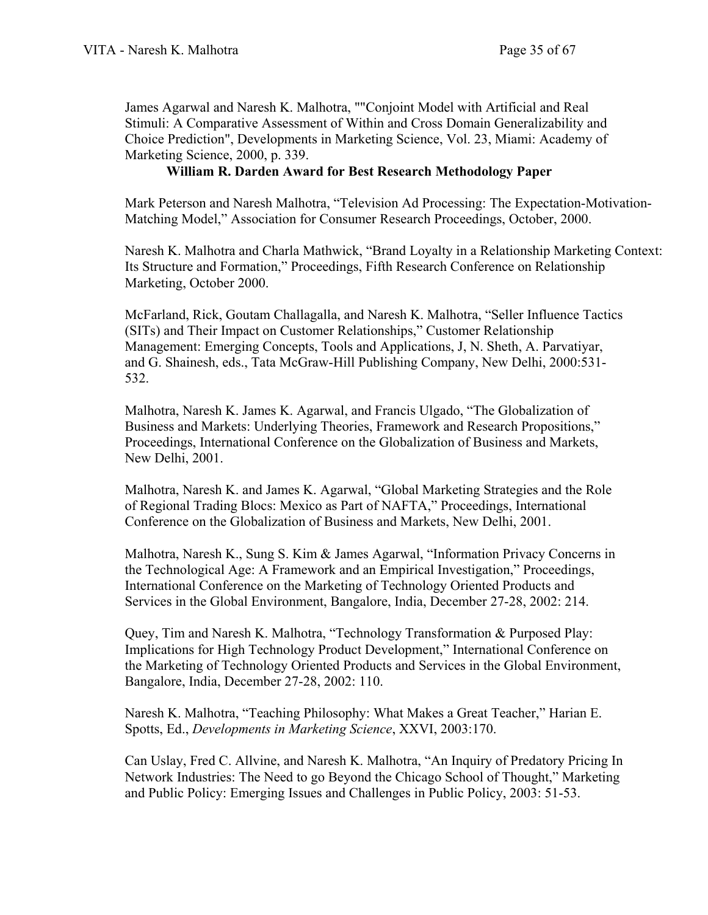James Agarwal and Naresh K. Malhotra, ""Conjoint Model with Artificial and Real Stimuli: A Comparative Assessment of Within and Cross Domain Generalizability and Choice Prediction", Developments in Marketing Science, Vol. 23, Miami: Academy of Marketing Science, 2000, p. 339.

**William R. Darden Award for Best Research Methodology Paper**

Mark Peterson and Naresh Malhotra, "Television Ad Processing: The Expectation-Motivation-Matching Model," Association for Consumer Research Proceedings, October, 2000.

Naresh K. Malhotra and Charla Mathwick, "Brand Loyalty in a Relationship Marketing Context: Its Structure and Formation," Proceedings, Fifth Research Conference on Relationship Marketing, October 2000.

McFarland, Rick, Goutam Challagalla, and Naresh K. Malhotra, "Seller Influence Tactics (SITs) and Their Impact on Customer Relationships," Customer Relationship Management: Emerging Concepts, Tools and Applications, J, N. Sheth, A. Parvatiyar, and G. Shainesh, eds., Tata McGraw-Hill Publishing Company, New Delhi, 2000:531-532.

Malhotra, Naresh K. James K. Agarwal, and Francis Ulgado, "The Globalization of Business and Markets: Underlying Theories, Framework and Research Propositions," Proceedings, International Conference on the Globalization of Business and Markets, New Delhi, 2001.

Malhotra, Naresh K. and James K. Agarwal, "Global Marketing Strategies and the Role of Regional Trading Blocs: Mexico as Part of NAFTA," Proceedings, International Conference on the Globalization of Business and Markets, New Delhi, 2001.

Malhotra, Naresh K., Sung S. Kim & James Agarwal, "Information Privacy Concerns in the Technological Age: A Framework and an Empirical Investigation," Proceedings, International Conference on the Marketing of Technology Oriented Products and Services in the Global Environment, Bangalore, India, December 27-28, 2002: 214.

Quey, Tim and Naresh K. Malhotra, "Technology Transformation & Purposed Play: Implications for High Technology Product Development," International Conference on the Marketing of Technology Oriented Products and Services in the Global Environment, Bangalore, India, December 27-28, 2002: 110.

Naresh K. Malhotra, "Teaching Philosophy: What Makes a Great Teacher," Harian E. Spotts, Ed., *Developments in Marketing Science*, XXVI, 2003:170.

Can Uslay, Fred C. Allvine, and Naresh K. Malhotra, "An Inquiry of Predatory Pricing In Network Industries: The Need to go Beyond the Chicago School of Thought," Marketing and Public Policy: Emerging Issues and Challenges in Public Policy, 2003: 51-53.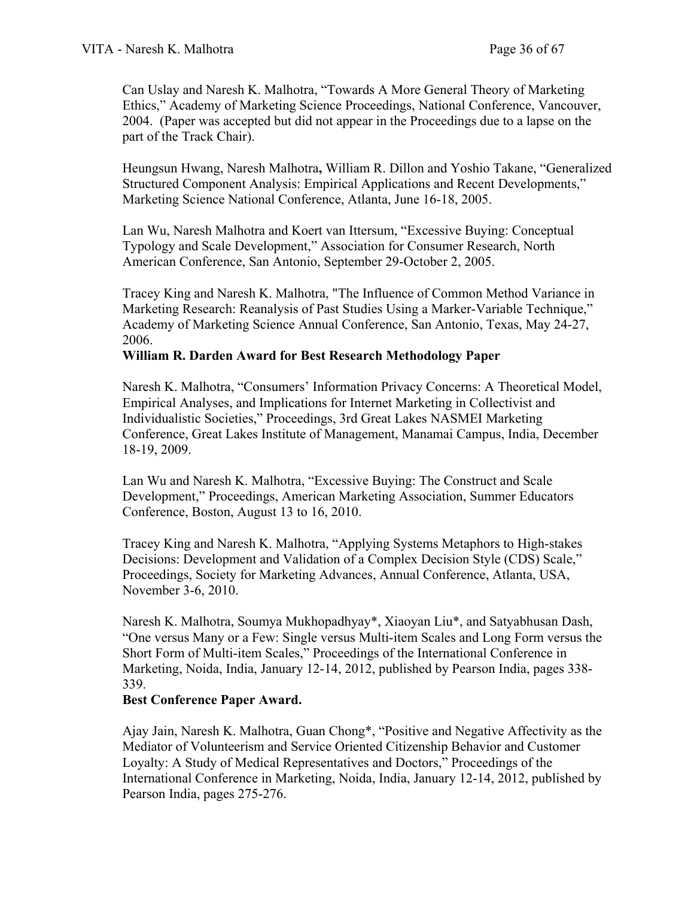Can Uslay and Naresh K. Malhotra, "Towards A More General Theory of Marketing Ethics," Academy of Marketing Science Proceedings, National Conference, Vancouver, 2004. (Paper was accepted but did not appear in the Proceedings due to a lapse on the part of the Track Chair).

Heungsun Hwang, Naresh Malhotra**,** William R. Dillon and Yoshio Takane, "Generalized Structured Component Analysis: Empirical Applications and Recent Developments," Marketing Science National Conference, Atlanta, June 16-18, 2005.

Lan Wu, Naresh Malhotra and Koert van Ittersum, "Excessive Buying: Conceptual Typology and Scale Development," Association for Consumer Research, North American Conference, San Antonio, September 29-October 2, 2005.

Tracey King and Naresh K. Malhotra, "The Influence of Common Method Variance in Marketing Research: Reanalysis of Past Studies Using a Marker-Variable Technique," Academy of Marketing Science Annual Conference, San Antonio, Texas, May 24-27, 2006.
**William R. Darden Award for Best Research Methodology Paper**

Naresh K. Malhotra, "Consumers' Information Privacy Concerns: A Theoretical Model, Empirical Analyses, and Implications for Internet Marketing in Collectivist and Individualistic Societies," Proceedings, 3rd Great Lakes NASMEI Marketing Conference, Great Lakes Institute of Management, Manamai Campus, India, December 18-19, 2009.

Lan Wu and Naresh K. Malhotra, "Excessive Buying: The Construct and Scale Development," Proceedings, American Marketing Association, Summer Educators Conference, Boston, August 13 to 16, 2010.

Tracey King and Naresh K. Malhotra, "Applying Systems Metaphors to High-stakes Decisions: Development and Validation of a Complex Decision Style (CDS) Scale," Proceedings, Society for Marketing Advances, Annual Conference, Atlanta, USA, November 3-6, 2010.

Naresh K. Malhotra, Soumya Mukhopadhyay*, Xiaoyan Liu*, and Satyabhusan Dash, "One versus Many or a Few: Single versus Multi-item Scales and Long Form versus the Short Form of Multi-item Scales," Proceedings of the International Conference in Marketing, Noida, India, January 12-14, 2012, published by Pearson India, pages 338-339.
**Best Conference Paper Award.**

Ajay Jain, Naresh K. Malhotra, Guan Chong*, "Positive and Negative Affectivity as the Mediator of Volunteerism and Service Oriented Citizenship Behavior and Customer Loyalty: A Study of Medical Representatives and Doctors," Proceedings of the International Conference in Marketing, Noida, India, January 12-14, 2012, published by Pearson India, pages 275-276.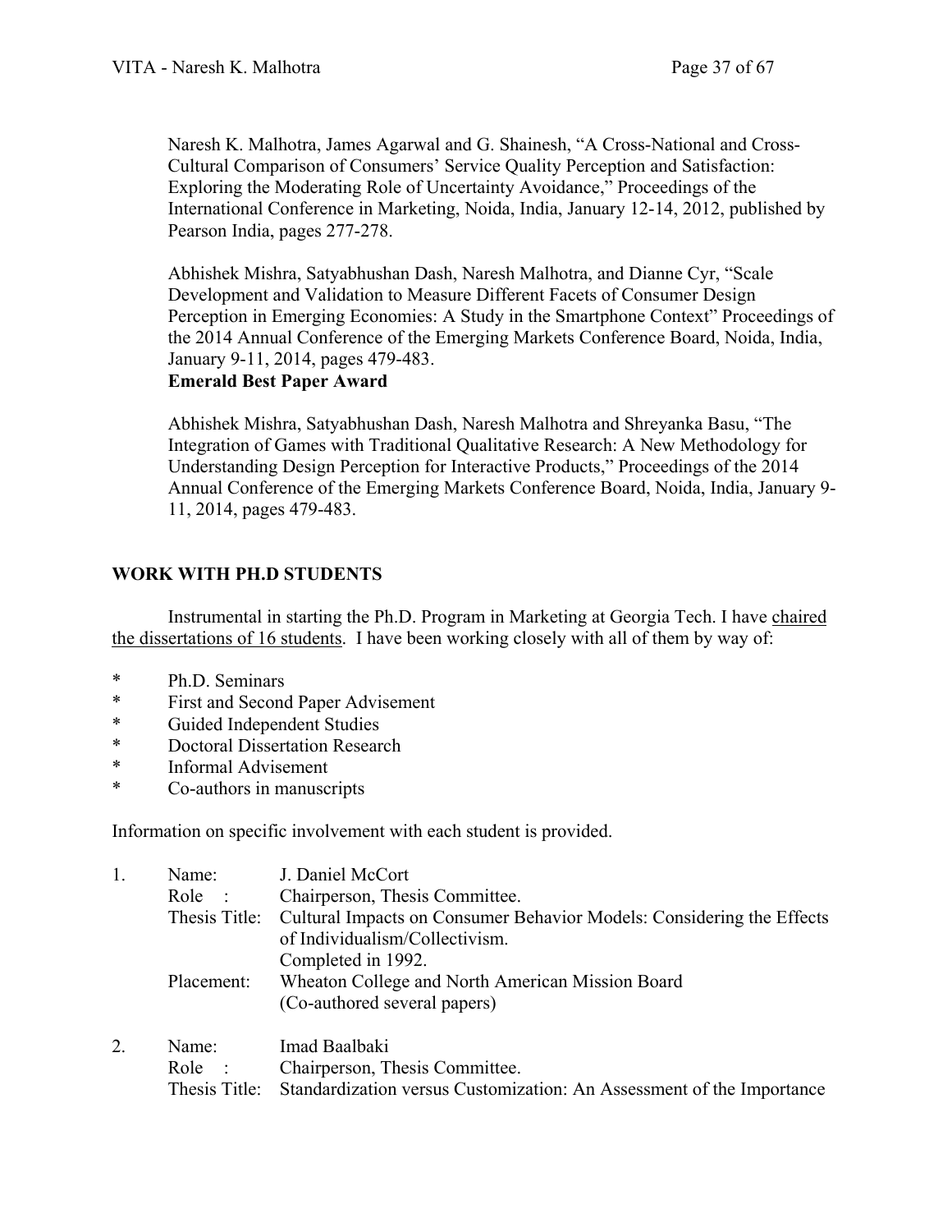Naresh K. Malhotra, James Agarwal and G. Shainesh, "A Cross-National and Cross-Cultural Comparison of Consumers' Service Quality Perception and Satisfaction: Exploring the Moderating Role of Uncertainty Avoidance," Proceedings of the International Conference in Marketing, Noida, India, January 12-14, 2012, published by Pearson India, pages 277-278.

Abhishek Mishra, Satyabhushan Dash, Naresh Malhotra, and Dianne Cyr, "Scale Development and Validation to Measure Different Facets of Consumer Design Perception in Emerging Economies: A Study in the Smartphone Context" Proceedings of the 2014 Annual Conference of the Emerging Markets Conference Board, Noida, India, January 9-11, 2014, pages 479-483.
**Emerald Best Paper Award**

Abhishek Mishra, Satyabhushan Dash, Naresh Malhotra and Shreyanka Basu, "The Integration of Games with Traditional Qualitative Research: A New Methodology for Understanding Design Perception for Interactive Products," Proceedings of the 2014 Annual Conference of the Emerging Markets Conference Board, Noida, India, January 9-11, 2014, pages 479-483.

## WORK WITH PH.D STUDENTS

Instrumental in starting the Ph.D. Program in Marketing at Georgia Tech. I have chaired the dissertations of 16 students. I have been working closely with all of them by way of:

* Ph.D. Seminars
* First and Second Paper Advisement
* Guided Independent Studies
* Doctoral Dissertation Research
* Informal Advisement
* Co-authors in manuscripts

Information on specific involvement with each student is provided.

1. Name: J. Daniel McCort
   Role : Chairperson, Thesis Committee.
   Thesis Title: Cultural Impacts on Consumer Behavior Models: Considering the Effects of Individualism/Collectivism.
   Completed in 1992.
   Placement: Wheaton College and North American Mission Board
   (Co-authored several papers)

2. Name: Imad Baalbaki
   Role : Chairperson, Thesis Committee.
   Thesis Title: Standardization versus Customization: An Assessment of the Importance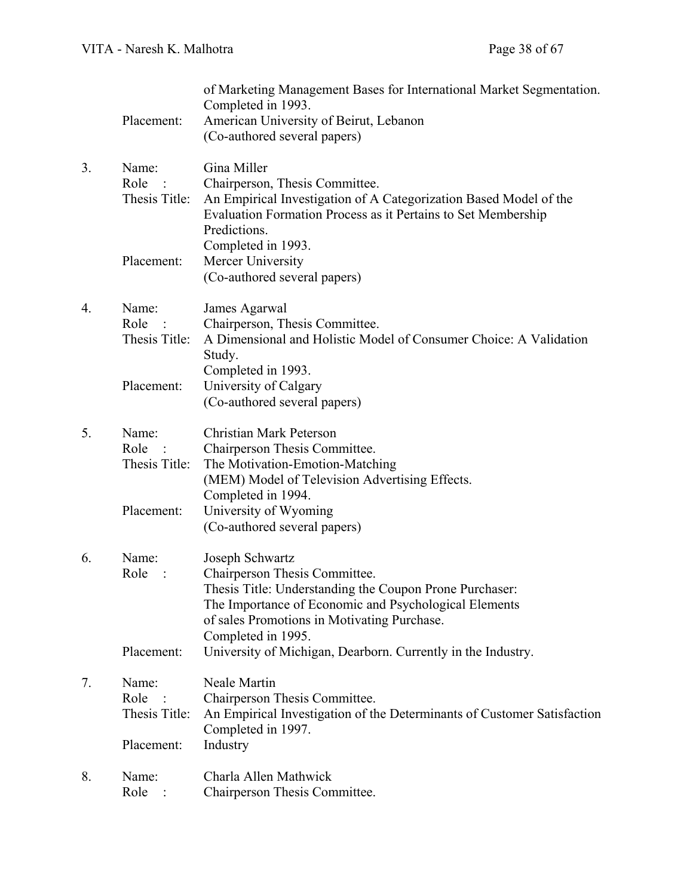of Marketing Management Bases for International Market Segmentation.
Completed in 1993.

Placement: American University of Beirut, Lebanon
(Co-authored several papers)

3. Name: Gina Miller
   Role : Chairperson, Thesis Committee.
   Thesis Title: An Empirical Investigation of A Categorization Based Model of the Evaluation Formation Process as it Pertains to Set Membership Predictions.
   Completed in 1993.
   Placement: Mercer University
   (Co-authored several papers)

4. Name: James Agarwal
   Role : Chairperson, Thesis Committee.
   Thesis Title: A Dimensional and Holistic Model of Consumer Choice: A Validation Study.
   Completed in 1993.
   Placement: University of Calgary
   (Co-authored several papers)

5. Name: Christian Mark Peterson
   Role : Chairperson Thesis Committee.
   Thesis Title: The Motivation-Emotion-Matching (MEM) Model of Television Advertising Effects.
   Completed in 1994.
   Placement: University of Wyoming
   (Co-authored several papers)

6. Name: Joseph Schwartz
   Role : Chairperson Thesis Committee.
   Thesis Title: Understanding the Coupon Prone Purchaser: The Importance of Economic and Psychological Elements of sales Promotions in Motivating Purchase.
   Completed in 1995.
   Placement: University of Michigan, Dearborn. Currently in the Industry.

7. Name: Neale Martin
   Role : Chairperson Thesis Committee.
   Thesis Title: An Empirical Investigation of the Determinants of Customer Satisfaction
   Completed in 1997.
   Placement: Industry

8. Name: Charla Allen Mathwick
   Role : Chairperson Thesis Committee.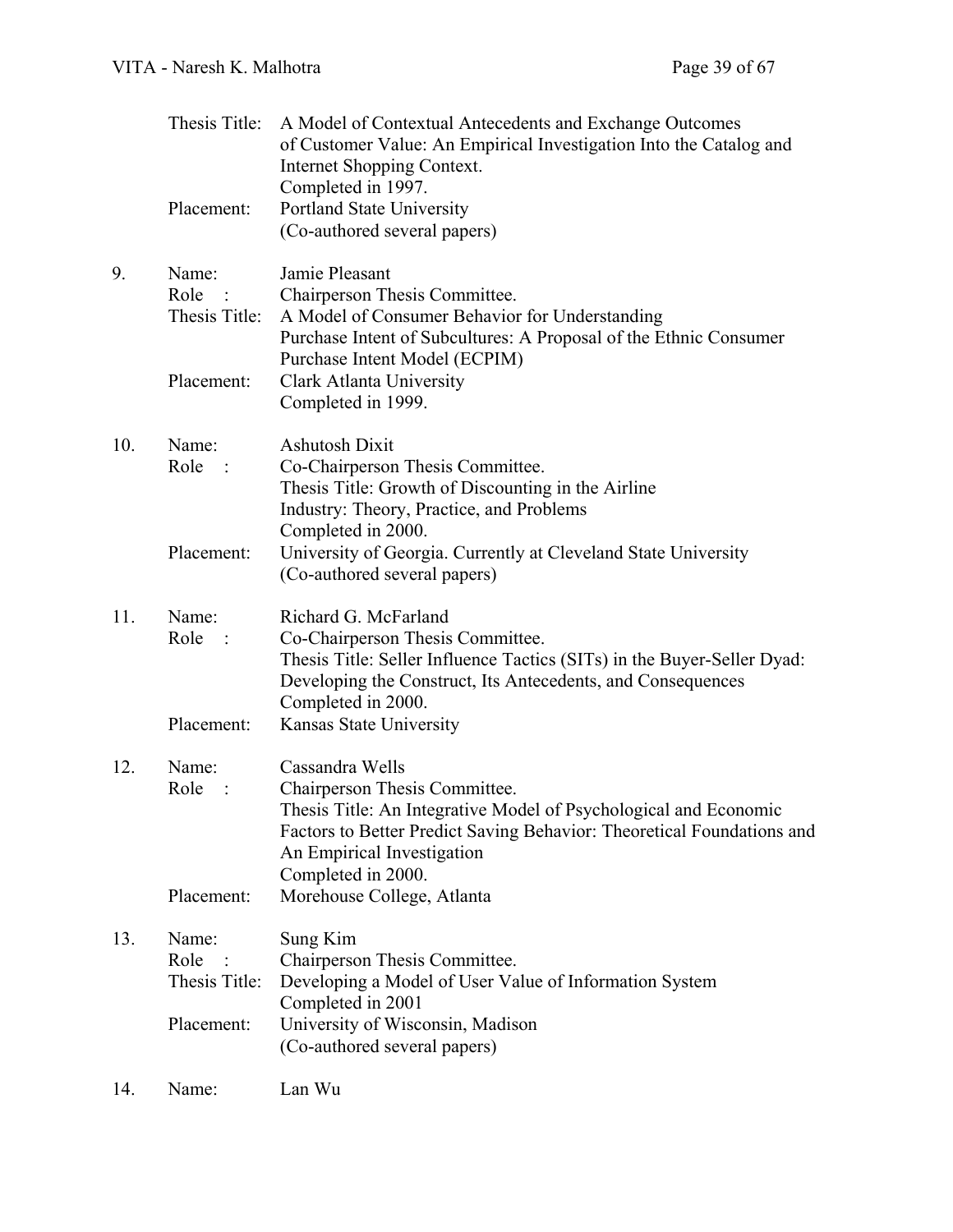Thesis Title: A Model of Contextual Antecedents and Exchange Outcomes of Customer Value: An Empirical Investigation Into the Catalog and Internet Shopping Context.
Completed in 1997.
Placement: Portland State University
(Co-authored several papers)

9. Name: Jamie Pleasant
Role : Chairperson Thesis Committee.
Thesis Title: A Model of Consumer Behavior for Understanding Purchase Intent of Subcultures: A Proposal of the Ethnic Consumer Purchase Intent Model (ECPIM)
Placement: Clark Atlanta University
Completed in 1999.

10. Name: Ashutosh Dixit
Role : Co-Chairperson Thesis Committee.
Thesis Title: Growth of Discounting in the Airline Industry: Theory, Practice, and Problems
Completed in 2000.
Placement: University of Georgia. Currently at Cleveland State University
(Co-authored several papers)

11. Name: Richard G. McFarland
Role : Co-Chairperson Thesis Committee.
Thesis Title: Seller Influence Tactics (SITs) in the Buyer-Seller Dyad: Developing the Construct, Its Antecedents, and Consequences
Completed in 2000.
Placement: Kansas State University

12. Name: Cassandra Wells
Role : Chairperson Thesis Committee.
Thesis Title: An Integrative Model of Psychological and Economic Factors to Better Predict Saving Behavior: Theoretical Foundations and An Empirical Investigation
Completed in 2000.
Placement: Morehouse College, Atlanta

13. Name: Sung Kim
Role : Chairperson Thesis Committee.
Thesis Title: Developing a Model of User Value of Information System
Completed in 2001
Placement: University of Wisconsin, Madison
(Co-authored several papers)

14. Name: Lan Wu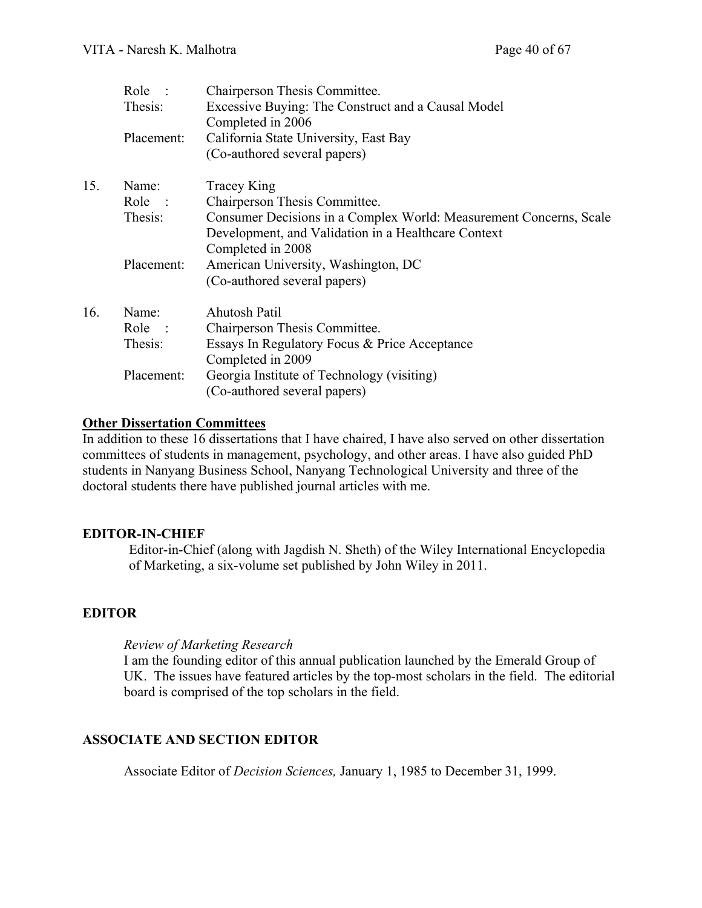Role : Chairperson Thesis Committee.
Thesis: Excessive Buying: The Construct and a Causal Model
Completed in 2006
Placement: California State University, East Bay
(Co-authored several papers)

15. Name: Tracey King
Role : Chairperson Thesis Committee.
Thesis: Consumer Decisions in a Complex World: Measurement Concerns, Scale Development, and Validation in a Healthcare Context
Completed in 2008
Placement: American University, Washington, DC
(Co-authored several papers)

16. Name: Ahutosh Patil
Role : Chairperson Thesis Committee.
Thesis: Essays In Regulatory Focus & Price Acceptance
Completed in 2009
Placement: Georgia Institute of Technology (visiting)
(Co-authored several papers)

**Other Dissertation Committees**

In addition to these 16 dissertations that I have chaired, I have also served on other dissertation committees of students in management, psychology, and other areas. I have also guided PhD students in Nanyang Business School, Nanyang Technological University and three of the doctoral students there have published journal articles with me.

## EDITOR-IN-CHIEF

Editor-in-Chief (along with Jagdish N. Sheth) of the Wiley International Encyclopedia of Marketing, a six-volume set published by John Wiley in 2011.

## EDITOR

*Review of Marketing Research*

I am the founding editor of this annual publication launched by the Emerald Group of UK. The issues have featured articles by the top-most scholars in the field. The editorial board is comprised of the top scholars in the field.

## ASSOCIATE AND SECTION EDITOR

Associate Editor of *Decision Sciences,* January 1, 1985 to December 31, 1999.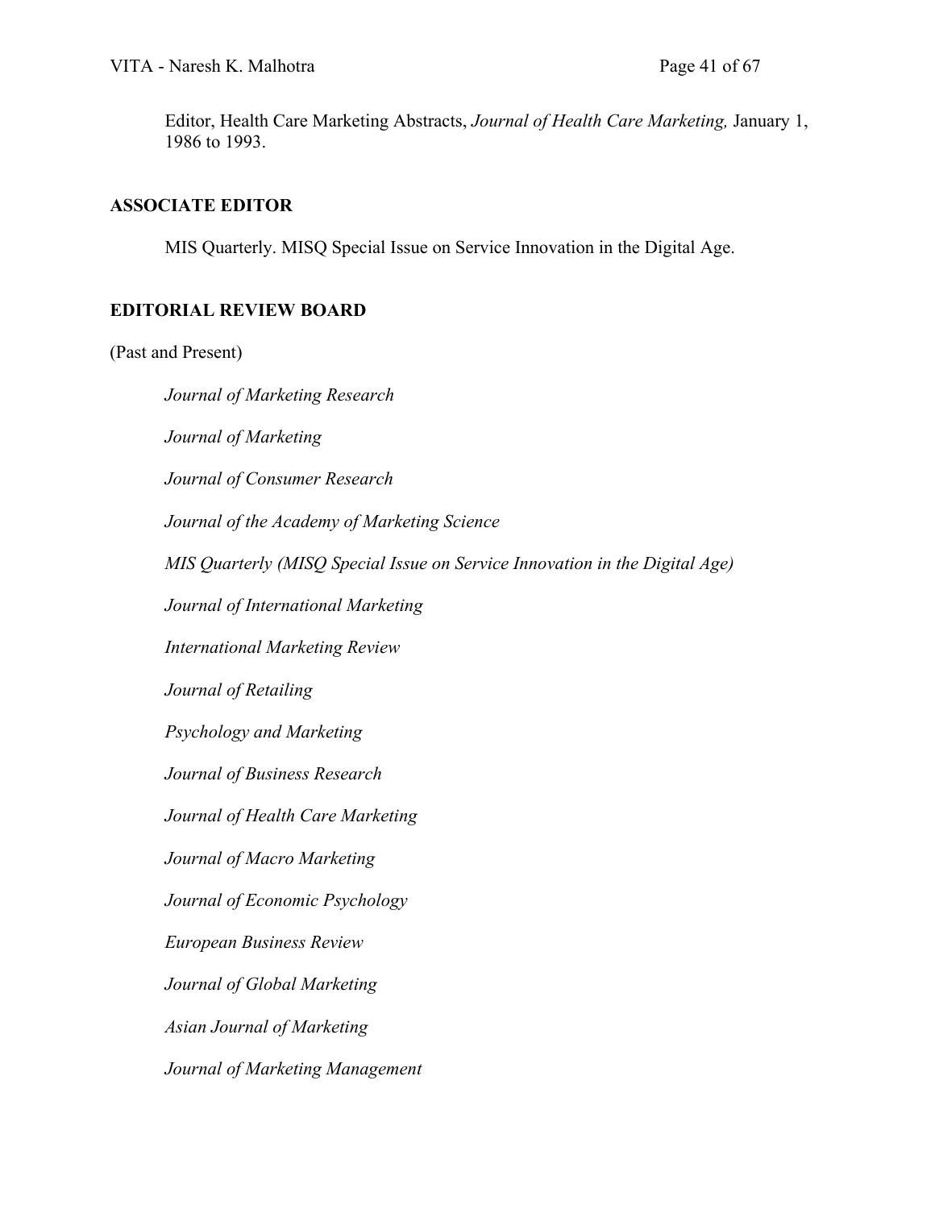Editor, Health Care Marketing Abstracts, *Journal of Health Care Marketing,* January 1, 1986 to 1993.

## ASSOCIATE EDITOR

MIS Quarterly. MISQ Special Issue on Service Innovation in the Digital Age.

## EDITORIAL REVIEW BOARD

(Past and Present)

*Journal of Marketing Research*

*Journal of Marketing*

*Journal of Consumer Research*

*Journal of the Academy of Marketing Science*

*MIS Quarterly (MISQ Special Issue on Service Innovation in the Digital Age)*

*Journal of International Marketing*

*International Marketing Review*

*Journal of Retailing*

*Psychology and Marketing*

*Journal of Business Research*

*Journal of Health Care Marketing*

*Journal of Macro Marketing*

*Journal of Economic Psychology*

*European Business Review*

*Journal of Global Marketing*

*Asian Journal of Marketing*

*Journal of Marketing Management*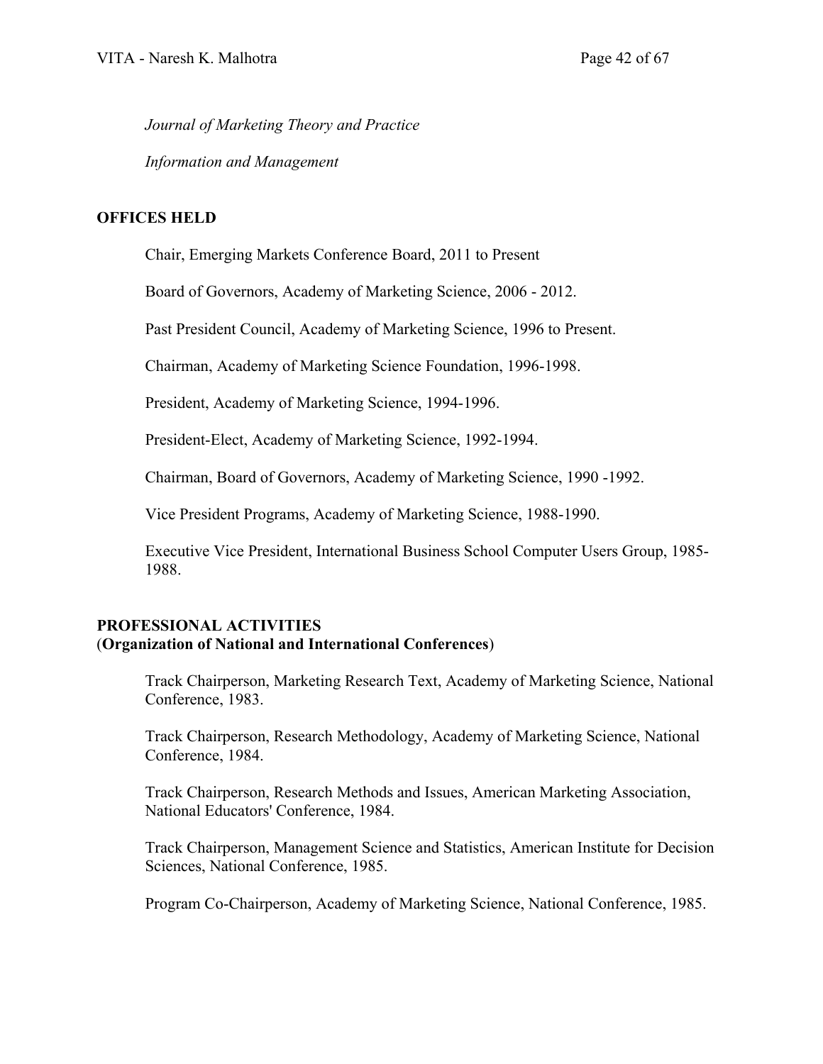*Journal of Marketing Theory and Practice*

*Information and Management*

## OFFICES HELD

Chair, Emerging Markets Conference Board, 2011 to Present

Board of Governors, Academy of Marketing Science, 2006 - 2012.

Past President Council, Academy of Marketing Science, 1996 to Present.

Chairman, Academy of Marketing Science Foundation, 1996-1998.

President, Academy of Marketing Science, 1994-1996.

President-Elect, Academy of Marketing Science, 1992-1994.

Chairman, Board of Governors, Academy of Marketing Science, 1990 -1992.

Vice President Programs, Academy of Marketing Science, 1988-1990.

Executive Vice President, International Business School Computer Users Group, 1985-1988.

## PROFESSIONAL ACTIVITIES
(**Organization of National and International Conferences**)

Track Chairperson, Marketing Research Text, Academy of Marketing Science, National Conference, 1983.

Track Chairperson, Research Methodology, Academy of Marketing Science, National Conference, 1984.

Track Chairperson, Research Methods and Issues, American Marketing Association, National Educators' Conference, 1984.

Track Chairperson, Management Science and Statistics, American Institute for Decision Sciences, National Conference, 1985.

Program Co-Chairperson, Academy of Marketing Science, National Conference, 1985.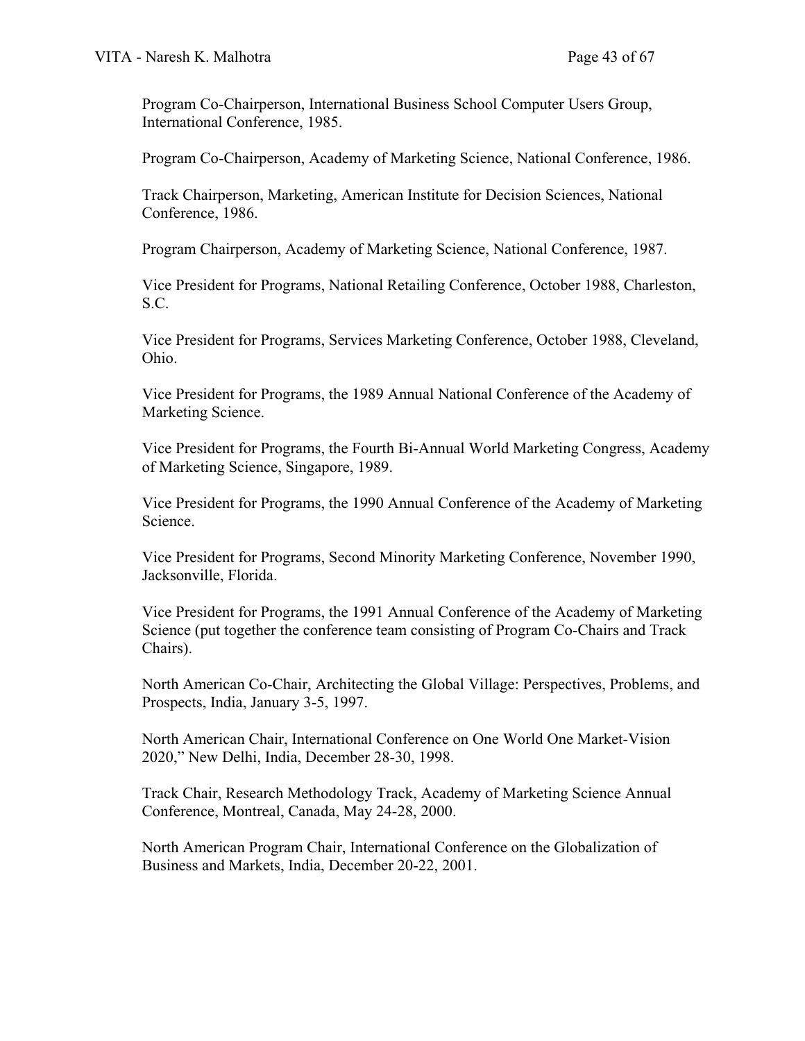Program Co-Chairperson, International Business School Computer Users Group, International Conference, 1985.

Program Co-Chairperson, Academy of Marketing Science, National Conference, 1986.

Track Chairperson, Marketing, American Institute for Decision Sciences, National Conference, 1986.

Program Chairperson, Academy of Marketing Science, National Conference, 1987.

Vice President for Programs, National Retailing Conference, October 1988, Charleston, S.C.

Vice President for Programs, Services Marketing Conference, October 1988, Cleveland, Ohio.

Vice President for Programs, the 1989 Annual National Conference of the Academy of Marketing Science.

Vice President for Programs, the Fourth Bi-Annual World Marketing Congress, Academy of Marketing Science, Singapore, 1989.

Vice President for Programs, the 1990 Annual Conference of the Academy of Marketing Science.

Vice President for Programs, Second Minority Marketing Conference, November 1990, Jacksonville, Florida.

Vice President for Programs, the 1991 Annual Conference of the Academy of Marketing Science (put together the conference team consisting of Program Co-Chairs and Track Chairs).

North American Co-Chair, Architecting the Global Village: Perspectives, Problems, and Prospects, India, January 3-5, 1997.

North American Chair, International Conference on One World One Market-Vision 2020," New Delhi, India, December 28-30, 1998.

Track Chair, Research Methodology Track, Academy of Marketing Science Annual Conference, Montreal, Canada, May 24-28, 2000.

North American Program Chair, International Conference on the Globalization of Business and Markets, India, December 20-22, 2001.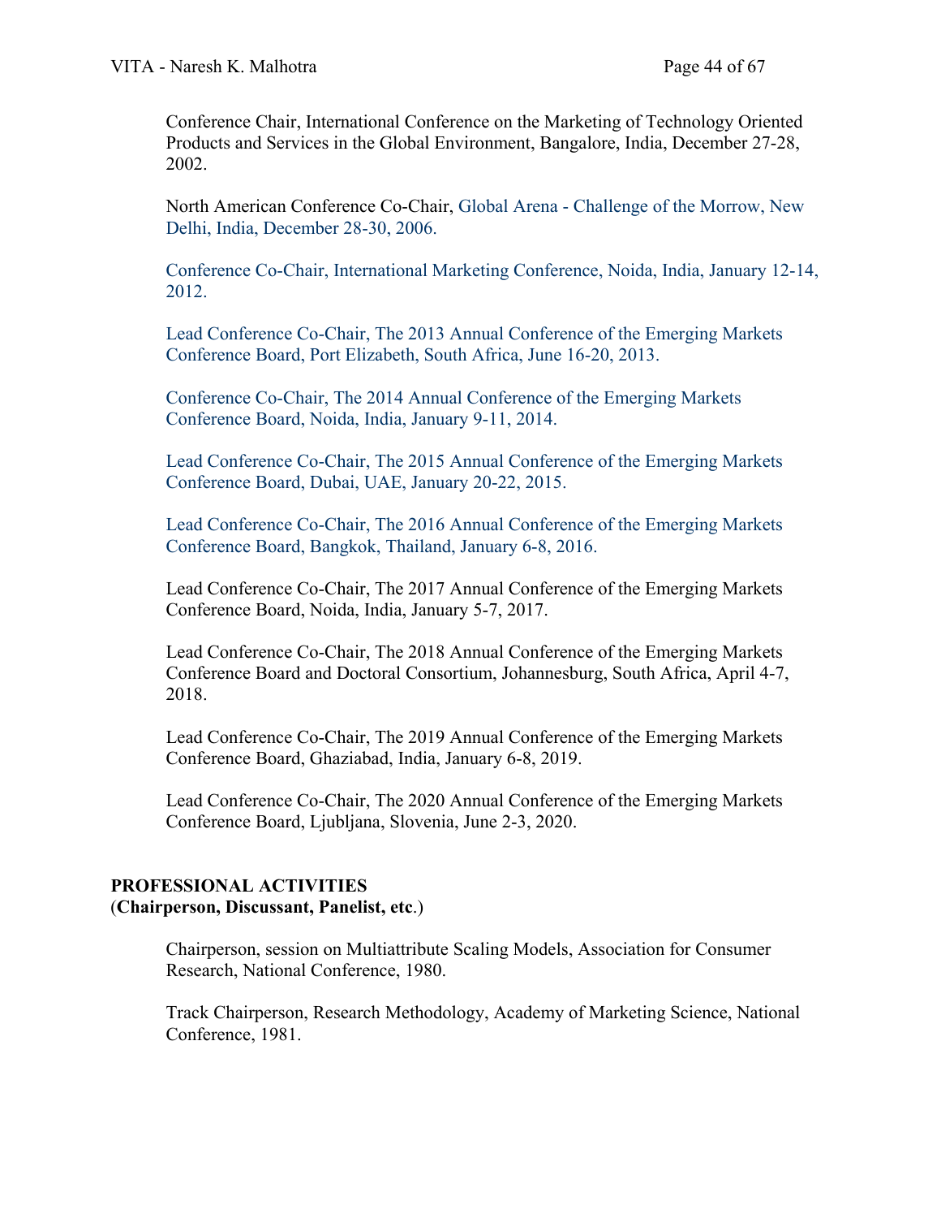Conference Chair, International Conference on the Marketing of Technology Oriented Products and Services in the Global Environment, Bangalore, India, December 27-28, 2002.

North American Conference Co-Chair, Global Arena - Challenge of the Morrow, New Delhi, India, December 28-30, 2006.

Conference Co-Chair, International Marketing Conference, Noida, India, January 12-14, 2012.

Lead Conference Co-Chair, The 2013 Annual Conference of the Emerging Markets Conference Board, Port Elizabeth, South Africa, June 16-20, 2013.

Conference Co-Chair, The 2014 Annual Conference of the Emerging Markets Conference Board, Noida, India, January 9-11, 2014.

Lead Conference Co-Chair, The 2015 Annual Conference of the Emerging Markets Conference Board, Dubai, UAE, January 20-22, 2015.

Lead Conference Co-Chair, The 2016 Annual Conference of the Emerging Markets Conference Board, Bangkok, Thailand, January 6-8, 2016.

Lead Conference Co-Chair, The 2017 Annual Conference of the Emerging Markets Conference Board, Noida, India, January 5-7, 2017.

Lead Conference Co-Chair, The 2018 Annual Conference of the Emerging Markets Conference Board and Doctoral Consortium, Johannesburg, South Africa, April 4-7, 2018.

Lead Conference Co-Chair, The 2019 Annual Conference of the Emerging Markets Conference Board, Ghaziabad, India, January 6-8, 2019.

Lead Conference Co-Chair, The 2020 Annual Conference of the Emerging Markets Conference Board, Ljubljana, Slovenia, June 2-3, 2020.

## PROFESSIONAL ACTIVITIES
(**Chairperson, Discussant, Panelist, etc**.)

Chairperson, session on Multiattribute Scaling Models, Association for Consumer Research, National Conference, 1980.

Track Chairperson, Research Methodology, Academy of Marketing Science, National Conference, 1981.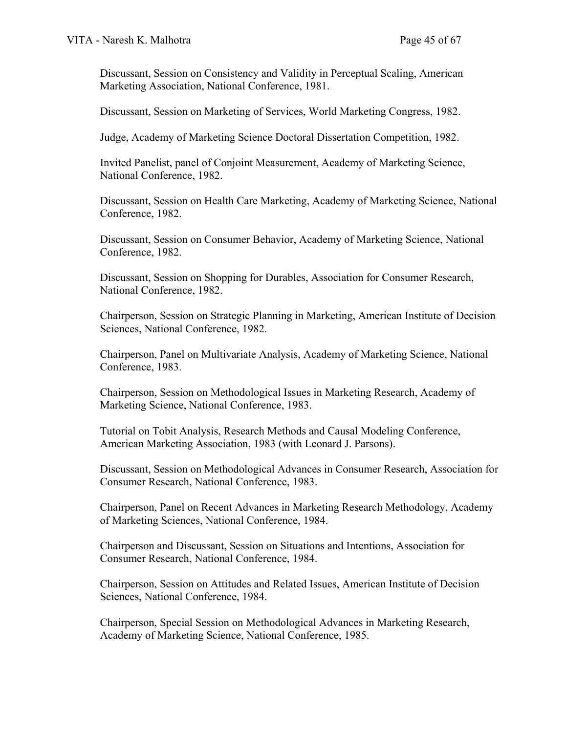Discussant, Session on Consistency and Validity in Perceptual Scaling, American Marketing Association, National Conference, 1981.

Discussant, Session on Marketing of Services, World Marketing Congress, 1982.

Judge, Academy of Marketing Science Doctoral Dissertation Competition, 1982.

Invited Panelist, panel of Conjoint Measurement, Academy of Marketing Science, National Conference, 1982.

Discussant, Session on Health Care Marketing, Academy of Marketing Science, National Conference, 1982.

Discussant, Session on Consumer Behavior, Academy of Marketing Science, National Conference, 1982.

Discussant, Session on Shopping for Durables, Association for Consumer Research, National Conference, 1982.

Chairperson, Session on Strategic Planning in Marketing, American Institute of Decision Sciences, National Conference, 1982.

Chairperson, Panel on Multivariate Analysis, Academy of Marketing Science, National Conference, 1983.

Chairperson, Session on Methodological Issues in Marketing Research, Academy of Marketing Science, National Conference, 1983.

Tutorial on Tobit Analysis, Research Methods and Causal Modeling Conference, American Marketing Association, 1983 (with Leonard J. Parsons).

Discussant, Session on Methodological Advances in Consumer Research, Association for Consumer Research, National Conference, 1983.

Chairperson, Panel on Recent Advances in Marketing Research Methodology, Academy of Marketing Sciences, National Conference, 1984.

Chairperson and Discussant, Session on Situations and Intentions, Association for Consumer Research, National Conference, 1984.

Chairperson, Session on Attitudes and Related Issues, American Institute of Decision Sciences, National Conference, 1984.

Chairperson, Special Session on Methodological Advances in Marketing Research, Academy of Marketing Science, National Conference, 1985.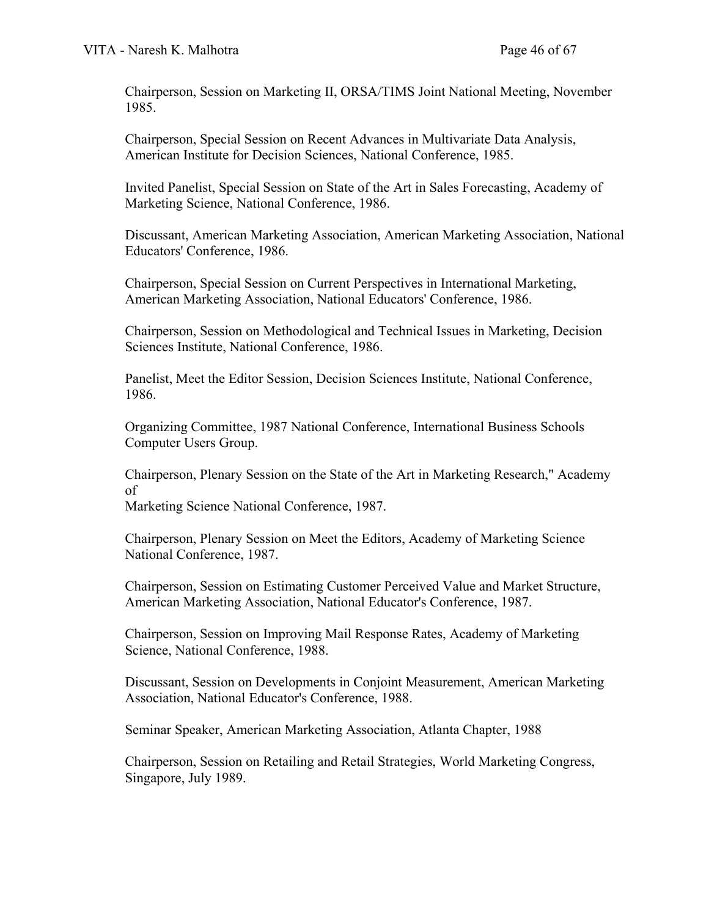Chairperson, Session on Marketing II, ORSA/TIMS Joint National Meeting, November 1985.

Chairperson, Special Session on Recent Advances in Multivariate Data Analysis, American Institute for Decision Sciences, National Conference, 1985.

Invited Panelist, Special Session on State of the Art in Sales Forecasting, Academy of Marketing Science, National Conference, 1986.

Discussant, American Marketing Association, American Marketing Association, National Educators' Conference, 1986.

Chairperson, Special Session on Current Perspectives in International Marketing, American Marketing Association, National Educators' Conference, 1986.

Chairperson, Session on Methodological and Technical Issues in Marketing, Decision Sciences Institute, National Conference, 1986.

Panelist, Meet the Editor Session, Decision Sciences Institute, National Conference, 1986.

Organizing Committee, 1987 National Conference, International Business Schools Computer Users Group.

Chairperson, Plenary Session on the State of the Art in Marketing Research," Academy of
Marketing Science National Conference, 1987.

Chairperson, Plenary Session on Meet the Editors, Academy of Marketing Science National Conference, 1987.

Chairperson, Session on Estimating Customer Perceived Value and Market Structure, American Marketing Association, National Educator's Conference, 1987.

Chairperson, Session on Improving Mail Response Rates, Academy of Marketing Science, National Conference, 1988.

Discussant, Session on Developments in Conjoint Measurement, American Marketing Association, National Educator's Conference, 1988.

Seminar Speaker, American Marketing Association, Atlanta Chapter, 1988

Chairperson, Session on Retailing and Retail Strategies, World Marketing Congress, Singapore, July 1989.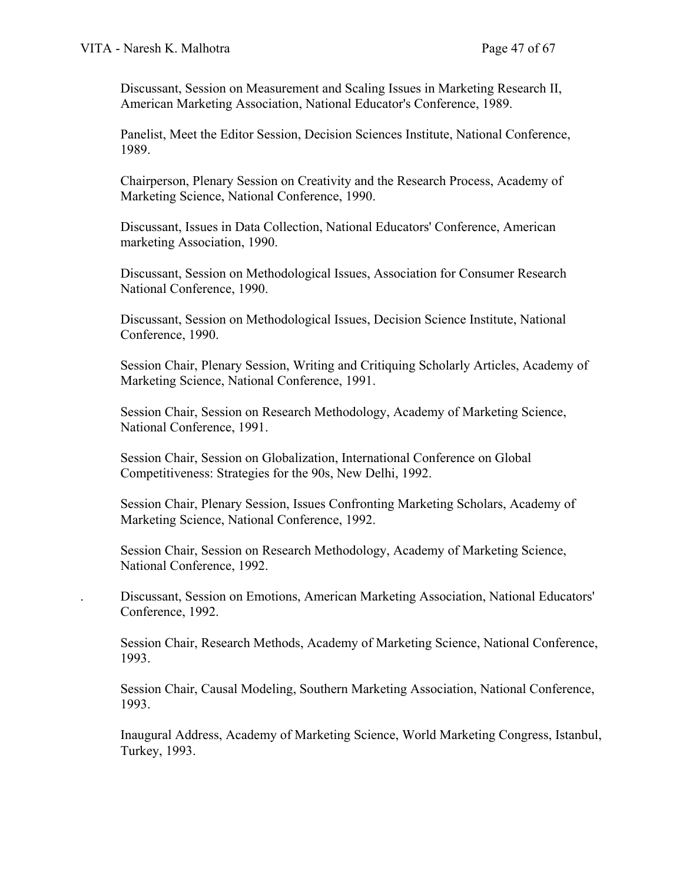Discussant, Session on Measurement and Scaling Issues in Marketing Research II, American Marketing Association, National Educator's Conference, 1989.

Panelist, Meet the Editor Session, Decision Sciences Institute, National Conference, 1989.

Chairperson, Plenary Session on Creativity and the Research Process, Academy of Marketing Science, National Conference, 1990.

Discussant, Issues in Data Collection, National Educators' Conference, American marketing Association, 1990.

Discussant, Session on Methodological Issues, Association for Consumer Research National Conference, 1990.

Discussant, Session on Methodological Issues, Decision Science Institute, National Conference, 1990.

Session Chair, Plenary Session, Writing and Critiquing Scholarly Articles, Academy of Marketing Science, National Conference, 1991.

Session Chair, Session on Research Methodology, Academy of Marketing Science, National Conference, 1991.

Session Chair, Session on Globalization, International Conference on Global Competitiveness: Strategies for the 90s, New Delhi, 1992.

Session Chair, Plenary Session, Issues Confronting Marketing Scholars, Academy of Marketing Science, National Conference, 1992.

Session Chair, Session on Research Methodology, Academy of Marketing Science, National Conference, 1992.

Discussant, Session on Emotions, American Marketing Association, National Educators' Conference, 1992.

Session Chair, Research Methods, Academy of Marketing Science, National Conference, 1993.

Session Chair, Causal Modeling, Southern Marketing Association, National Conference, 1993.

Inaugural Address, Academy of Marketing Science, World Marketing Congress, Istanbul, Turkey, 1993.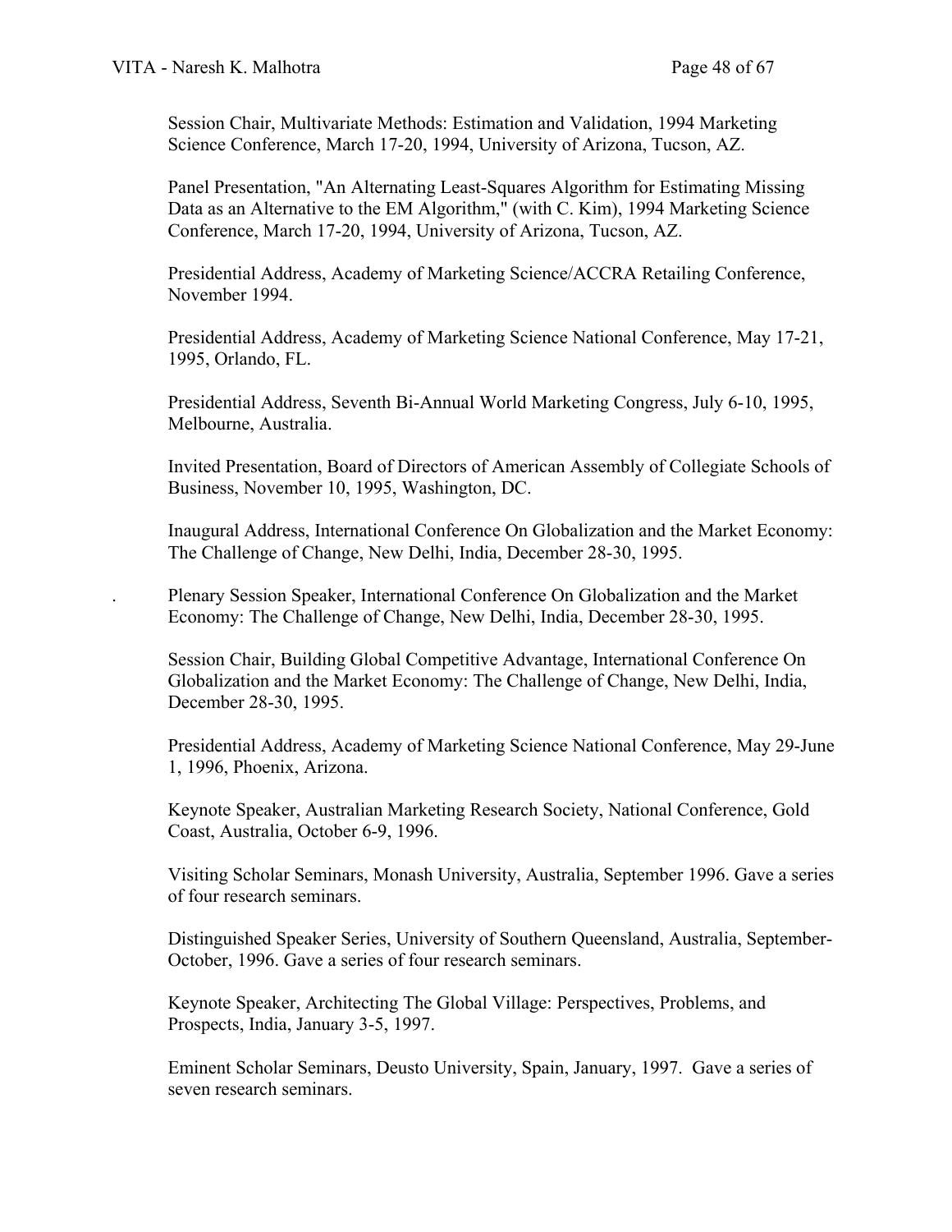Session Chair, Multivariate Methods: Estimation and Validation, 1994 Marketing Science Conference, March 17-20, 1994, University of Arizona, Tucson, AZ.

Panel Presentation, "An Alternating Least-Squares Algorithm for Estimating Missing Data as an Alternative to the EM Algorithm," (with C. Kim), 1994 Marketing Science Conference, March 17-20, 1994, University of Arizona, Tucson, AZ.

Presidential Address, Academy of Marketing Science/ACCRA Retailing Conference, November 1994.

Presidential Address, Academy of Marketing Science National Conference, May 17-21, 1995, Orlando, FL.

Presidential Address, Seventh Bi-Annual World Marketing Congress, July 6-10, 1995, Melbourne, Australia.

Invited Presentation, Board of Directors of American Assembly of Collegiate Schools of Business, November 10, 1995, Washington, DC.

Inaugural Address, International Conference On Globalization and the Market Economy: The Challenge of Change, New Delhi, India, December 28-30, 1995.

. Plenary Session Speaker, International Conference On Globalization and the Market Economy: The Challenge of Change, New Delhi, India, December 28-30, 1995.

Session Chair, Building Global Competitive Advantage, International Conference On Globalization and the Market Economy: The Challenge of Change, New Delhi, India, December 28-30, 1995.

Presidential Address, Academy of Marketing Science National Conference, May 29-June 1, 1996, Phoenix, Arizona.

Keynote Speaker, Australian Marketing Research Society, National Conference, Gold Coast, Australia, October 6-9, 1996.

Visiting Scholar Seminars, Monash University, Australia, September 1996. Gave a series of four research seminars.

Distinguished Speaker Series, University of Southern Queensland, Australia, September-October, 1996. Gave a series of four research seminars.

Keynote Speaker, Architecting The Global Village: Perspectives, Problems, and Prospects, India, January 3-5, 1997.

Eminent Scholar Seminars, Deusto University, Spain, January, 1997. Gave a series of seven research seminars.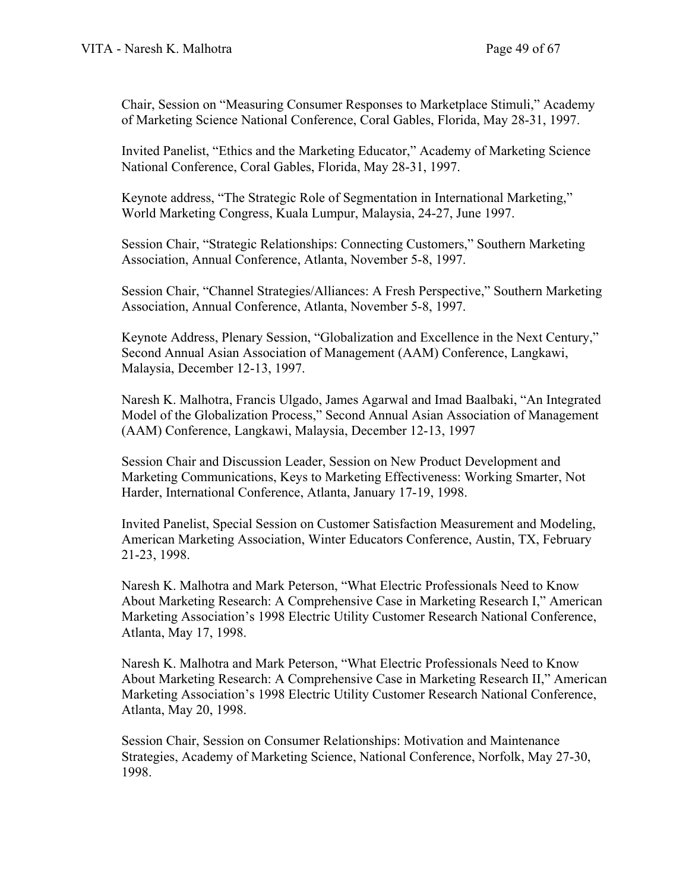Chair, Session on "Measuring Consumer Responses to Marketplace Stimuli," Academy of Marketing Science National Conference, Coral Gables, Florida, May 28-31, 1997.

Invited Panelist, "Ethics and the Marketing Educator," Academy of Marketing Science National Conference, Coral Gables, Florida, May 28-31, 1997.

Keynote address, "The Strategic Role of Segmentation in International Marketing," World Marketing Congress, Kuala Lumpur, Malaysia, 24-27, June 1997.

Session Chair, "Strategic Relationships: Connecting Customers," Southern Marketing Association, Annual Conference, Atlanta, November 5-8, 1997.

Session Chair, "Channel Strategies/Alliances: A Fresh Perspective," Southern Marketing Association, Annual Conference, Atlanta, November 5-8, 1997.

Keynote Address, Plenary Session, "Globalization and Excellence in the Next Century," Second Annual Asian Association of Management (AAM) Conference, Langkawi, Malaysia, December 12-13, 1997.

Naresh K. Malhotra, Francis Ulgado, James Agarwal and Imad Baalbaki, "An Integrated Model of the Globalization Process," Second Annual Asian Association of Management (AAM) Conference, Langkawi, Malaysia, December 12-13, 1997

Session Chair and Discussion Leader, Session on New Product Development and Marketing Communications, Keys to Marketing Effectiveness: Working Smarter, Not Harder, International Conference, Atlanta, January 17-19, 1998.

Invited Panelist, Special Session on Customer Satisfaction Measurement and Modeling, American Marketing Association, Winter Educators Conference, Austin, TX, February 21-23, 1998.

Naresh K. Malhotra and Mark Peterson, "What Electric Professionals Need to Know About Marketing Research: A Comprehensive Case in Marketing Research I," American Marketing Association's 1998 Electric Utility Customer Research National Conference, Atlanta, May 17, 1998.

Naresh K. Malhotra and Mark Peterson, "What Electric Professionals Need to Know About Marketing Research: A Comprehensive Case in Marketing Research II," American Marketing Association's 1998 Electric Utility Customer Research National Conference, Atlanta, May 20, 1998.

Session Chair, Session on Consumer Relationships: Motivation and Maintenance Strategies, Academy of Marketing Science, National Conference, Norfolk, May 27-30, 1998.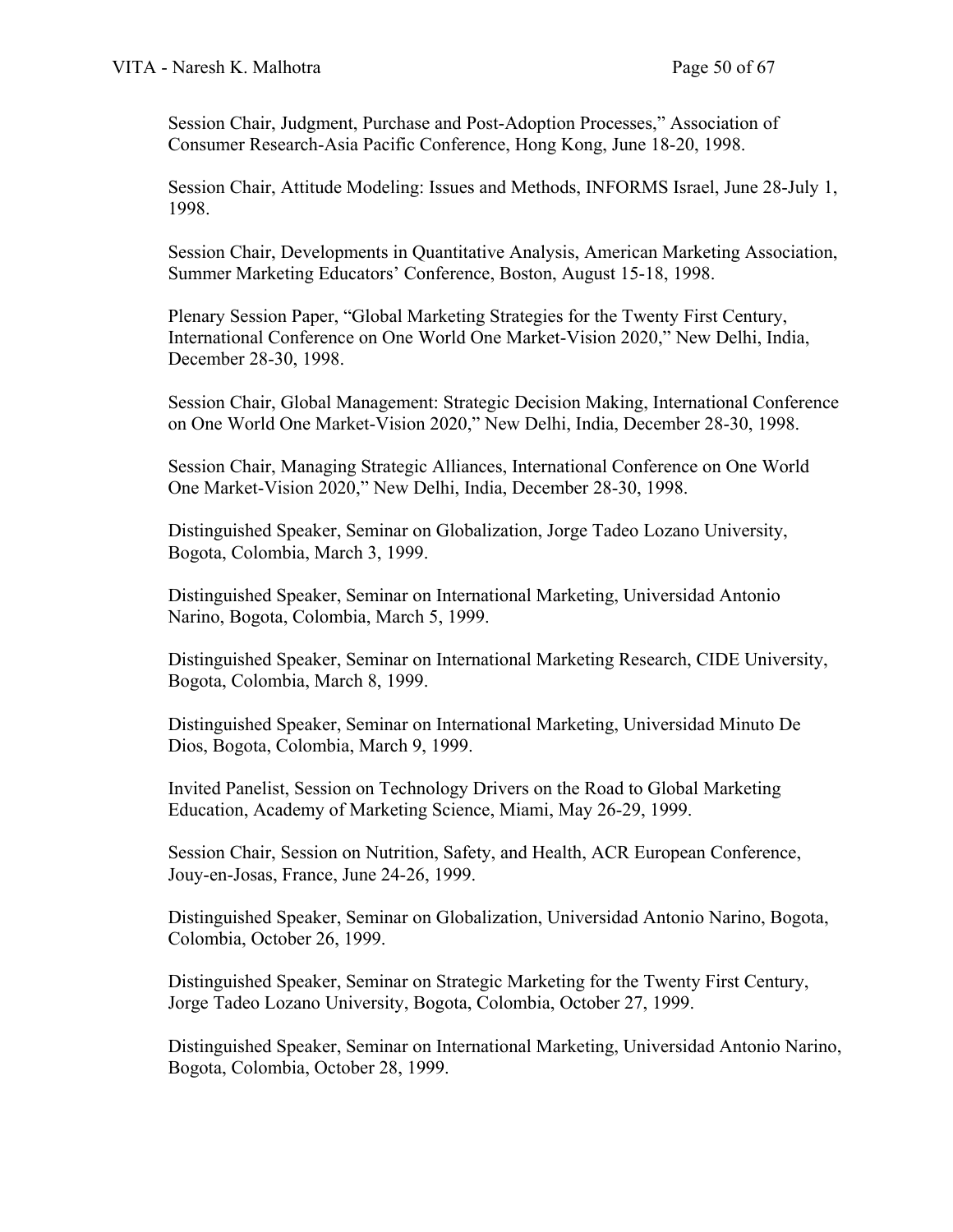Session Chair, Judgment, Purchase and Post-Adoption Processes," Association of Consumer Research-Asia Pacific Conference, Hong Kong, June 18-20, 1998.

Session Chair, Attitude Modeling: Issues and Methods, INFORMS Israel, June 28-July 1, 1998.

Session Chair, Developments in Quantitative Analysis, American Marketing Association, Summer Marketing Educators' Conference, Boston, August 15-18, 1998.

Plenary Session Paper, "Global Marketing Strategies for the Twenty First Century, International Conference on One World One Market-Vision 2020," New Delhi, India, December 28-30, 1998.

Session Chair, Global Management: Strategic Decision Making, International Conference on One World One Market-Vision 2020," New Delhi, India, December 28-30, 1998.

Session Chair, Managing Strategic Alliances, International Conference on One World One Market-Vision 2020," New Delhi, India, December 28-30, 1998.

Distinguished Speaker, Seminar on Globalization, Jorge Tadeo Lozano University, Bogota, Colombia, March 3, 1999.

Distinguished Speaker, Seminar on International Marketing, Universidad Antonio Narino, Bogota, Colombia, March 5, 1999.

Distinguished Speaker, Seminar on International Marketing Research, CIDE University, Bogota, Colombia, March 8, 1999.

Distinguished Speaker, Seminar on International Marketing, Universidad Minuto De Dios, Bogota, Colombia, March 9, 1999.

Invited Panelist, Session on Technology Drivers on the Road to Global Marketing Education, Academy of Marketing Science, Miami, May 26-29, 1999.

Session Chair, Session on Nutrition, Safety, and Health, ACR European Conference, Jouy-en-Josas, France, June 24-26, 1999.

Distinguished Speaker, Seminar on Globalization, Universidad Antonio Narino, Bogota, Colombia, October 26, 1999.

Distinguished Speaker, Seminar on Strategic Marketing for the Twenty First Century, Jorge Tadeo Lozano University, Bogota, Colombia, October 27, 1999.

Distinguished Speaker, Seminar on International Marketing, Universidad Antonio Narino, Bogota, Colombia, October 28, 1999.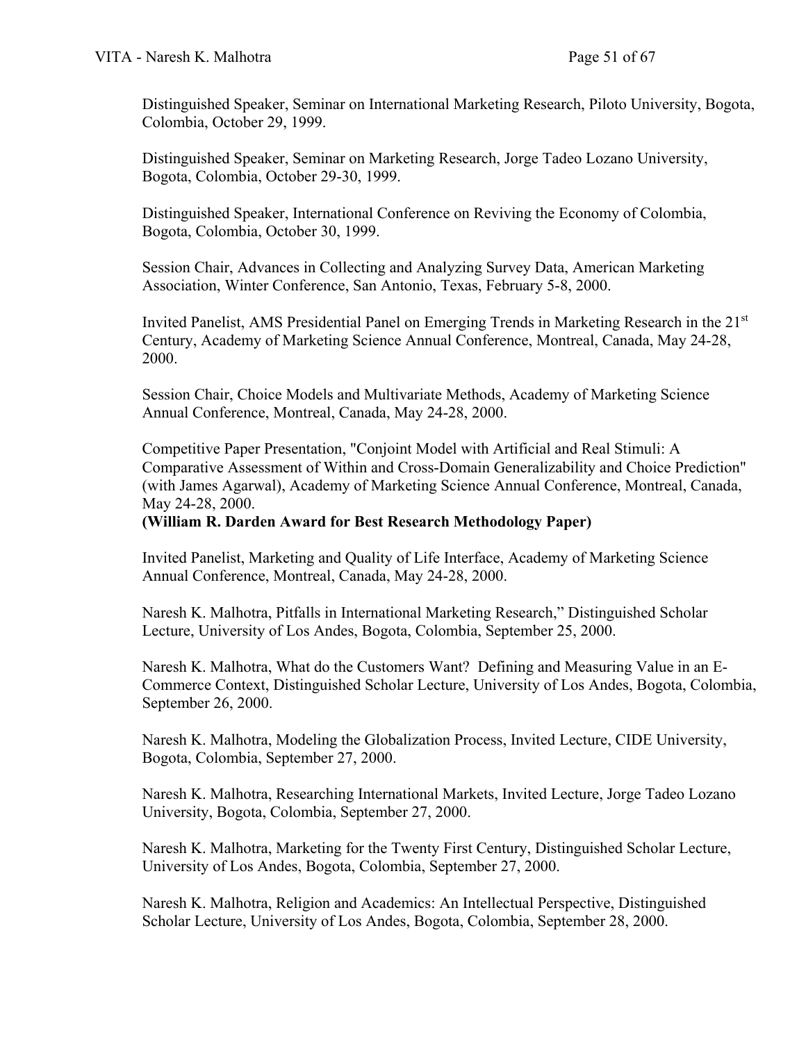Distinguished Speaker, Seminar on International Marketing Research, Piloto University, Bogota, Colombia, October 29, 1999.

Distinguished Speaker, Seminar on Marketing Research, Jorge Tadeo Lozano University, Bogota, Colombia, October 29-30, 1999.

Distinguished Speaker, International Conference on Reviving the Economy of Colombia, Bogota, Colombia, October 30, 1999.

Session Chair, Advances in Collecting and Analyzing Survey Data, American Marketing Association, Winter Conference, San Antonio, Texas, February 5-8, 2000.

Invited Panelist, AMS Presidential Panel on Emerging Trends in Marketing Research in the 21st Century, Academy of Marketing Science Annual Conference, Montreal, Canada, May 24-28, 2000.

Session Chair, Choice Models and Multivariate Methods, Academy of Marketing Science Annual Conference, Montreal, Canada, May 24-28, 2000.

Competitive Paper Presentation, "Conjoint Model with Artificial and Real Stimuli: A Comparative Assessment of Within and Cross-Domain Generalizability and Choice Prediction" (with James Agarwal), Academy of Marketing Science Annual Conference, Montreal, Canada, May 24-28, 2000.
**(William R. Darden Award for Best Research Methodology Paper)**

Invited Panelist, Marketing and Quality of Life Interface, Academy of Marketing Science Annual Conference, Montreal, Canada, May 24-28, 2000.

Naresh K. Malhotra, Pitfalls in International Marketing Research," Distinguished Scholar Lecture, University of Los Andes, Bogota, Colombia, September 25, 2000.

Naresh K. Malhotra, What do the Customers Want? Defining and Measuring Value in an E-Commerce Context, Distinguished Scholar Lecture, University of Los Andes, Bogota, Colombia, September 26, 2000.

Naresh K. Malhotra, Modeling the Globalization Process, Invited Lecture, CIDE University, Bogota, Colombia, September 27, 2000.

Naresh K. Malhotra, Researching International Markets, Invited Lecture, Jorge Tadeo Lozano University, Bogota, Colombia, September 27, 2000.

Naresh K. Malhotra, Marketing for the Twenty First Century, Distinguished Scholar Lecture, University of Los Andes, Bogota, Colombia, September 27, 2000.

Naresh K. Malhotra, Religion and Academics: An Intellectual Perspective, Distinguished Scholar Lecture, University of Los Andes, Bogota, Colombia, September 28, 2000.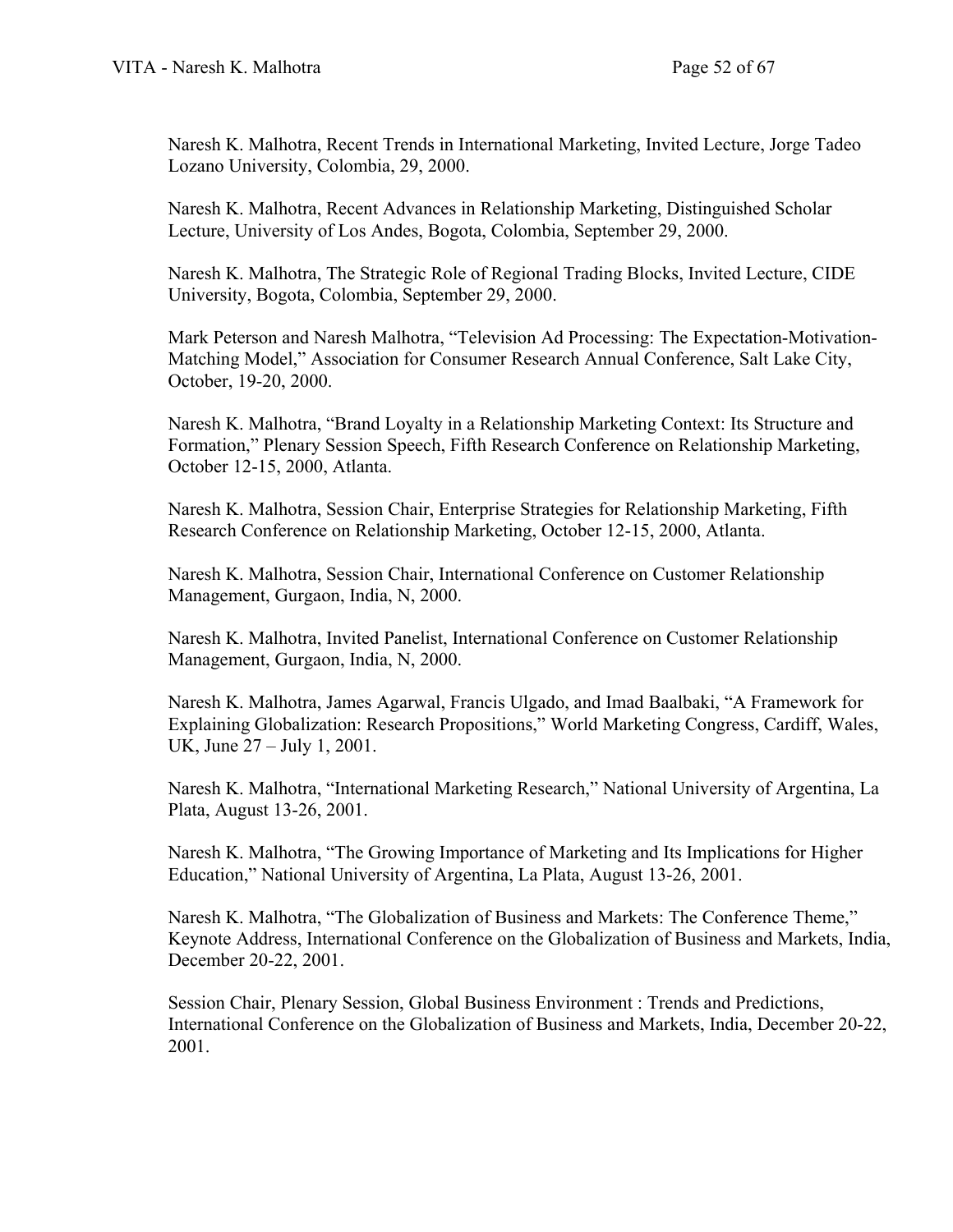Naresh K. Malhotra, Recent Trends in International Marketing, Invited Lecture, Jorge Tadeo Lozano University, Colombia, 29, 2000.

Naresh K. Malhotra, Recent Advances in Relationship Marketing, Distinguished Scholar Lecture, University of Los Andes, Bogota, Colombia, September 29, 2000.

Naresh K. Malhotra, The Strategic Role of Regional Trading Blocks, Invited Lecture, CIDE University, Bogota, Colombia, September 29, 2000.

Mark Peterson and Naresh Malhotra, "Television Ad Processing: The Expectation-Motivation-Matching Model," Association for Consumer Research Annual Conference, Salt Lake City, October, 19-20, 2000.

Naresh K. Malhotra, "Brand Loyalty in a Relationship Marketing Context: Its Structure and Formation," Plenary Session Speech, Fifth Research Conference on Relationship Marketing, October 12-15, 2000, Atlanta.

Naresh K. Malhotra, Session Chair, Enterprise Strategies for Relationship Marketing, Fifth Research Conference on Relationship Marketing, October 12-15, 2000, Atlanta.

Naresh K. Malhotra, Session Chair, International Conference on Customer Relationship Management, Gurgaon, India, N, 2000.

Naresh K. Malhotra, Invited Panelist, International Conference on Customer Relationship Management, Gurgaon, India, N, 2000.

Naresh K. Malhotra, James Agarwal, Francis Ulgado, and Imad Baalbaki, "A Framework for Explaining Globalization: Research Propositions," World Marketing Congress, Cardiff, Wales, UK, June 27 – July 1, 2001.

Naresh K. Malhotra, "International Marketing Research," National University of Argentina, La Plata, August 13-26, 2001.

Naresh K. Malhotra, "The Growing Importance of Marketing and Its Implications for Higher Education," National University of Argentina, La Plata, August 13-26, 2001.

Naresh K. Malhotra, "The Globalization of Business and Markets: The Conference Theme," Keynote Address, International Conference on the Globalization of Business and Markets, India, December 20-22, 2001.

Session Chair, Plenary Session, Global Business Environment : Trends and Predictions, International Conference on the Globalization of Business and Markets, India, December 20-22, 2001.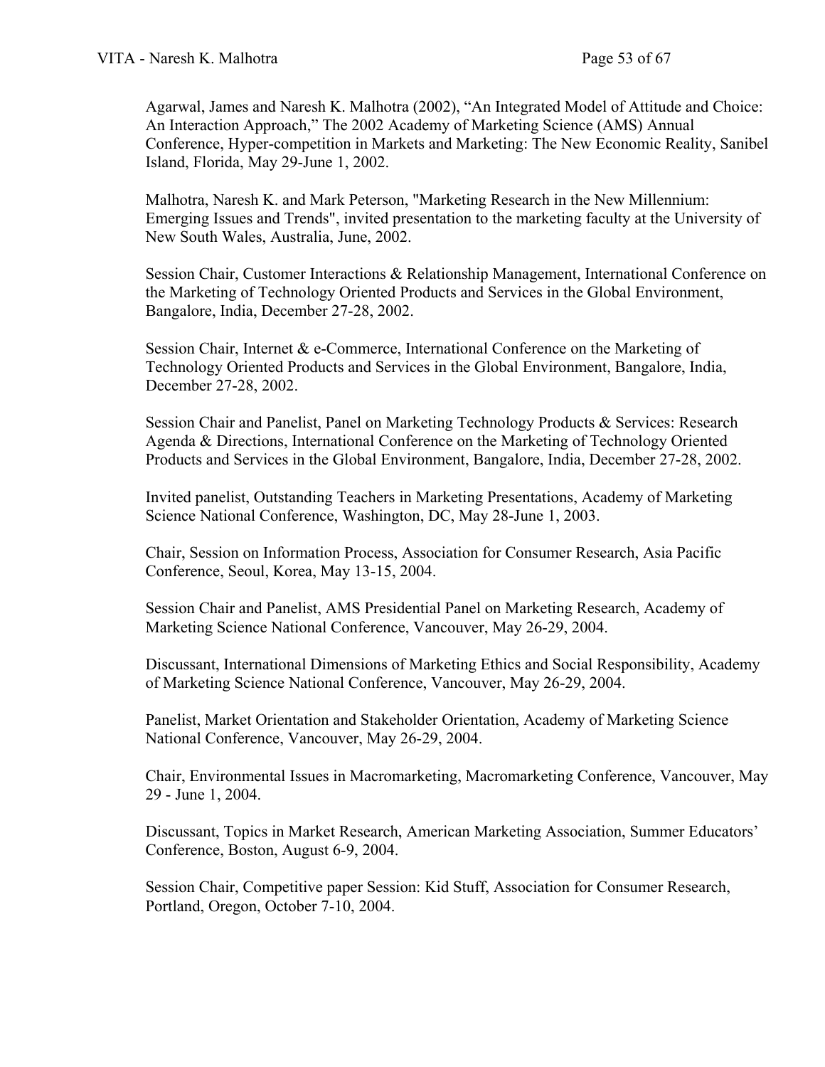Agarwal, James and Naresh K. Malhotra (2002), "An Integrated Model of Attitude and Choice: An Interaction Approach," The 2002 Academy of Marketing Science (AMS) Annual Conference, Hyper-competition in Markets and Marketing: The New Economic Reality, Sanibel Island, Florida, May 29-June 1, 2002.

Malhotra, Naresh K. and Mark Peterson, "Marketing Research in the New Millennium: Emerging Issues and Trends", invited presentation to the marketing faculty at the University of New South Wales, Australia, June, 2002.

Session Chair, Customer Interactions & Relationship Management, International Conference on the Marketing of Technology Oriented Products and Services in the Global Environment, Bangalore, India, December 27-28, 2002.

Session Chair, Internet & e-Commerce, International Conference on the Marketing of Technology Oriented Products and Services in the Global Environment, Bangalore, India, December 27-28, 2002.

Session Chair and Panelist, Panel on Marketing Technology Products & Services: Research Agenda & Directions, International Conference on the Marketing of Technology Oriented Products and Services in the Global Environment, Bangalore, India, December 27-28, 2002.

Invited panelist, Outstanding Teachers in Marketing Presentations, Academy of Marketing Science National Conference, Washington, DC, May 28-June 1, 2003.

Chair, Session on Information Process, Association for Consumer Research, Asia Pacific Conference, Seoul, Korea, May 13-15, 2004.

Session Chair and Panelist, AMS Presidential Panel on Marketing Research, Academy of Marketing Science National Conference, Vancouver, May 26-29, 2004.

Discussant, International Dimensions of Marketing Ethics and Social Responsibility, Academy of Marketing Science National Conference, Vancouver, May 26-29, 2004.

Panelist, Market Orientation and Stakeholder Orientation, Academy of Marketing Science National Conference, Vancouver, May 26-29, 2004.

Chair, Environmental Issues in Macromarketing, Macromarketing Conference, Vancouver, May 29 - June 1, 2004.

Discussant, Topics in Market Research, American Marketing Association, Summer Educators' Conference, Boston, August 6-9, 2004.

Session Chair, Competitive paper Session: Kid Stuff, Association for Consumer Research, Portland, Oregon, October 7-10, 2004.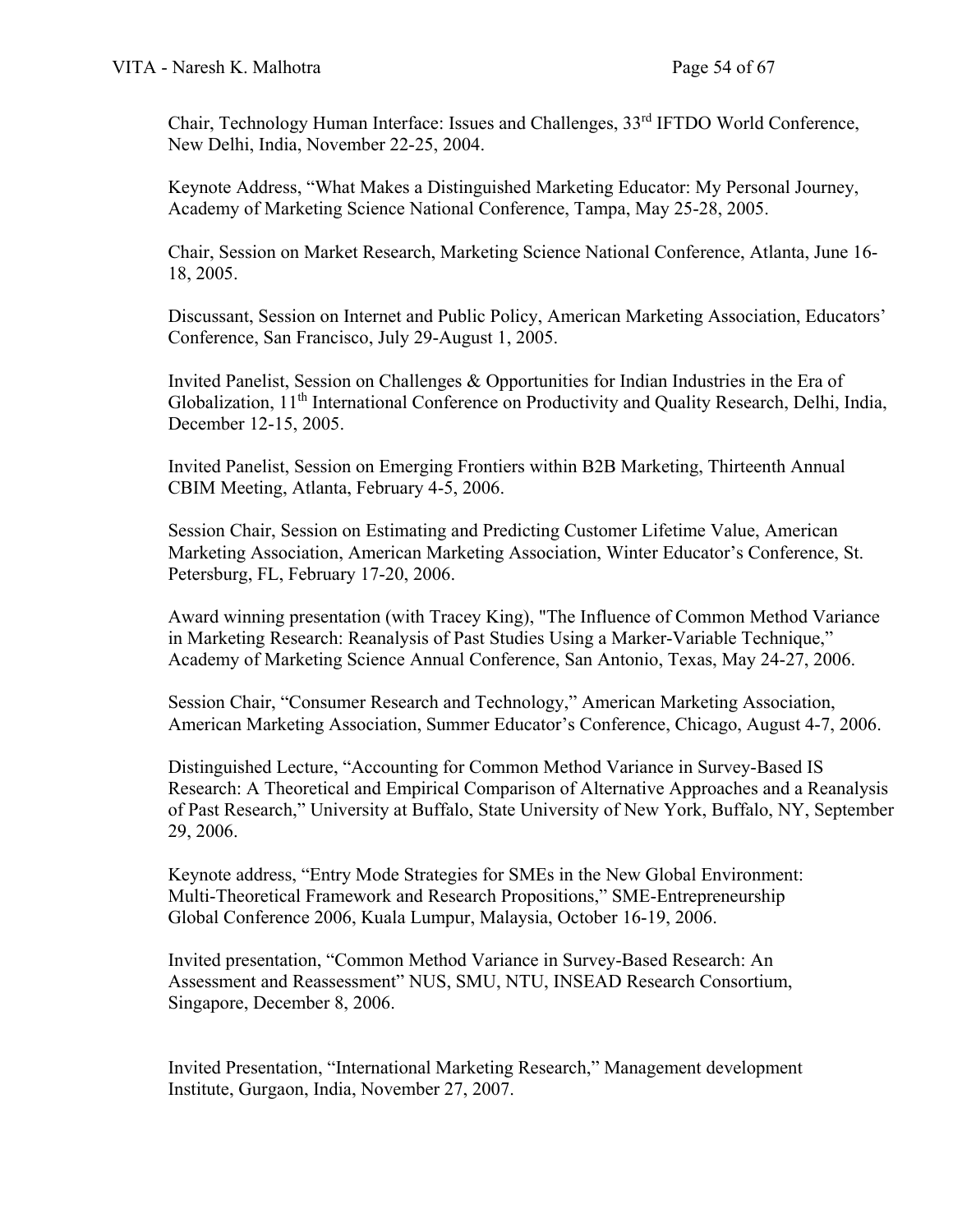Chair, Technology Human Interface: Issues and Challenges, 33rd IFTDO World Conference, New Delhi, India, November 22-25, 2004.

Keynote Address, "What Makes a Distinguished Marketing Educator: My Personal Journey, Academy of Marketing Science National Conference, Tampa, May 25-28, 2005.

Chair, Session on Market Research, Marketing Science National Conference, Atlanta, June 16-18, 2005.

Discussant, Session on Internet and Public Policy, American Marketing Association, Educators' Conference, San Francisco, July 29-August 1, 2005.

Invited Panelist, Session on Challenges & Opportunities for Indian Industries in the Era of Globalization, 11th International Conference on Productivity and Quality Research, Delhi, India, December 12-15, 2005.

Invited Panelist, Session on Emerging Frontiers within B2B Marketing, Thirteenth Annual CBIM Meeting, Atlanta, February 4-5, 2006.

Session Chair, Session on Estimating and Predicting Customer Lifetime Value, American Marketing Association, American Marketing Association, Winter Educator's Conference, St. Petersburg, FL, February 17-20, 2006.

Award winning presentation (with Tracey King), "The Influence of Common Method Variance in Marketing Research: Reanalysis of Past Studies Using a Marker-Variable Technique," Academy of Marketing Science Annual Conference, San Antonio, Texas, May 24-27, 2006.

Session Chair, "Consumer Research and Technology," American Marketing Association, American Marketing Association, Summer Educator's Conference, Chicago, August 4-7, 2006.

Distinguished Lecture, "Accounting for Common Method Variance in Survey-Based IS Research: A Theoretical and Empirical Comparison of Alternative Approaches and a Reanalysis of Past Research," University at Buffalo, State University of New York, Buffalo, NY, September 29, 2006.

Keynote address, "Entry Mode Strategies for SMEs in the New Global Environment: Multi-Theoretical Framework and Research Propositions," SME-Entrepreneurship Global Conference 2006, Kuala Lumpur, Malaysia, October 16-19, 2006.

Invited presentation, "Common Method Variance in Survey-Based Research: An Assessment and Reassessment" NUS, SMU, NTU, INSEAD Research Consortium, Singapore, December 8, 2006.

Invited Presentation, "International Marketing Research," Management development Institute, Gurgaon, India, November 27, 2007.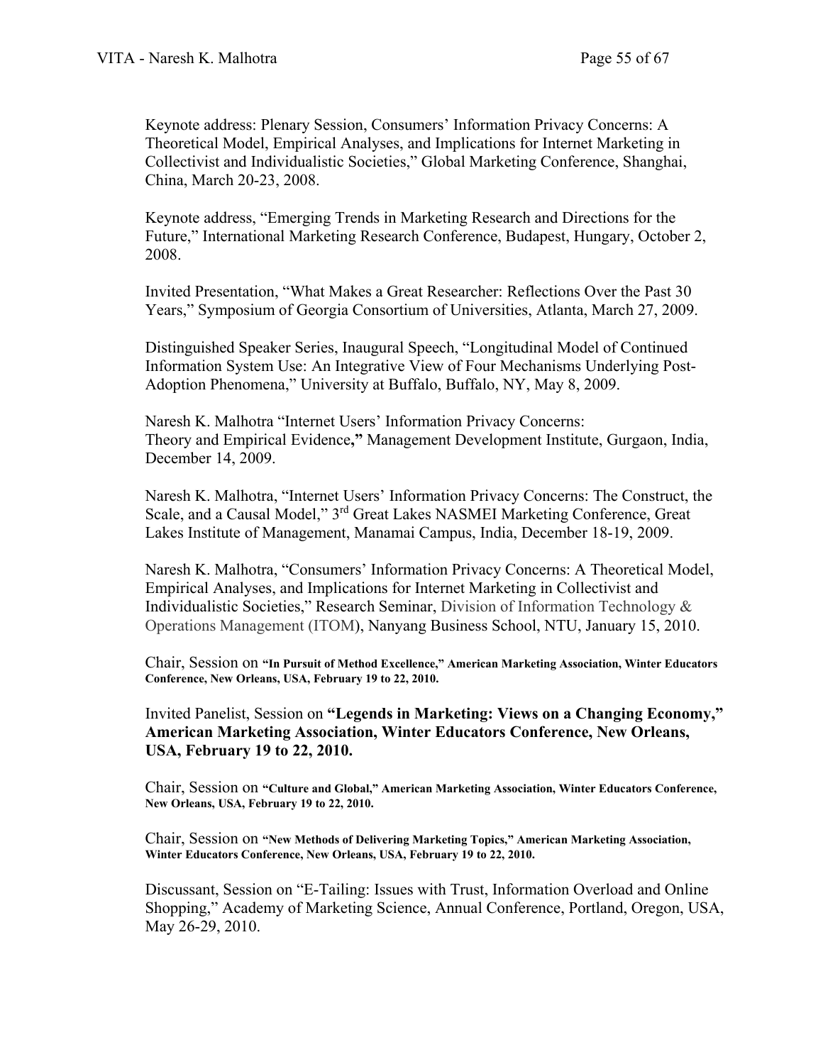Keynote address: Plenary Session, Consumers' Information Privacy Concerns: A Theoretical Model, Empirical Analyses, and Implications for Internet Marketing in Collectivist and Individualistic Societies," Global Marketing Conference, Shanghai, China, March 20-23, 2008.

Keynote address, "Emerging Trends in Marketing Research and Directions for the Future," International Marketing Research Conference, Budapest, Hungary, October 2, 2008.

Invited Presentation, "What Makes a Great Researcher: Reflections Over the Past 30 Years," Symposium of Georgia Consortium of Universities, Atlanta, March 27, 2009.

Distinguished Speaker Series, Inaugural Speech, "Longitudinal Model of Continued Information System Use: An Integrative View of Four Mechanisms Underlying Post-Adoption Phenomena," University at Buffalo, Buffalo, NY, May 8, 2009.

Naresh K. Malhotra "Internet Users' Information Privacy Concerns: Theory and Empirical Evidence**,"** Management Development Institute, Gurgaon, India, December 14, 2009.

Naresh K. Malhotra, "Internet Users' Information Privacy Concerns: The Construct, the Scale, and a Causal Model," 3rd Great Lakes NASMEI Marketing Conference, Great Lakes Institute of Management, Manamai Campus, India, December 18-19, 2009.

Naresh K. Malhotra, "Consumers' Information Privacy Concerns: A Theoretical Model, Empirical Analyses, and Implications for Internet Marketing in Collectivist and Individualistic Societies," Research Seminar, Division of Information Technology & Operations Management (ITOM), Nanyang Business School, NTU, January 15, 2010.

Chair, Session on **"In Pursuit of Method Excellence," American Marketing Association, Winter Educators Conference, New Orleans, USA, February 19 to 22, 2010.**

Invited Panelist, Session on **"Legends in Marketing: Views on a Changing Economy," American Marketing Association, Winter Educators Conference, New Orleans, USA, February 19 to 22, 2010.**

Chair, Session on **"Culture and Global," American Marketing Association, Winter Educators Conference, New Orleans, USA, February 19 to 22, 2010.**

Chair, Session on **"New Methods of Delivering Marketing Topics," American Marketing Association, Winter Educators Conference, New Orleans, USA, February 19 to 22, 2010.**

Discussant, Session on "E-Tailing: Issues with Trust, Information Overload and Online Shopping," Academy of Marketing Science, Annual Conference, Portland, Oregon, USA, May 26-29, 2010.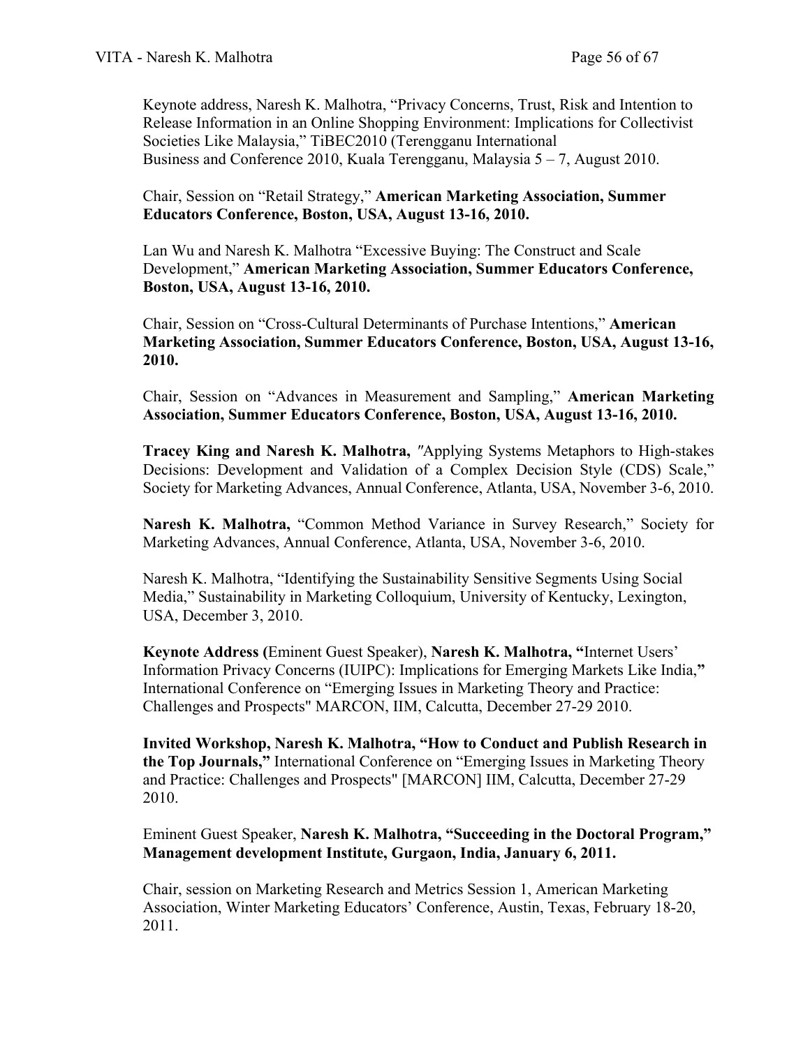Keynote address, Naresh K. Malhotra, "Privacy Concerns, Trust, Risk and Intention to Release Information in an Online Shopping Environment: Implications for Collectivist Societies Like Malaysia," TiBEC2010 (Terengganu International Business and Conference 2010, Kuala Terengganu, Malaysia 5 – 7, August 2010.

Chair, Session on "Retail Strategy," **American Marketing Association, Summer Educators Conference, Boston, USA, August 13-16, 2010.**

Lan Wu and Naresh K. Malhotra "Excessive Buying: The Construct and Scale Development," **American Marketing Association, Summer Educators Conference, Boston, USA, August 13-16, 2010.**

Chair, Session on "Cross-Cultural Determinants of Purchase Intentions," **American Marketing Association, Summer Educators Conference, Boston, USA, August 13-16, 2010.**

Chair, Session on "Advances in Measurement and Sampling," **American Marketing Association, Summer Educators Conference, Boston, USA, August 13-16, 2010.**

**Tracey King and Naresh K. Malhotra,** "Applying Systems Metaphors to High-stakes Decisions: Development and Validation of a Complex Decision Style (CDS) Scale," Society for Marketing Advances, Annual Conference, Atlanta, USA, November 3-6, 2010.

**Naresh K. Malhotra,** "Common Method Variance in Survey Research," Society for Marketing Advances, Annual Conference, Atlanta, USA, November 3-6, 2010.

Naresh K. Malhotra, "Identifying the Sustainability Sensitive Segments Using Social Media," Sustainability in Marketing Colloquium, University of Kentucky, Lexington, USA, December 3, 2010.

**Keynote Address (**Eminent Guest Speaker), **Naresh K. Malhotra, "**Internet Users' Information Privacy Concerns (IUIPC): Implications for Emerging Markets Like India,**"** International Conference on "Emerging Issues in Marketing Theory and Practice: Challenges and Prospects" MARCON, IIM, Calcutta, December 27-29 2010.

**Invited Workshop, Naresh K. Malhotra, "How to Conduct and Publish Research in the Top Journals,"** International Conference on "Emerging Issues in Marketing Theory and Practice: Challenges and Prospects" [MARCON] IIM, Calcutta, December 27-29 2010.

Eminent Guest Speaker, **Naresh K. Malhotra, "Succeeding in the Doctoral Program," Management development Institute, Gurgaon, India, January 6, 2011.**

Chair, session on Marketing Research and Metrics Session 1, American Marketing Association, Winter Marketing Educators' Conference, Austin, Texas, February 18-20, 2011.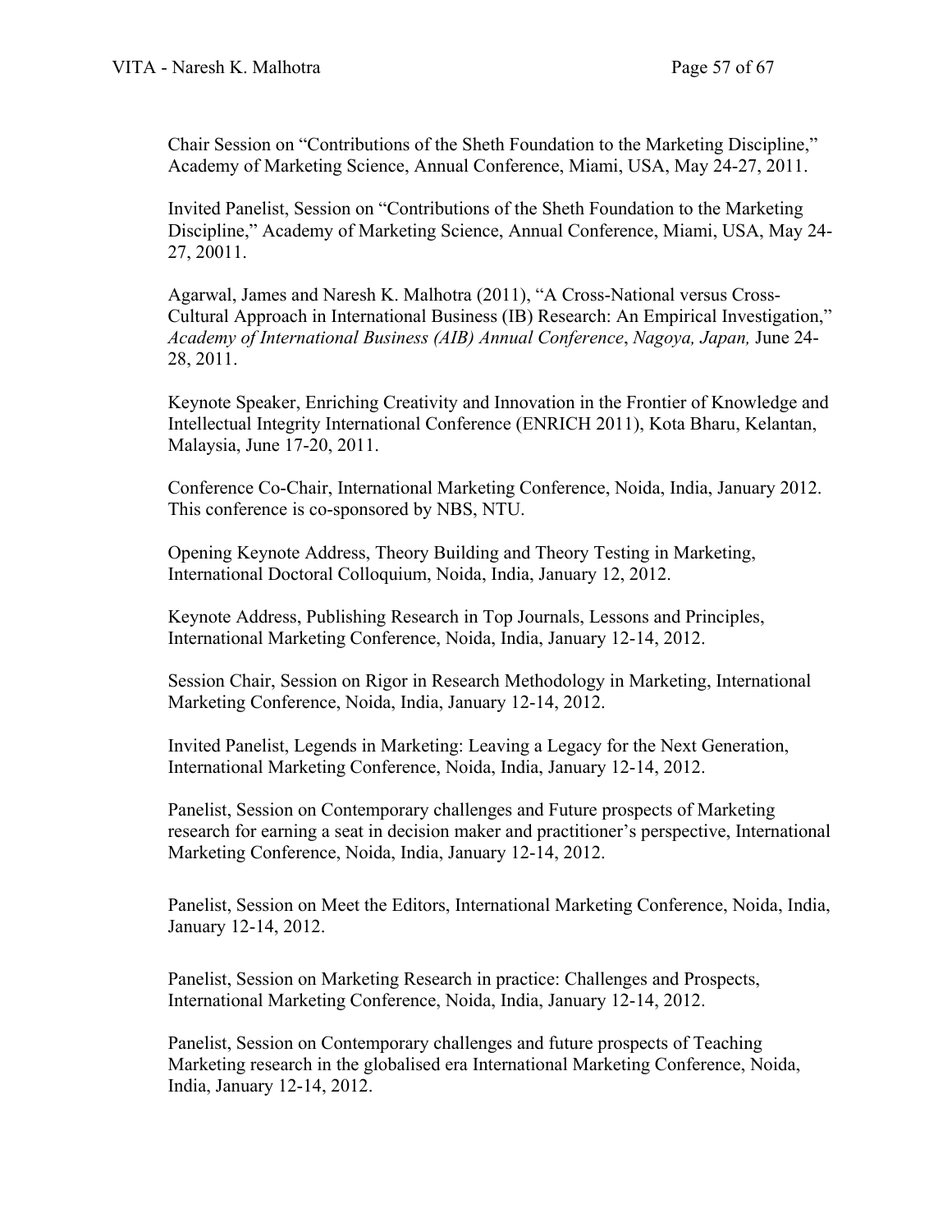Chair Session on "Contributions of the Sheth Foundation to the Marketing Discipline," Academy of Marketing Science, Annual Conference, Miami, USA, May 24-27, 2011.

Invited Panelist, Session on "Contributions of the Sheth Foundation to the Marketing Discipline," Academy of Marketing Science, Annual Conference, Miami, USA, May 24-27, 20011.

Agarwal, James and Naresh K. Malhotra (2011), "A Cross-National versus Cross-Cultural Approach in International Business (IB) Research: An Empirical Investigation," *Academy of International Business (AIB) Annual Conference*, *Nagoya, Japan,* June 24-28, 2011.

Keynote Speaker, Enriching Creativity and Innovation in the Frontier of Knowledge and Intellectual Integrity International Conference (ENRICH 2011), Kota Bharu, Kelantan, Malaysia, June 17-20, 2011.

Conference Co-Chair, International Marketing Conference, Noida, India, January 2012. This conference is co-sponsored by NBS, NTU.

Opening Keynote Address, Theory Building and Theory Testing in Marketing, International Doctoral Colloquium, Noida, India, January 12, 2012.

Keynote Address, Publishing Research in Top Journals, Lessons and Principles, International Marketing Conference, Noida, India, January 12-14, 2012.

Session Chair, Session on Rigor in Research Methodology in Marketing, International Marketing Conference, Noida, India, January 12-14, 2012.

Invited Panelist, Legends in Marketing: Leaving a Legacy for the Next Generation, International Marketing Conference, Noida, India, January 12-14, 2012.

Panelist, Session on Contemporary challenges and Future prospects of Marketing research for earning a seat in decision maker and practitioner's perspective, International Marketing Conference, Noida, India, January 12-14, 2012.

Panelist, Session on Meet the Editors, International Marketing Conference, Noida, India, January 12-14, 2012.

Panelist, Session on Marketing Research in practice: Challenges and Prospects, International Marketing Conference, Noida, India, January 12-14, 2012.

Panelist, Session on Contemporary challenges and future prospects of Teaching Marketing research in the globalised era International Marketing Conference, Noida, India, January 12-14, 2012.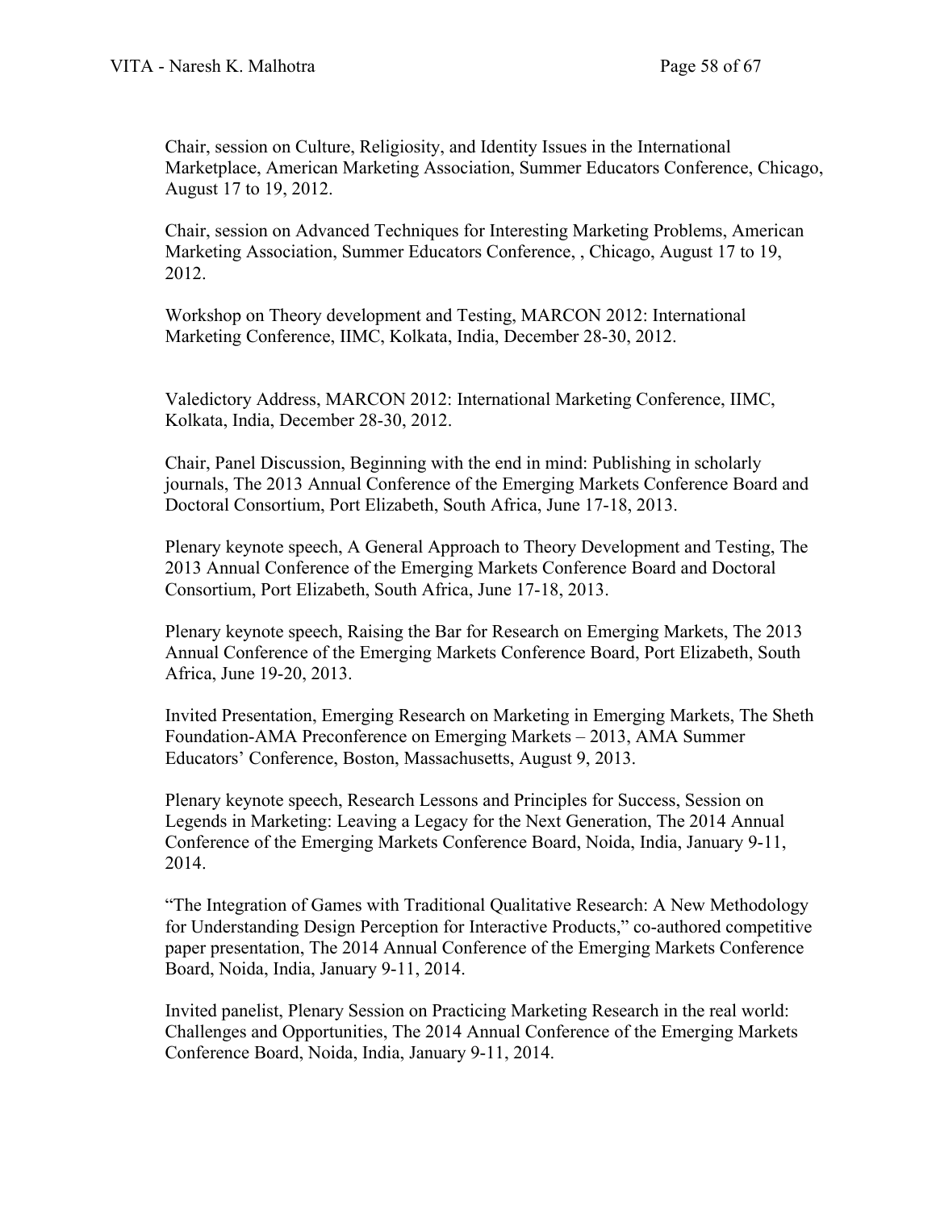Chair, session on Culture, Religiosity, and Identity Issues in the International Marketplace, American Marketing Association, Summer Educators Conference, Chicago, August 17 to 19, 2012.

Chair, session on Advanced Techniques for Interesting Marketing Problems, American Marketing Association, Summer Educators Conference, , Chicago, August 17 to 19, 2012.

Workshop on Theory development and Testing, MARCON 2012: International Marketing Conference, IIMC, Kolkata, India, December 28-30, 2012.

Valedictory Address, MARCON 2012: International Marketing Conference, IIMC, Kolkata, India, December 28-30, 2012.

Chair, Panel Discussion, Beginning with the end in mind: Publishing in scholarly journals, The 2013 Annual Conference of the Emerging Markets Conference Board and Doctoral Consortium, Port Elizabeth, South Africa, June 17-18, 2013.

Plenary keynote speech, A General Approach to Theory Development and Testing, The 2013 Annual Conference of the Emerging Markets Conference Board and Doctoral Consortium, Port Elizabeth, South Africa, June 17-18, 2013.

Plenary keynote speech, Raising the Bar for Research on Emerging Markets, The 2013 Annual Conference of the Emerging Markets Conference Board, Port Elizabeth, South Africa, June 19-20, 2013.

Invited Presentation, Emerging Research on Marketing in Emerging Markets, The Sheth Foundation-AMA Preconference on Emerging Markets – 2013, AMA Summer Educators' Conference, Boston, Massachusetts, August 9, 2013.

Plenary keynote speech, Research Lessons and Principles for Success, Session on Legends in Marketing: Leaving a Legacy for the Next Generation, The 2014 Annual Conference of the Emerging Markets Conference Board, Noida, India, January 9-11, 2014.

"The Integration of Games with Traditional Qualitative Research: A New Methodology for Understanding Design Perception for Interactive Products," co-authored competitive paper presentation, The 2014 Annual Conference of the Emerging Markets Conference Board, Noida, India, January 9-11, 2014.

Invited panelist, Plenary Session on Practicing Marketing Research in the real world: Challenges and Opportunities, The 2014 Annual Conference of the Emerging Markets Conference Board, Noida, India, January 9-11, 2014.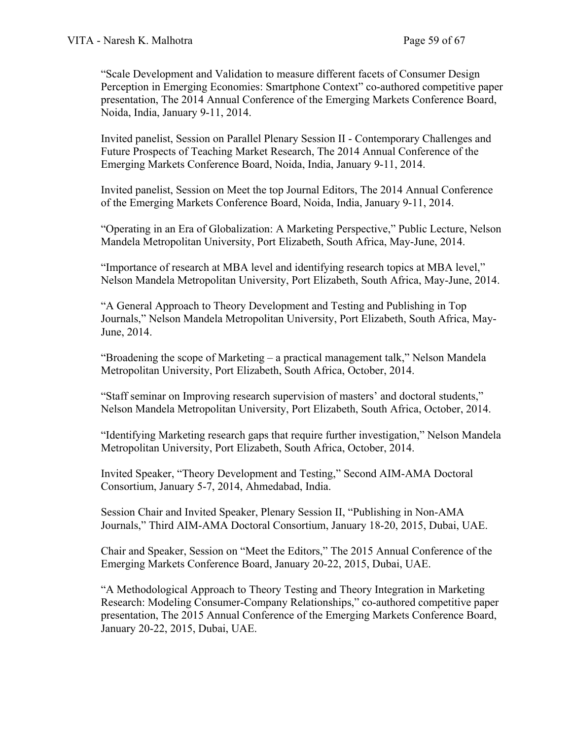"Scale Development and Validation to measure different facets of Consumer Design Perception in Emerging Economies: Smartphone Context" co-authored competitive paper presentation, The 2014 Annual Conference of the Emerging Markets Conference Board, Noida, India, January 9-11, 2014.

Invited panelist, Session on Parallel Plenary Session II - Contemporary Challenges and Future Prospects of Teaching Market Research, The 2014 Annual Conference of the Emerging Markets Conference Board, Noida, India, January 9-11, 2014.

Invited panelist, Session on Meet the top Journal Editors, The 2014 Annual Conference of the Emerging Markets Conference Board, Noida, India, January 9-11, 2014.

"Operating in an Era of Globalization: A Marketing Perspective," Public Lecture, Nelson Mandela Metropolitan University, Port Elizabeth, South Africa, May-June, 2014.

"Importance of research at MBA level and identifying research topics at MBA level," Nelson Mandela Metropolitan University, Port Elizabeth, South Africa, May-June, 2014.

"A General Approach to Theory Development and Testing and Publishing in Top Journals," Nelson Mandela Metropolitan University, Port Elizabeth, South Africa, May-June, 2014.

"Broadening the scope of Marketing – a practical management talk," Nelson Mandela Metropolitan University, Port Elizabeth, South Africa, October, 2014.

"Staff seminar on Improving research supervision of masters' and doctoral students," Nelson Mandela Metropolitan University, Port Elizabeth, South Africa, October, 2014.

"Identifying Marketing research gaps that require further investigation," Nelson Mandela Metropolitan University, Port Elizabeth, South Africa, October, 2014.

Invited Speaker, "Theory Development and Testing," Second AIM-AMA Doctoral Consortium, January 5-7, 2014, Ahmedabad, India.

Session Chair and Invited Speaker, Plenary Session II, "Publishing in Non-AMA Journals," Third AIM-AMA Doctoral Consortium, January 18-20, 2015, Dubai, UAE.

Chair and Speaker, Session on "Meet the Editors," The 2015 Annual Conference of the Emerging Markets Conference Board, January 20-22, 2015, Dubai, UAE.

"A Methodological Approach to Theory Testing and Theory Integration in Marketing Research: Modeling Consumer-Company Relationships," co-authored competitive paper presentation, The 2015 Annual Conference of the Emerging Markets Conference Board, January 20-22, 2015, Dubai, UAE.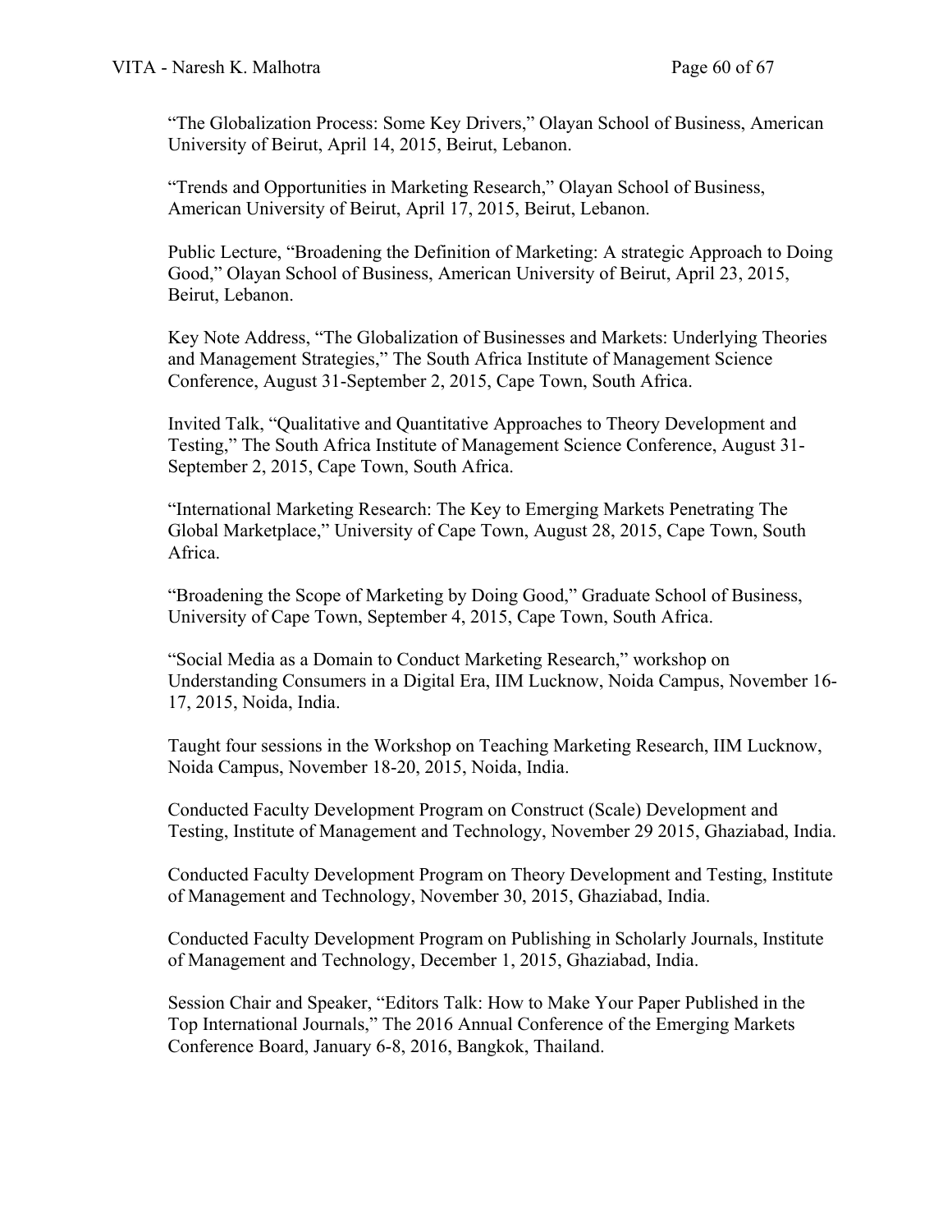"The Globalization Process: Some Key Drivers," Olayan School of Business, American University of Beirut, April 14, 2015, Beirut, Lebanon.

"Trends and Opportunities in Marketing Research," Olayan School of Business, American University of Beirut, April 17, 2015, Beirut, Lebanon.

Public Lecture, "Broadening the Definition of Marketing: A strategic Approach to Doing Good," Olayan School of Business, American University of Beirut, April 23, 2015, Beirut, Lebanon.

Key Note Address, "The Globalization of Businesses and Markets: Underlying Theories and Management Strategies," The South Africa Institute of Management Science Conference, August 31-September 2, 2015, Cape Town, South Africa.

Invited Talk, "Qualitative and Quantitative Approaches to Theory Development and Testing," The South Africa Institute of Management Science Conference, August 31-September 2, 2015, Cape Town, South Africa.

"International Marketing Research: The Key to Emerging Markets Penetrating The Global Marketplace," University of Cape Town, August 28, 2015, Cape Town, South Africa.

"Broadening the Scope of Marketing by Doing Good," Graduate School of Business, University of Cape Town, September 4, 2015, Cape Town, South Africa.

"Social Media as a Domain to Conduct Marketing Research," workshop on Understanding Consumers in a Digital Era, IIM Lucknow, Noida Campus, November 16-17, 2015, Noida, India.

Taught four sessions in the Workshop on Teaching Marketing Research, IIM Lucknow, Noida Campus, November 18-20, 2015, Noida, India.

Conducted Faculty Development Program on Construct (Scale) Development and Testing, Institute of Management and Technology, November 29 2015, Ghaziabad, India.

Conducted Faculty Development Program on Theory Development and Testing, Institute of Management and Technology, November 30, 2015, Ghaziabad, India.

Conducted Faculty Development Program on Publishing in Scholarly Journals, Institute of Management and Technology, December 1, 2015, Ghaziabad, India.

Session Chair and Speaker, "Editors Talk: How to Make Your Paper Published in the Top International Journals," The 2016 Annual Conference of the Emerging Markets Conference Board, January 6-8, 2016, Bangkok, Thailand.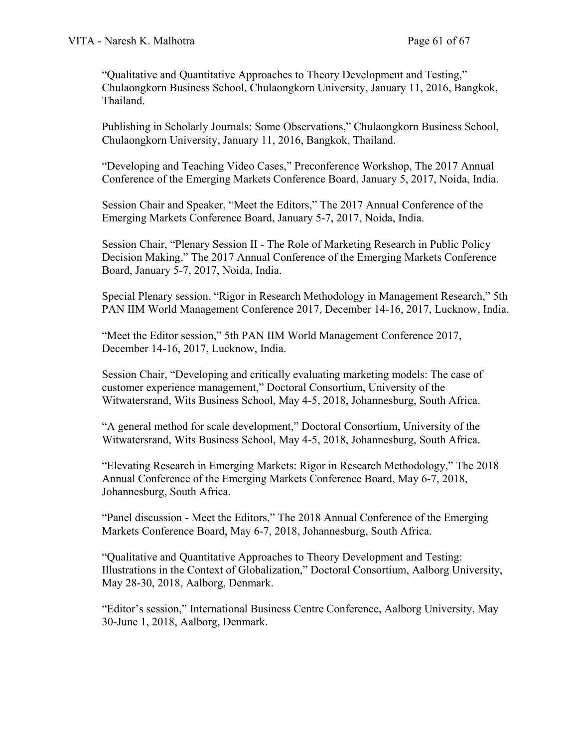"Qualitative and Quantitative Approaches to Theory Development and Testing," Chulaongkorn Business School, Chulaongkorn University, January 11, 2016, Bangkok, Thailand.

Publishing in Scholarly Journals: Some Observations," Chulaongkorn Business School, Chulaongkorn University, January 11, 2016, Bangkok, Thailand.

"Developing and Teaching Video Cases," Preconference Workshop, The 2017 Annual Conference of the Emerging Markets Conference Board, January 5, 2017, Noida, India.

Session Chair and Speaker, "Meet the Editors," The 2017 Annual Conference of the Emerging Markets Conference Board, January 5-7, 2017, Noida, India.

Session Chair, "Plenary Session II - The Role of Marketing Research in Public Policy Decision Making," The 2017 Annual Conference of the Emerging Markets Conference Board, January 5-7, 2017, Noida, India.

Special Plenary session, "Rigor in Research Methodology in Management Research," 5th PAN IIM World Management Conference 2017, December 14-16, 2017, Lucknow, India.

"Meet the Editor session," 5th PAN IIM World Management Conference 2017, December 14-16, 2017, Lucknow, India.

Session Chair, "Developing and critically evaluating marketing models: The case of customer experience management," Doctoral Consortium, University of the Witwatersrand, Wits Business School, May 4-5, 2018, Johannesburg, South Africa.

"A general method for scale development," Doctoral Consortium, University of the Witwatersrand, Wits Business School, May 4-5, 2018, Johannesburg, South Africa.

"Elevating Research in Emerging Markets: Rigor in Research Methodology," The 2018 Annual Conference of the Emerging Markets Conference Board, May 6-7, 2018, Johannesburg, South Africa.

"Panel discussion - Meet the Editors," The 2018 Annual Conference of the Emerging Markets Conference Board, May 6-7, 2018, Johannesburg, South Africa.

"Qualitative and Quantitative Approaches to Theory Development and Testing: Illustrations in the Context of Globalization," Doctoral Consortium, Aalborg University, May 28-30, 2018, Aalborg, Denmark.

"Editor's session," International Business Centre Conference, Aalborg University, May 30-June 1, 2018, Aalborg, Denmark.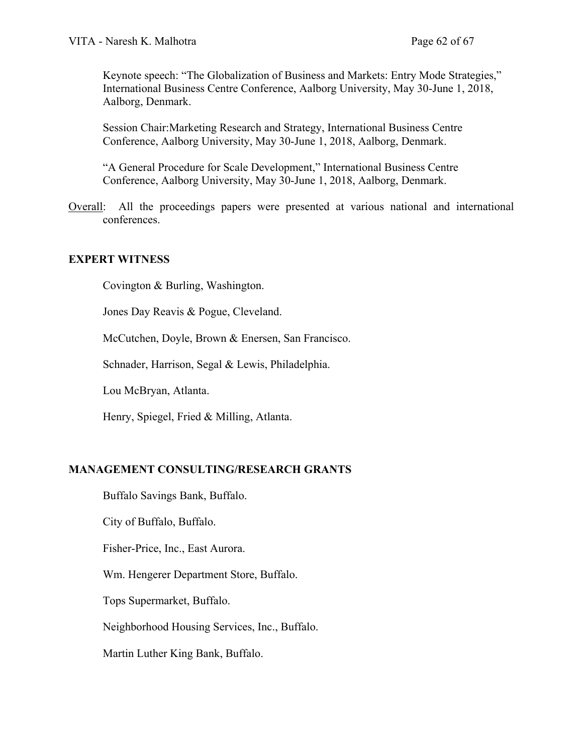Keynote speech: "The Globalization of Business and Markets: Entry Mode Strategies," International Business Centre Conference, Aalborg University, May 30-June 1, 2018, Aalborg, Denmark.

Session Chair:Marketing Research and Strategy, International Business Centre Conference, Aalborg University, May 30-June 1, 2018, Aalborg, Denmark.

"A General Procedure for Scale Development," International Business Centre Conference, Aalborg University, May 30-June 1, 2018, Aalborg, Denmark.

Overall: All the proceedings papers were presented at various national and international conferences.

## EXPERT WITNESS

Covington & Burling, Washington.

Jones Day Reavis & Pogue, Cleveland.

McCutchen, Doyle, Brown & Enersen, San Francisco.

Schnader, Harrison, Segal & Lewis, Philadelphia.

Lou McBryan, Atlanta.

Henry, Spiegel, Fried & Milling, Atlanta.

## MANAGEMENT CONSULTING/RESEARCH GRANTS

Buffalo Savings Bank, Buffalo.

City of Buffalo, Buffalo.

Fisher-Price, Inc., East Aurora.

Wm. Hengerer Department Store, Buffalo.

Tops Supermarket, Buffalo.

Neighborhood Housing Services, Inc., Buffalo.

Martin Luther King Bank, Buffalo.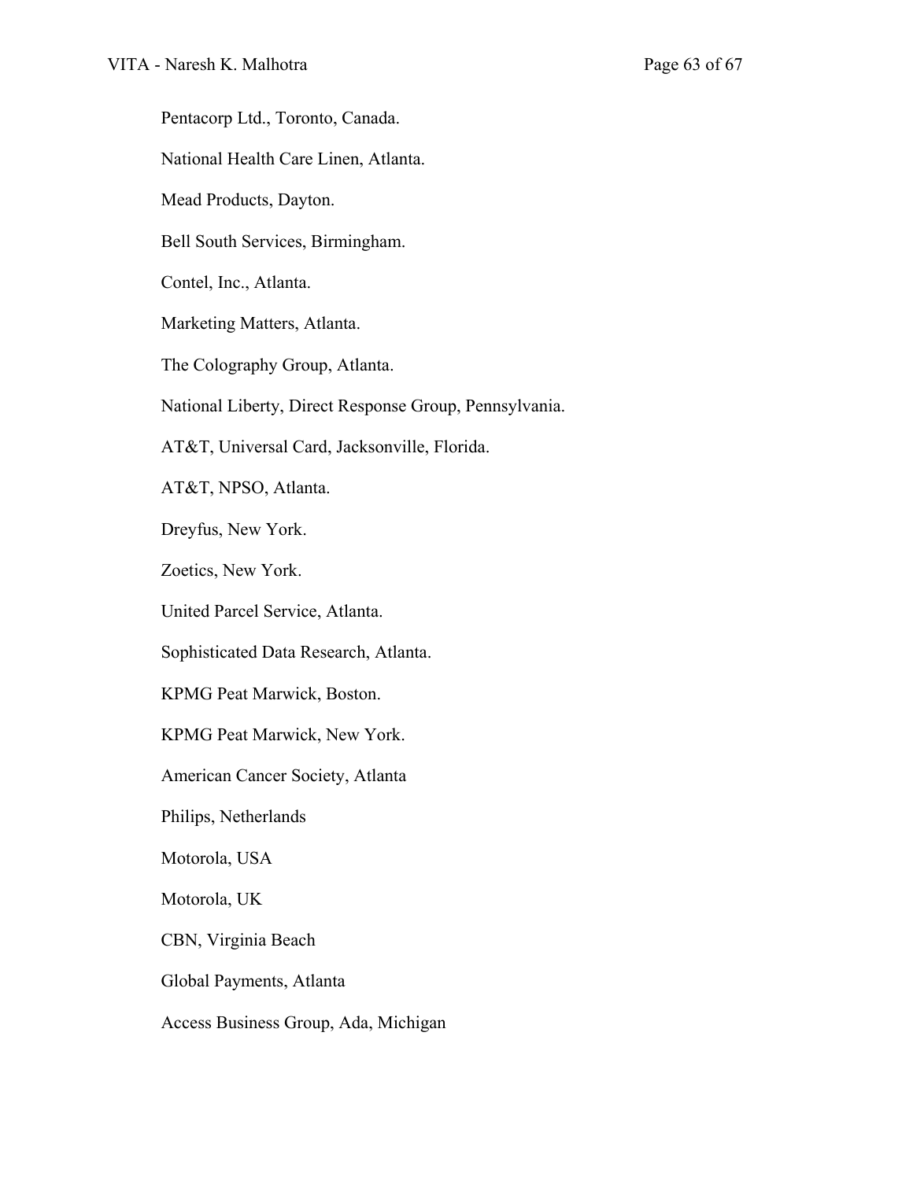Pentacorp Ltd., Toronto, Canada.

National Health Care Linen, Atlanta.

Mead Products, Dayton.

Bell South Services, Birmingham.

Contel, Inc., Atlanta.

Marketing Matters, Atlanta.

The Colography Group, Atlanta.

National Liberty, Direct Response Group, Pennsylvania.

AT&T, Universal Card, Jacksonville, Florida.

AT&T, NPSO, Atlanta.

Dreyfus, New York.

Zoetics, New York.

United Parcel Service, Atlanta.

Sophisticated Data Research, Atlanta.

KPMG Peat Marwick, Boston.

KPMG Peat Marwick, New York.

American Cancer Society, Atlanta

Philips, Netherlands

Motorola, USA

Motorola, UK

CBN, Virginia Beach

Global Payments, Atlanta

Access Business Group, Ada, Michigan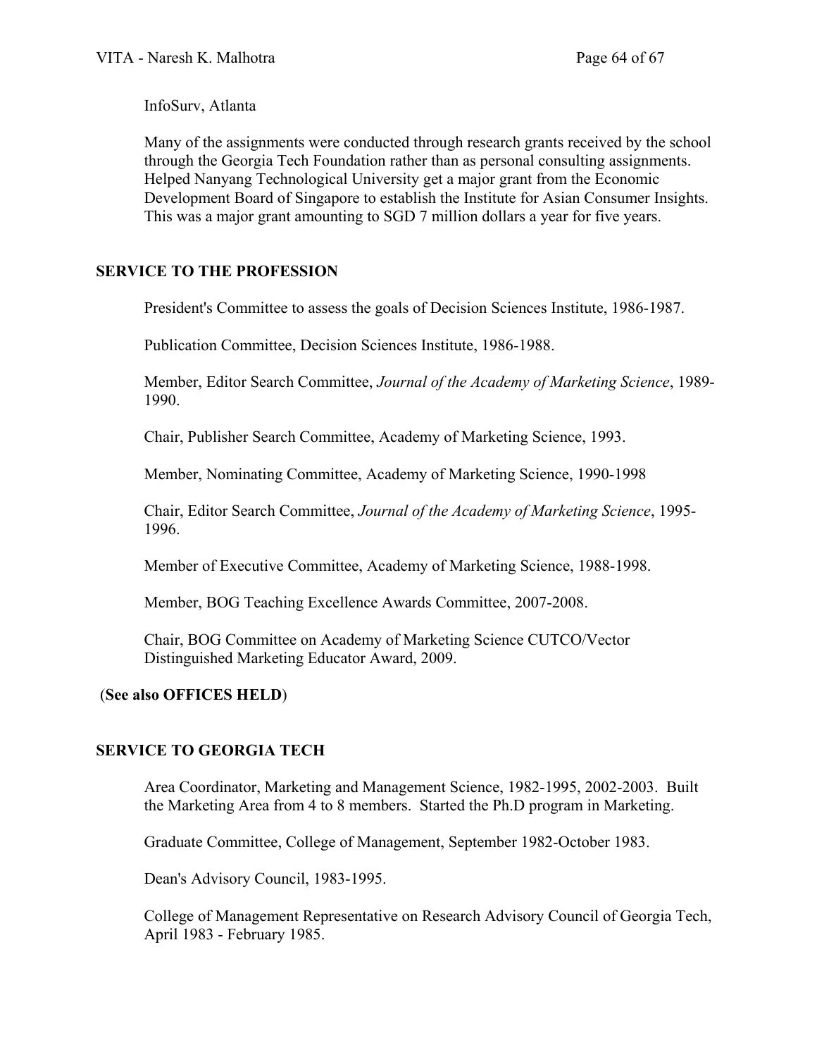InfoSurv, Atlanta

Many of the assignments were conducted through research grants received by the school through the Georgia Tech Foundation rather than as personal consulting assignments. Helped Nanyang Technological University get a major grant from the Economic Development Board of Singapore to establish the Institute for Asian Consumer Insights. This was a major grant amounting to SGD 7 million dollars a year for five years.

## SERVICE TO THE PROFESSION

President's Committee to assess the goals of Decision Sciences Institute, 1986-1987.

Publication Committee, Decision Sciences Institute, 1986-1988.

Member, Editor Search Committee, *Journal of the Academy of Marketing Science*, 1989-1990.

Chair, Publisher Search Committee, Academy of Marketing Science, 1993.

Member, Nominating Committee, Academy of Marketing Science, 1990-1998

Chair, Editor Search Committee, *Journal of the Academy of Marketing Science*, 1995-1996.

Member of Executive Committee, Academy of Marketing Science, 1988-1998.

Member, BOG Teaching Excellence Awards Committee, 2007-2008.

Chair, BOG Committee on Academy of Marketing Science CUTCO/Vector Distinguished Marketing Educator Award, 2009.

(**See also OFFICES HELD**)

## SERVICE TO GEORGIA TECH

Area Coordinator, Marketing and Management Science, 1982-1995, 2002-2003. Built the Marketing Area from 4 to 8 members. Started the Ph.D program in Marketing.

Graduate Committee, College of Management, September 1982-October 1983.

Dean's Advisory Council, 1983-1995.

College of Management Representative on Research Advisory Council of Georgia Tech, April 1983 - February 1985.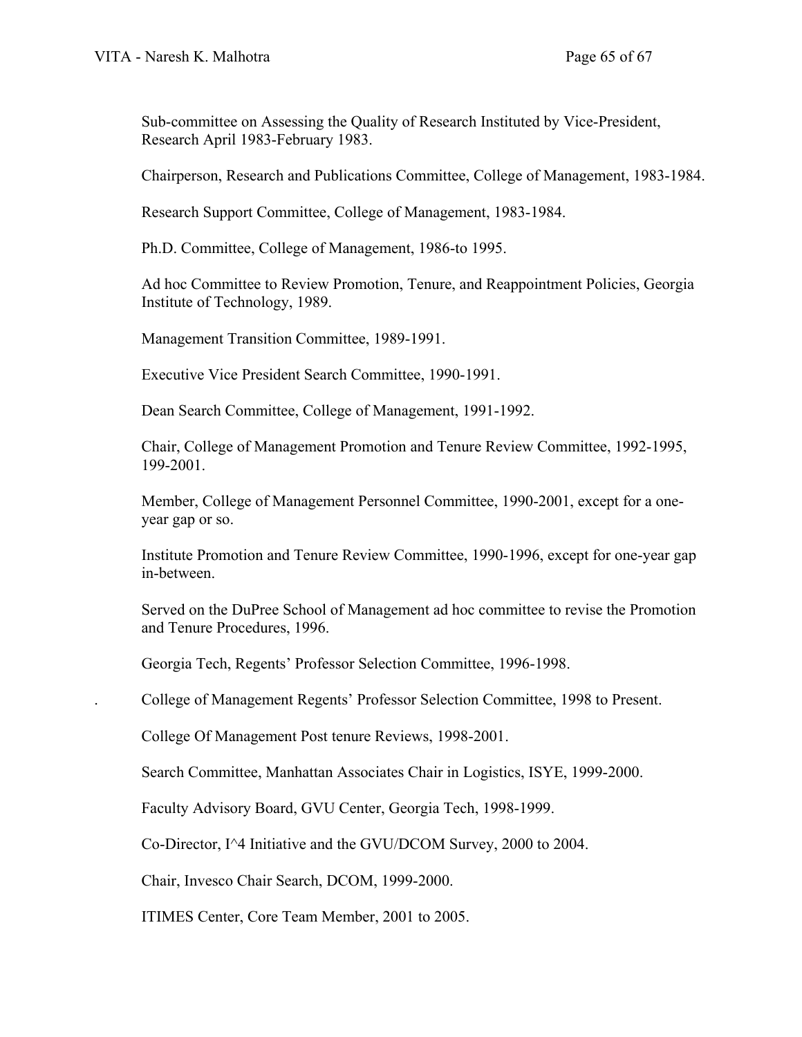Sub-committee on Assessing the Quality of Research Instituted by Vice-President, Research April 1983-February 1983.

Chairperson, Research and Publications Committee, College of Management, 1983-1984.

Research Support Committee, College of Management, 1983-1984.

Ph.D. Committee, College of Management, 1986-to 1995.

Ad hoc Committee to Review Promotion, Tenure, and Reappointment Policies, Georgia Institute of Technology, 1989.

Management Transition Committee, 1989-1991.

Executive Vice President Search Committee, 1990-1991.

Dean Search Committee, College of Management, 1991-1992.

Chair, College of Management Promotion and Tenure Review Committee, 1992-1995, 199-2001.

Member, College of Management Personnel Committee, 1990-2001, except for a one-year gap or so.

Institute Promotion and Tenure Review Committee, 1990-1996, except for one-year gap in-between.

Served on the DuPree School of Management ad hoc committee to revise the Promotion and Tenure Procedures, 1996.

Georgia Tech, Regents' Professor Selection Committee, 1996-1998.

. College of Management Regents' Professor Selection Committee, 1998 to Present.

College Of Management Post tenure Reviews, 1998-2001.

Search Committee, Manhattan Associates Chair in Logistics, ISYE, 1999-2000.

Faculty Advisory Board, GVU Center, Georgia Tech, 1998-1999.

Co-Director, I^4 Initiative and the GVU/DCOM Survey, 2000 to 2004.

Chair, Invesco Chair Search, DCOM, 1999-2000.

ITIMES Center, Core Team Member, 2001 to 2005.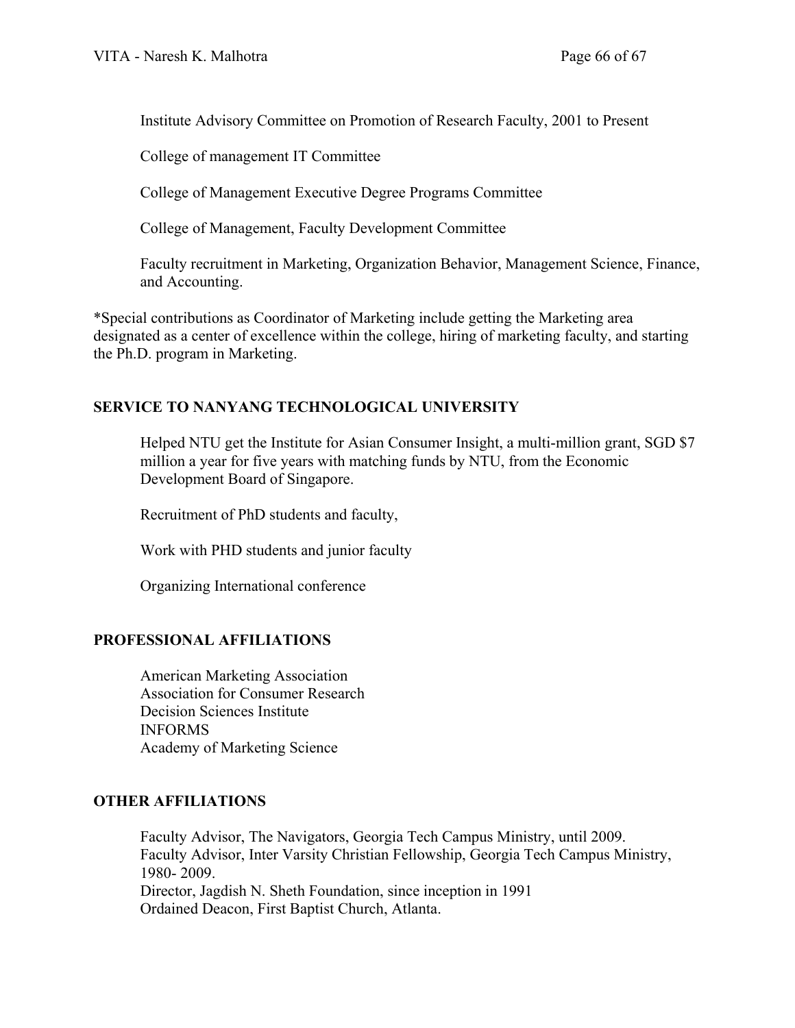Institute Advisory Committee on Promotion of Research Faculty, 2001 to Present

College of management IT Committee

College of Management Executive Degree Programs Committee

College of Management, Faculty Development Committee

Faculty recruitment in Marketing, Organization Behavior, Management Science, Finance, and Accounting.

*Special contributions as Coordinator of Marketing include getting the Marketing area designated as a center of excellence within the college, hiring of marketing faculty, and starting the Ph.D. program in Marketing.

## SERVICE TO NANYANG TECHNOLOGICAL UNIVERSITY

Helped NTU get the Institute for Asian Consumer Insight, a multi-million grant, SGD $7 million a year for five years with matching funds by NTU, from the Economic Development Board of Singapore.

Recruitment of PhD students and faculty,

Work with PHD students and junior faculty

Organizing International conference

## PROFESSIONAL AFFILIATIONS

American Marketing Association  
Association for Consumer Research  
Decision Sciences Institute  
INFORMS  
Academy of Marketing Science

## OTHER AFFILIATIONS

Faculty Advisor, The Navigators, Georgia Tech Campus Ministry, until 2009.  
Faculty Advisor, Inter Varsity Christian Fellowship, Georgia Tech Campus Ministry, 1980- 2009.  
Director, Jagdish N. Sheth Foundation, since inception in 1991  
Ordained Deacon, First Baptist Church, Atlanta.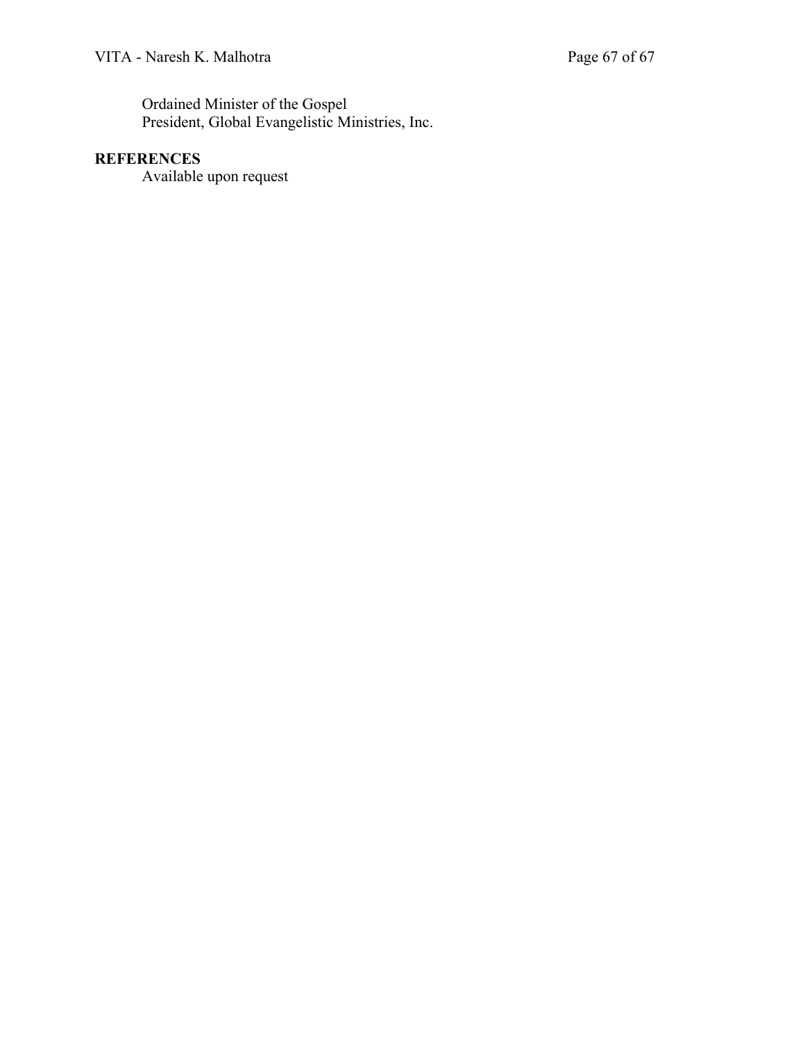Ordained Minister of the Gospel
President, Global Evangelistic Ministries, Inc.

**REFERENCES**

Available upon request